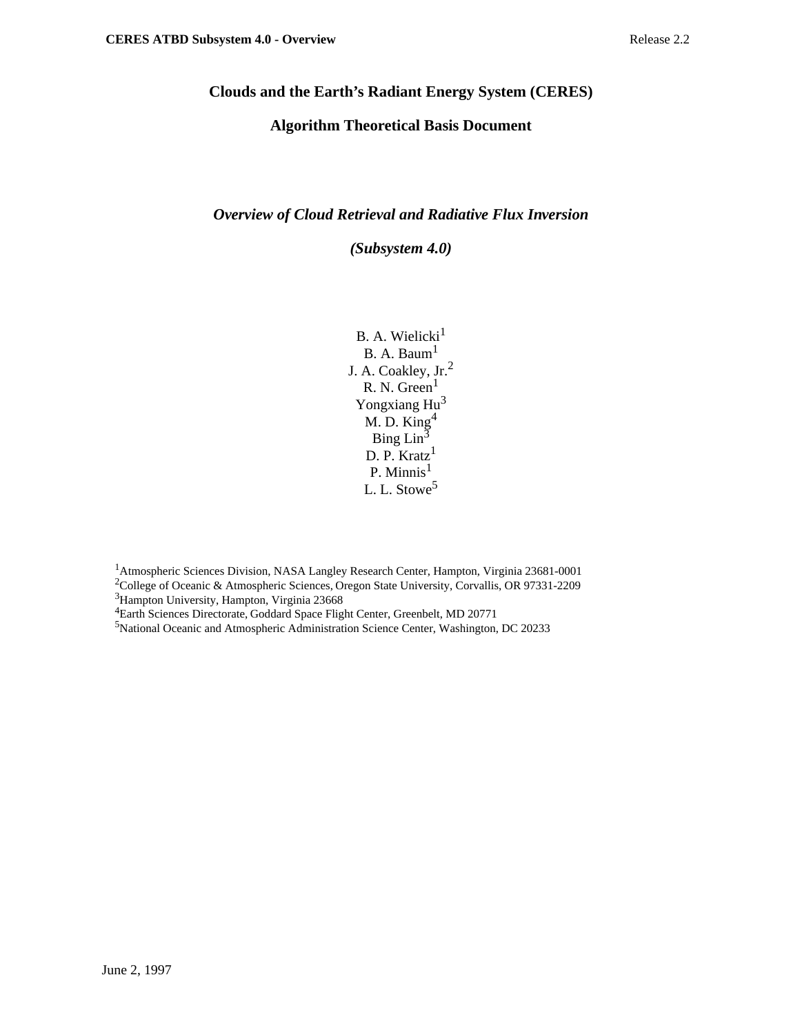# Clouds and the Earth's Radiant Energy System (CERES)

# Algorithm Theoretical Basis Document

## *Overview of Cloud Retrieval and Radiative Flux Inversion*

## *(Subsystem 4.0)*

B. A. Wielicki[1]
B. A. Baum[1]
J. A. Coakley, Jr.[2]
R. N. Green[1]
Yongxiang Hu[3]
M. D. King[4]
Bing Lin[3]
D. P. Kratz[1]
P. Minnis[1]
L. L. Stowe[5]

[1]Atmospheric Sciences Division, NASA Langley Research Center, Hampton, Virginia 23681-0001
[2]College of Oceanic & Atmospheric Sciences, Oregon State University, Corvallis, OR 97331-2209
[3]Hampton University, Hampton, Virginia 23668
[4]Earth Sciences Directorate, Goddard Space Flight Center, Greenbelt, MD 20771
[5]National Oceanic and Atmospheric Administration Science Center, Washington, DC 20233

June 2, 1997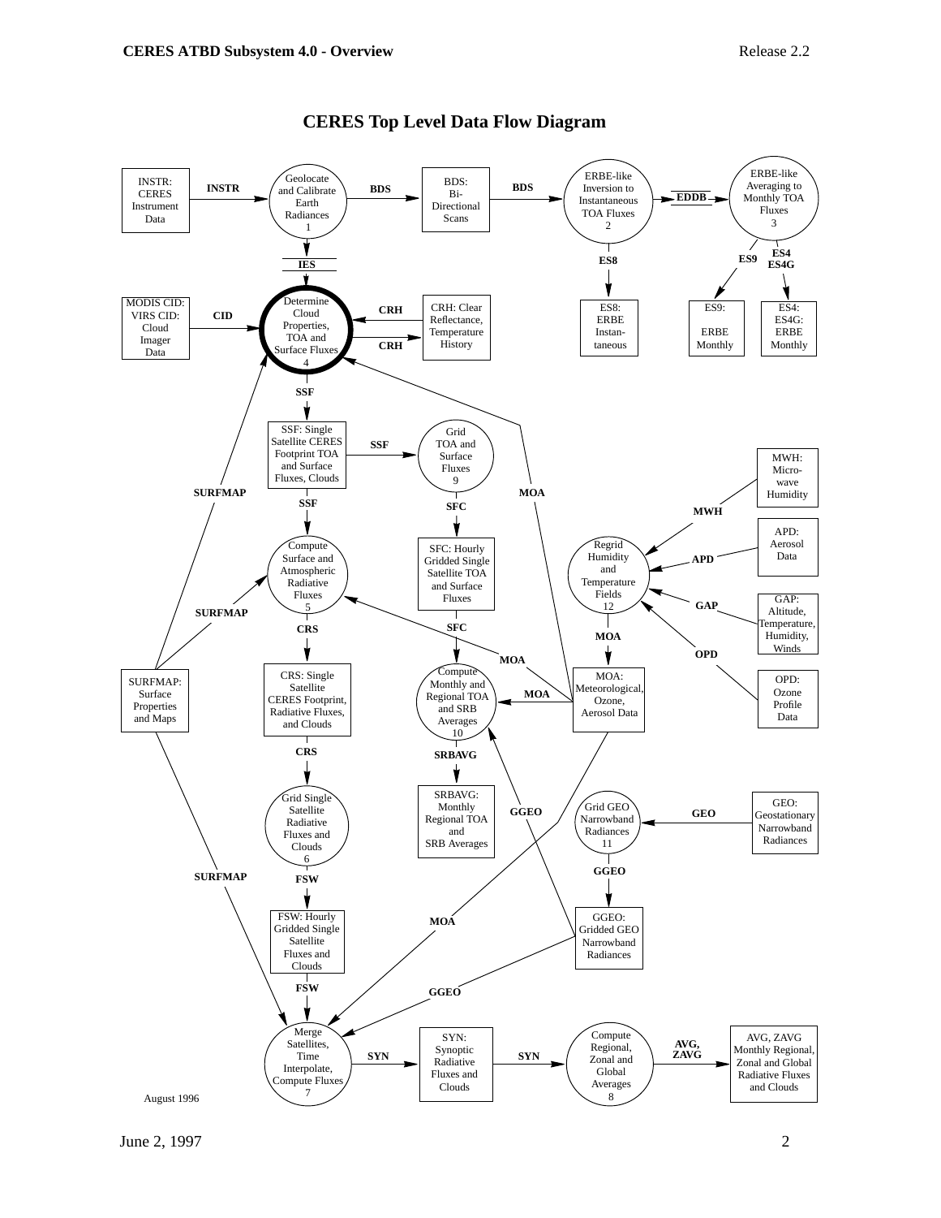# CERES Top Level Data Flow Diagram

**Processes**

1. Geolocate and Calibrate Earth Radiances
2. ERBE-like Inversion to Instantaneous TOA Fluxes
3. ERBE-like Averaging to Monthly TOA Fluxes
4. Determine Cloud Properties, TOA and Surface Fluxes
5. Compute Surface and Atmospheric Radiative Fluxes
6. Grid Single Satellite Radiative Fluxes and Clouds
7. Merge Satellites, Time Interpolate, Compute Fluxes
8. Compute Regional, Zonal and Global Averages
9. Grid TOA and Surface Fluxes
10. Compute Monthly and Regional TOA and SRB Averages
11. Grid GEO Narrowband Radiances
12. Regrid Humidity and Temperature Fields

**Data products and inputs**

- INSTR: CERES Instrument Data
- BDS: Bi-Directional Scans
- IES
- EDDB
- ES8: ERBE Instantaneous
- ES9: ERBE Monthly
- ES4: ES4G: ERBE Monthly
- MODIS CID: VIRS CID: Cloud Imager Data
- CRH: Clear Reflectance, Temperature History
- SSF: Single Satellite CERES Footprint TOA and Surface Fluxes, Clouds
- SFC: Hourly Gridded Single Satellite TOA and Surface Fluxes
- CRS: Single Satellite CERES Footprint, Radiative Fluxes, and Clouds
- FSW: Hourly Gridded Single Satellite Fluxes and Clouds
- SRBAVG: Monthly Regional TOA and SRB Averages
- SURFMAP: Surface Properties and Maps
- MOA: Meteorological, Ozone, Aerosol Data
- MWH: Micro-wave Humidity
- APD: Aerosol Data
- GAP: Altitude, Temperature, Humidity, Winds
- OPD: Ozone Profile Data
- GEO: Geostationary Narrowband Radiances
- GGEO: Gridded GEO Narrowband Radiances
- SYN: Synoptic Radiative Fluxes and Clouds
- AVG, ZAVG: Monthly Regional, Zonal and Global Radiative Fluxes and Clouds

**Data flows**

- INSTR → 1; 1 → BDS; BDS → 2; 2 → EDDB → 3; 2 → ES8; 3 → ES9; 3 → ES4, ES4G
- 1 → IES → 4; CID → 4; CRH ↔ 4; MOA → 4; SURFMAP → 4
- 4 → SSF; SSF → 9; SSF → 5; 9 → SFC; SFC → 10
- SURFMAP → 5; MOA → 5; 5 → CRS; CRS → 6; 6 → FSW; FSW → 7
- MWH, APD, GAP, OPD → 12; 12 → MOA
- MOA → 10; GGEO → 10; 10 → SRBAVG
- GEO → 11; 11 → GGEO
- SURFMAP → 7; MOA → 7; GGEO → 7; 7 → SYN; SYN → 8; 8 → AVG, ZAVG

August 1996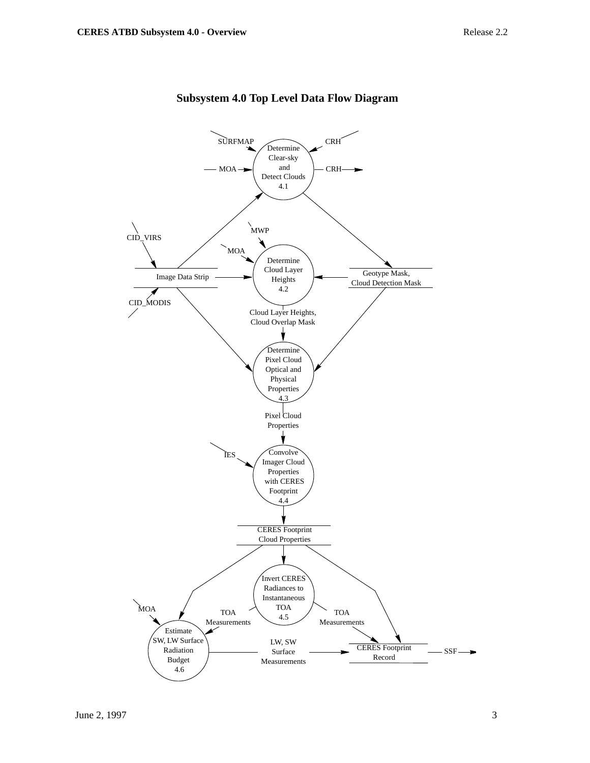## Subsystem 4.0 Top Level Data Flow Diagram

SURFMAP

CRH

MOA

Determine Clear-sky and Detect Clouds 4.1

CRH

MWP

CID_VIRS

MOA

Determine Cloud Layer Heights 4.2

Image Data Strip

Geotype Mask, Cloud Detection Mask

CID_MODIS

Cloud Layer Heights, Cloud Overlap Mask

Determine Pixel Cloud Optical and Physical Properties 4.3

Pixel Cloud Properties

IES

Convolve Imager Cloud Properties with CERES Footprint 4.4

CERES Footprint Cloud Properties

Invert CERES Radiances to Instantaneous TOA 4.5

MOA

TOA Measurements

TOA Measurements

Estimate SW, LW Surface Radiation Budget 4.6

LW, SW Surface Measurements

CERES Footprint Record

SSF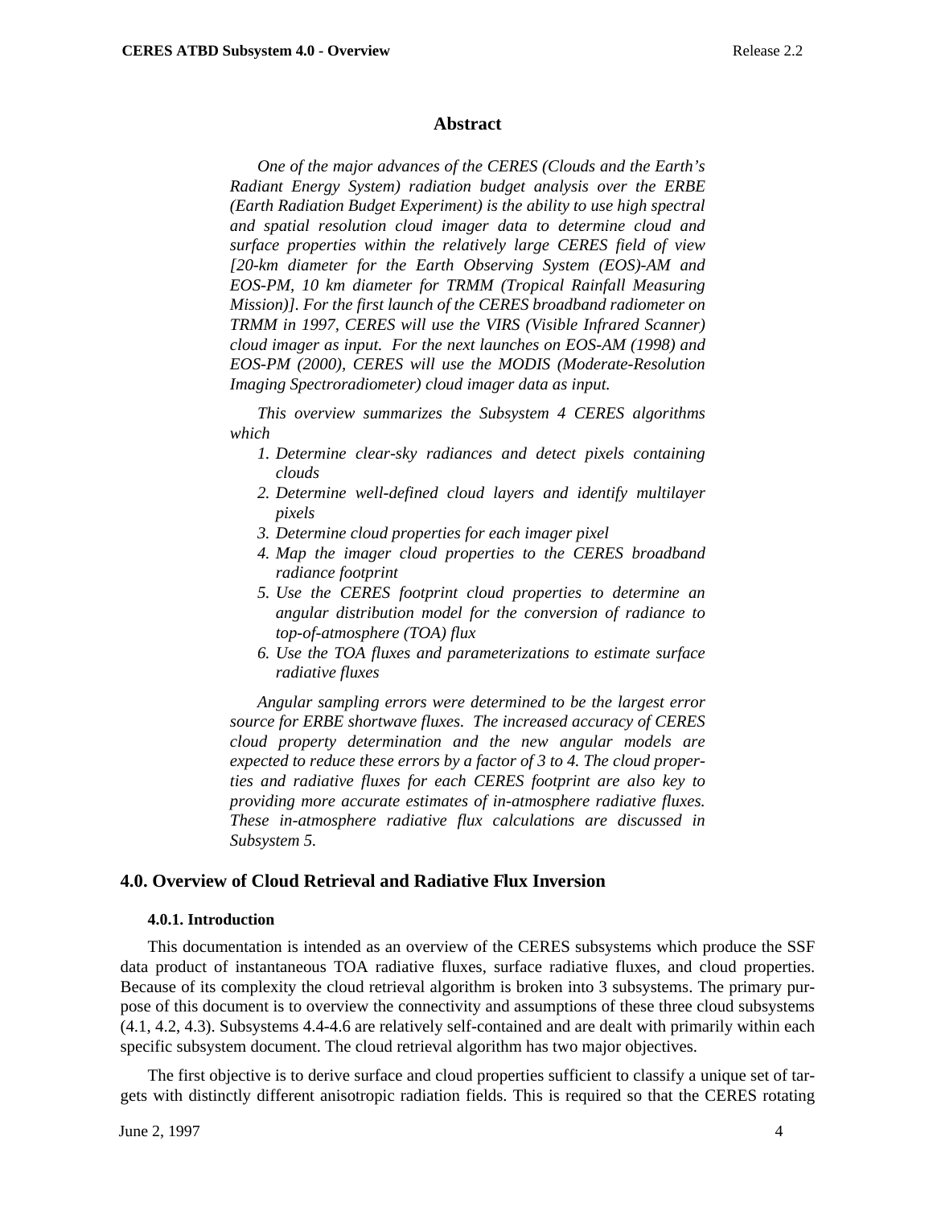## Abstract

*One of the major advances of the CERES (Clouds and the Earth's Radiant Energy System) radiation budget analysis over the ERBE (Earth Radiation Budget Experiment) is the ability to use high spectral and spatial resolution cloud imager data to determine cloud and surface properties within the relatively large CERES field of view [20-km diameter for the Earth Observing System (EOS)-AM and EOS-PM, 10 km diameter for TRMM (Tropical Rainfall Measuring Mission)]. For the first launch of the CERES broadband radiometer on TRMM in 1997, CERES will use the VIRS (Visible Infrared Scanner) cloud imager as input. For the next launches on EOS-AM (1998) and EOS-PM (2000), CERES will use the MODIS (Moderate-Resolution Imaging Spectroradiometer) cloud imager data as input.*

*This overview summarizes the Subsystem 4 CERES algorithms which*

1. *Determine clear-sky radiances and detect pixels containing clouds*
2. *Determine well-defined cloud layers and identify multilayer pixels*
3. *Determine cloud properties for each imager pixel*
4. *Map the imager cloud properties to the CERES broadband radiance footprint*
5. *Use the CERES footprint cloud properties to determine an angular distribution model for the conversion of radiance to top-of-atmosphere (TOA) flux*
6. *Use the TOA fluxes and parameterizations to estimate surface radiative fluxes*

*Angular sampling errors were determined to be the largest error source for ERBE shortwave fluxes. The increased accuracy of CERES cloud property determination and the new angular models are expected to reduce these errors by a factor of 3 to 4. The cloud properties and radiative fluxes for each CERES footprint are also key to providing more accurate estimates of in-atmosphere radiative fluxes. These in-atmosphere radiative flux calculations are discussed in Subsystem 5.*

## 4.0. Overview of Cloud Retrieval and Radiative Flux Inversion

### 4.0.1. Introduction

This documentation is intended as an overview of the CERES subsystems which produce the SSF data product of instantaneous TOA radiative fluxes, surface radiative fluxes, and cloud properties. Because of its complexity the cloud retrieval algorithm is broken into 3 subsystems. The primary purpose of this document is to overview the connectivity and assumptions of these three cloud subsystems (4.1, 4.2, 4.3). Subsystems 4.4-4.6 are relatively self-contained and are dealt with primarily within each specific subsystem document. The cloud retrieval algorithm has two major objectives.

The first objective is to derive surface and cloud properties sufficient to classify a unique set of targets with distinctly different anisotropic radiation fields. This is required so that the CERES rotating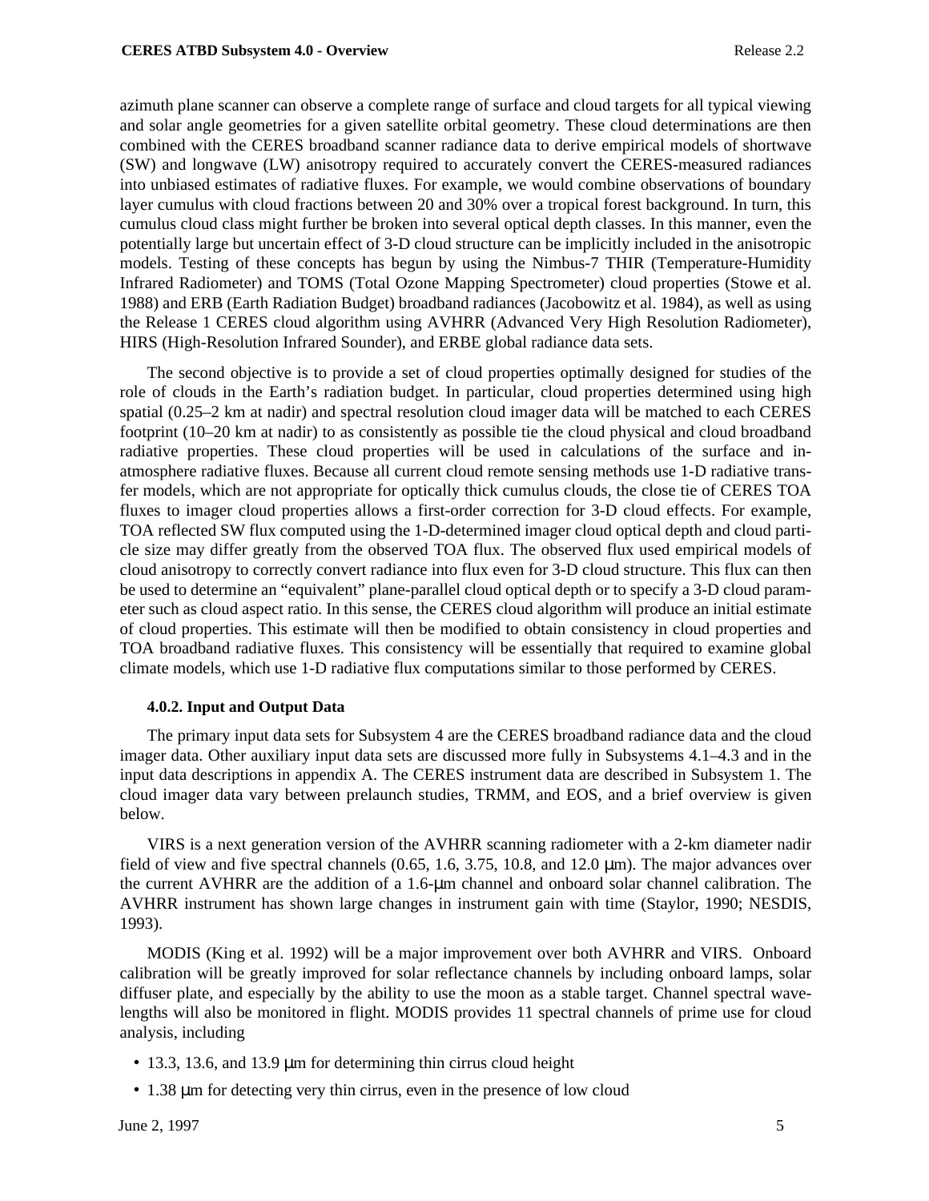azimuth plane scanner can observe a complete range of surface and cloud targets for all typical viewing and solar angle geometries for a given satellite orbital geometry. These cloud determinations are then combined with the CERES broadband scanner radiance data to derive empirical models of shortwave (SW) and longwave (LW) anisotropy required to accurately convert the CERES-measured radiances into unbiased estimates of radiative fluxes. For example, we would combine observations of boundary layer cumulus with cloud fractions between 20 and 30% over a tropical forest background. In turn, this cumulus cloud class might further be broken into several optical depth classes. In this manner, even the potentially large but uncertain effect of 3-D cloud structure can be implicitly included in the anisotropic models. Testing of these concepts has begun by using the Nimbus-7 THIR (Temperature-Humidity Infrared Radiometer) and TOMS (Total Ozone Mapping Spectrometer) cloud properties (Stowe et al. 1988) and ERB (Earth Radiation Budget) broadband radiances (Jacobowitz et al. 1984), as well as using the Release 1 CERES cloud algorithm using AVHRR (Advanced Very High Resolution Radiometer), HIRS (High-Resolution Infrared Sounder), and ERBE global radiance data sets.

The second objective is to provide a set of cloud properties optimally designed for studies of the role of clouds in the Earth's radiation budget. In particular, cloud properties determined using high spatial (0.25–2 km at nadir) and spectral resolution cloud imager data will be matched to each CERES footprint (10–20 km at nadir) to as consistently as possible tie the cloud physical and cloud broadband radiative properties. These cloud properties will be used in calculations of the surface and in-atmosphere radiative fluxes. Because all current cloud remote sensing methods use 1-D radiative transfer models, which are not appropriate for optically thick cumulus clouds, the close tie of CERES TOA fluxes to imager cloud properties allows a first-order correction for 3-D cloud effects. For example, TOA reflected SW flux computed using the 1-D-determined imager cloud optical depth and cloud particle size may differ greatly from the observed TOA flux. The observed flux used empirical models of cloud anisotropy to correctly convert radiance into flux even for 3-D cloud structure. This flux can then be used to determine an "equivalent" plane-parallel cloud optical depth or to specify a 3-D cloud parameter such as cloud aspect ratio. In this sense, the CERES cloud algorithm will produce an initial estimate of cloud properties. This estimate will then be modified to obtain consistency in cloud properties and TOA broadband radiative fluxes. This consistency will be essentially that required to examine global climate models, which use 1-D radiative flux computations similar to those performed by CERES.

### 4.0.2. Input and Output Data

The primary input data sets for Subsystem 4 are the CERES broadband radiance data and the cloud imager data. Other auxiliary input data sets are discussed more fully in Subsystems 4.1–4.3 and in the input data descriptions in appendix A. The CERES instrument data are described in Subsystem 1. The cloud imager data vary between prelaunch studies, TRMM, and EOS, and a brief overview is given below.

VIRS is a next generation version of the AVHRR scanning radiometer with a 2-km diameter nadir field of view and five spectral channels (0.65, 1.6, 3.75, 10.8, and 12.0 μm). The major advances over the current AVHRR are the addition of a 1.6-μm channel and onboard solar channel calibration. The AVHRR instrument has shown large changes in instrument gain with time (Staylor, 1990; NESDIS, 1993).

MODIS (King et al. 1992) will be a major improvement over both AVHRR and VIRS. Onboard calibration will be greatly improved for solar reflectance channels by including onboard lamps, solar diffuser plate, and especially by the ability to use the moon as a stable target. Channel spectral wavelengths will also be monitored in flight. MODIS provides 11 spectral channels of prime use for cloud analysis, including

- 13.3, 13.6, and 13.9 μm for determining thin cirrus cloud height
- 1.38 μm for detecting very thin cirrus, even in the presence of low cloud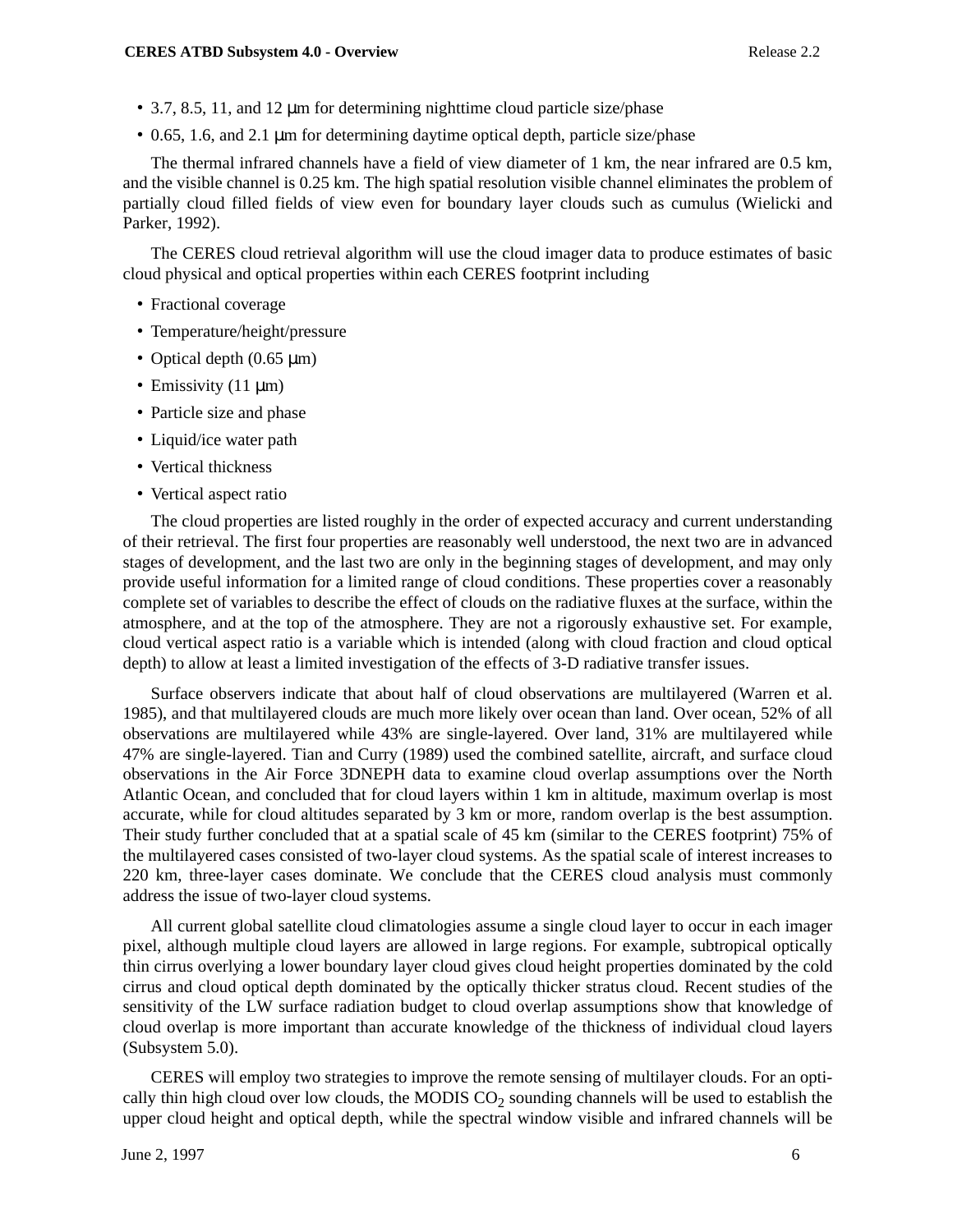- 3.7, 8.5, 11, and 12 μm for determining nighttime cloud particle size/phase
- 0.65, 1.6, and 2.1 μm for determining daytime optical depth, particle size/phase

The thermal infrared channels have a field of view diameter of 1 km, the near infrared are 0.5 km, and the visible channel is 0.25 km. The high spatial resolution visible channel eliminates the problem of partially cloud filled fields of view even for boundary layer clouds such as cumulus (Wielicki and Parker, 1992).

The CERES cloud retrieval algorithm will use the cloud imager data to produce estimates of basic cloud physical and optical properties within each CERES footprint including

- Fractional coverage
- Temperature/height/pressure
- Optical depth (0.65 μm)
- Emissivity (11 μm)
- Particle size and phase
- Liquid/ice water path
- Vertical thickness
- Vertical aspect ratio

The cloud properties are listed roughly in the order of expected accuracy and current understanding of their retrieval. The first four properties are reasonably well understood, the next two are in advanced stages of development, and the last two are only in the beginning stages of development, and may only provide useful information for a limited range of cloud conditions. These properties cover a reasonably complete set of variables to describe the effect of clouds on the radiative fluxes at the surface, within the atmosphere, and at the top of the atmosphere. They are not a rigorously exhaustive set. For example, cloud vertical aspect ratio is a variable which is intended (along with cloud fraction and cloud optical depth) to allow at least a limited investigation of the effects of 3-D radiative transfer issues.

Surface observers indicate that about half of cloud observations are multilayered (Warren et al. 1985), and that multilayered clouds are much more likely over ocean than land. Over ocean, 52% of all observations are multilayered while 43% are single-layered. Over land, 31% are multilayered while 47% are single-layered. Tian and Curry (1989) used the combined satellite, aircraft, and surface cloud observations in the Air Force 3DNEPH data to examine cloud overlap assumptions over the North Atlantic Ocean, and concluded that for cloud layers within 1 km in altitude, maximum overlap is most accurate, while for cloud altitudes separated by 3 km or more, random overlap is the best assumption. Their study further concluded that at a spatial scale of 45 km (similar to the CERES footprint) 75% of the multilayered cases consisted of two-layer cloud systems. As the spatial scale of interest increases to 220 km, three-layer cases dominate. We conclude that the CERES cloud analysis must commonly address the issue of two-layer cloud systems.

All current global satellite cloud climatologies assume a single cloud layer to occur in each imager pixel, although multiple cloud layers are allowed in large regions. For example, subtropical optically thin cirrus overlying a lower boundary layer cloud gives cloud height properties dominated by the cold cirrus and cloud optical depth dominated by the optically thicker stratus cloud. Recent studies of the sensitivity of the LW surface radiation budget to cloud overlap assumptions show that knowledge of cloud overlap is more important than accurate knowledge of the thickness of individual cloud layers (Subsystem 5.0).

CERES will employ two strategies to improve the remote sensing of multilayer clouds. For an optically thin high cloud over low clouds, the MODIS $CO_2$ sounding channels will be used to establish the upper cloud height and optical depth, while the spectral window visible and infrared channels will be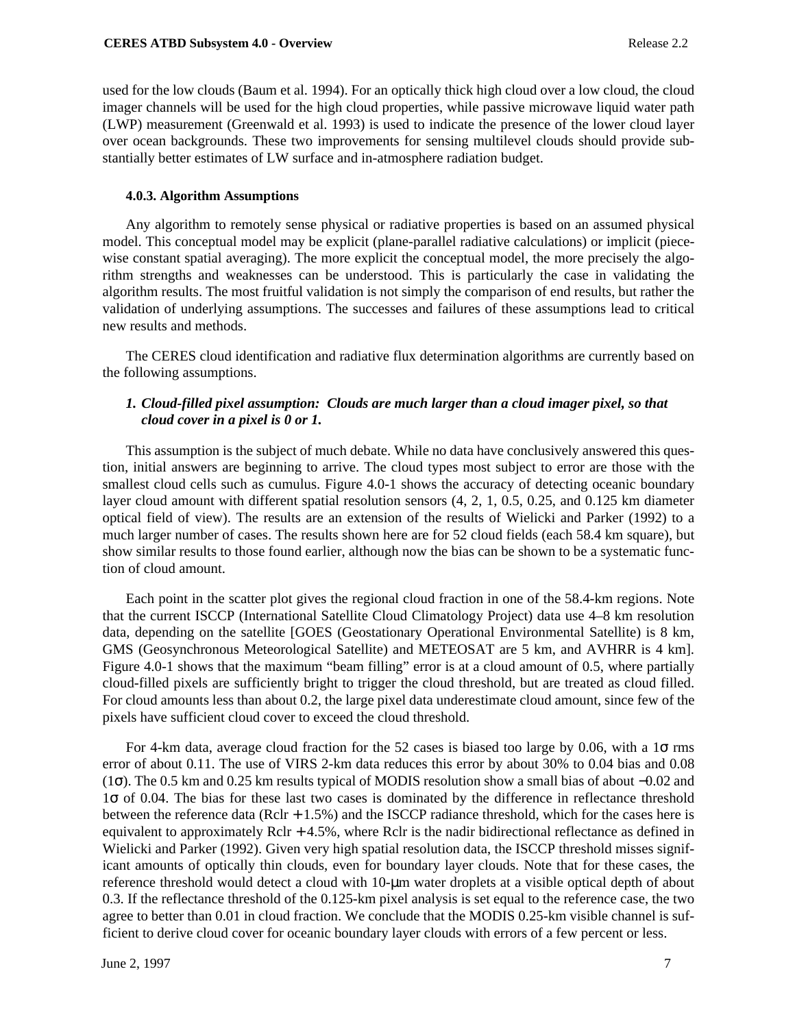used for the low clouds (Baum et al. 1994). For an optically thick high cloud over a low cloud, the cloud imager channels will be used for the high cloud properties, while passive microwave liquid water path (LWP) measurement (Greenwald et al. 1993) is used to indicate the presence of the lower cloud layer over ocean backgrounds. These two improvements for sensing multilevel clouds should provide substantially better estimates of LW surface and in-atmosphere radiation budget.

#### 4.0.3. Algorithm Assumptions

Any algorithm to remotely sense physical or radiative properties is based on an assumed physical model. This conceptual model may be explicit (plane-parallel radiative calculations) or implicit (piecewise constant spatial averaging). The more explicit the conceptual model, the more precisely the algorithm strengths and weaknesses can be understood. This is particularly the case in validating the algorithm results. The most fruitful validation is not simply the comparison of end results, but rather the validation of underlying assumptions. The successes and failures of these assumptions lead to critical new results and methods.

The CERES cloud identification and radiative flux determination algorithms are currently based on the following assumptions.

1. ***Cloud-filled pixel assumption: Clouds are much larger than a cloud imager pixel, so that cloud cover in a pixel is 0 or 1.***

This assumption is the subject of much debate. While no data have conclusively answered this question, initial answers are beginning to arrive. The cloud types most subject to error are those with the smallest cloud cells such as cumulus. Figure 4.0-1 shows the accuracy of detecting oceanic boundary layer cloud amount with different spatial resolution sensors (4, 2, 1, 0.5, 0.25, and 0.125 km diameter optical field of view). The results are an extension of the results of Wielicki and Parker (1992) to a much larger number of cases. The results shown here are for 52 cloud fields (each 58.4 km square), but show similar results to those found earlier, although now the bias can be shown to be a systematic function of cloud amount.

Each point in the scatter plot gives the regional cloud fraction in one of the 58.4-km regions. Note that the current ISCCP (International Satellite Cloud Climatology Project) data use 4–8 km resolution data, depending on the satellite [GOES (Geostationary Operational Environmental Satellite) is 8 km, GMS (Geosynchronous Meteorological Satellite) and METEOSAT are 5 km, and AVHRR is 4 km]. Figure 4.0-1 shows that the maximum "beam filling" error is at a cloud amount of 0.5, where partially cloud-filled pixels are sufficiently bright to trigger the cloud threshold, but are treated as cloud filled. For cloud amounts less than about 0.2, the large pixel data underestimate cloud amount, since few of the pixels have sufficient cloud cover to exceed the cloud threshold.

For 4-km data, average cloud fraction for the 52 cases is biased too large by 0.06, with a $1\sigma$ rms error of about 0.11. The use of VIRS 2-km data reduces this error by about 30% to 0.04 bias and 0.08 ($1\sigma$). The 0.5 km and 0.25 km results typical of MODIS resolution show a small bias of about $-0.02$ and $1\sigma$ of 0.04. The bias for these last two cases is dominated by the difference in reflectance threshold between the reference data ($R_{clr} + 1.5\%$) and the ISCCP radiance threshold, which for the cases here is equivalent to approximately $R_{clr} + 4.5\%$, where $R_{clr}$ is the nadir bidirectional reflectance as defined in Wielicki and Parker (1992). Given very high spatial resolution data, the ISCCP threshold misses significant amounts of optically thin clouds, even for boundary layer clouds. Note that for these cases, the reference threshold would detect a cloud with 10-μm water droplets at a visible optical depth of about 0.3. If the reflectance threshold of the 0.125-km pixel analysis is set equal to the reference case, the two agree to better than 0.01 in cloud fraction. We conclude that the MODIS 0.25-km visible channel is sufficient to derive cloud cover for oceanic boundary layer clouds with errors of a few percent or less.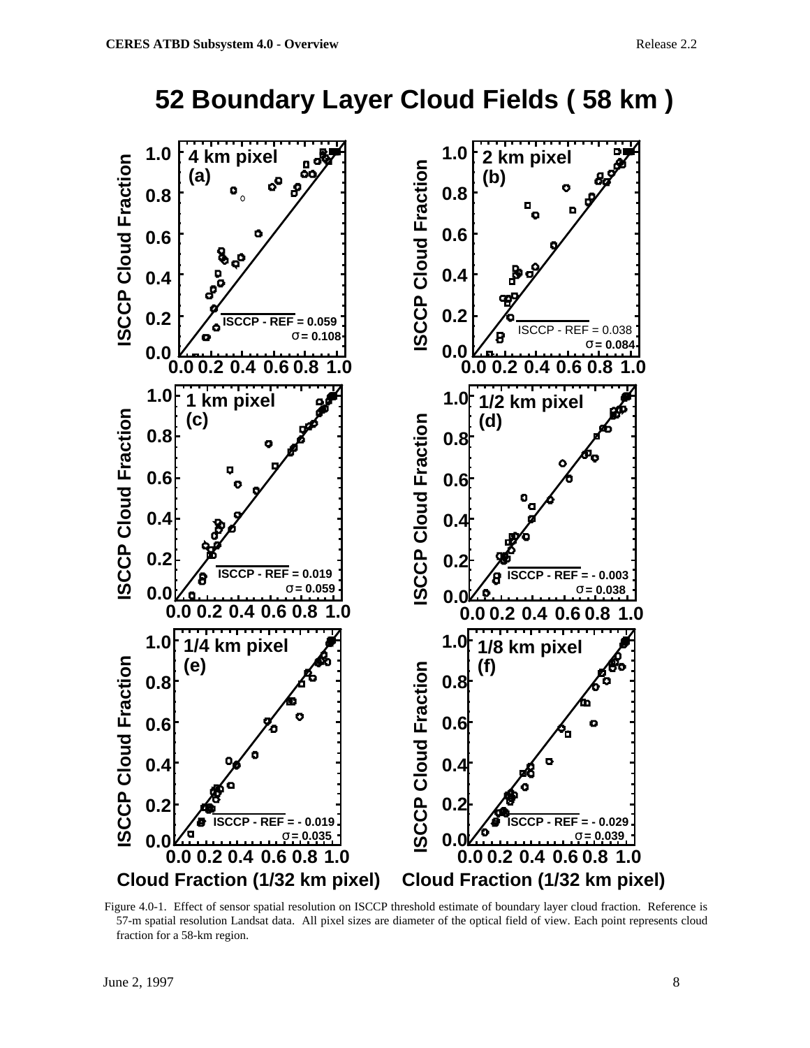# 52 Boundary Layer Cloud Fields ( 58 km )

Figure 4.0-1. Effect of sensor spatial resolution on ISCCP threshold estimate of boundary layer cloud fraction. Reference is 57-m spatial resolution Landsat data. All pixel sizes are diameter of the optical field of view. Each point represents cloud fraction for a 58-km region.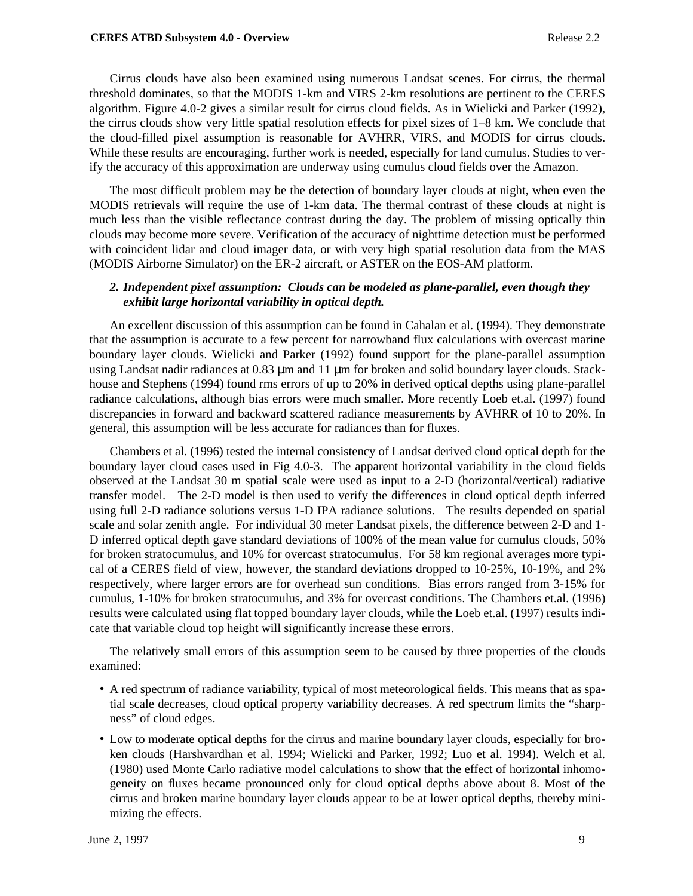Cirrus clouds have also been examined using numerous Landsat scenes. For cirrus, the thermal threshold dominates, so that the MODIS 1-km and VIRS 2-km resolutions are pertinent to the CERES algorithm. Figure 4.0-2 gives a similar result for cirrus cloud fields. As in Wielicki and Parker (1992), the cirrus clouds show very little spatial resolution effects for pixel sizes of 1–8 km. We conclude that the cloud-filled pixel assumption is reasonable for AVHRR, VIRS, and MODIS for cirrus clouds. While these results are encouraging, further work is needed, especially for land cumulus. Studies to verify the accuracy of this approximation are underway using cumulus cloud fields over the Amazon.

The most difficult problem may be the detection of boundary layer clouds at night, when even the MODIS retrievals will require the use of 1-km data. The thermal contrast of these clouds at night is much less than the visible reflectance contrast during the day. The problem of missing optically thin clouds may become more severe. Verification of the accuracy of nighttime detection must be performed with coincident lidar and cloud imager data, or with very high spatial resolution data from the MAS (MODIS Airborne Simulator) on the ER-2 aircraft, or ASTER on the EOS-AM platform.

2. ***Independent pixel assumption: Clouds can be modeled as plane-parallel, even though they exhibit large horizontal variability in optical depth.***

An excellent discussion of this assumption can be found in Cahalan et al. (1994). They demonstrate that the assumption is accurate to a few percent for narrowband flux calculations with overcast marine boundary layer clouds. Wielicki and Parker (1992) found support for the plane-parallel assumption using Landsat nadir radiances at 0.83 μm and 11 μm for broken and solid boundary layer clouds. Stackhouse and Stephens (1994) found rms errors of up to 20% in derived optical depths using plane-parallel radiance calculations, although bias errors were much smaller. More recently Loeb et.al. (1997) found discrepancies in forward and backward scattered radiance measurements by AVHRR of 10 to 20%. In general, this assumption will be less accurate for radiances than for fluxes.

Chambers et al. (1996) tested the internal consistency of Landsat derived cloud optical depth for the boundary layer cloud cases used in Fig 4.0-3. The apparent horizontal variability in the cloud fields observed at the Landsat 30 m spatial scale were used as input to a 2-D (horizontal/vertical) radiative transfer model. The 2-D model is then used to verify the differences in cloud optical depth inferred using full 2-D radiance solutions versus 1-D IPA radiance solutions. The results depended on spatial scale and solar zenith angle. For individual 30 meter Landsat pixels, the difference between 2-D and 1-D inferred optical depth gave standard deviations of 100% of the mean value for cumulus clouds, 50% for broken stratocumulus, and 10% for overcast stratocumulus. For 58 km regional averages more typical of a CERES field of view, however, the standard deviations dropped to 10-25%, 10-19%, and 2% respectively, where larger errors are for overhead sun conditions. Bias errors ranged from 3-15% for cumulus, 1-10% for broken stratocumulus, and 3% for overcast conditions. The Chambers et.al. (1996) results were calculated using flat topped boundary layer clouds, while the Loeb et.al. (1997) results indicate that variable cloud top height will significantly increase these errors.

The relatively small errors of this assumption seem to be caused by three properties of the clouds examined:

- A red spectrum of radiance variability, typical of most meteorological fields. This means that as spatial scale decreases, cloud optical property variability decreases. A red spectrum limits the "sharpness" of cloud edges.
- Low to moderate optical depths for the cirrus and marine boundary layer clouds, especially for broken clouds (Harshvardhan et al. 1994; Wielicki and Parker, 1992; Luo et al. 1994). Welch et al. (1980) used Monte Carlo radiative model calculations to show that the effect of horizontal inhomogeneity on fluxes became pronounced only for cloud optical depths above about 8. Most of the cirrus and broken marine boundary layer clouds appear to be at lower optical depths, thereby minimizing the effects.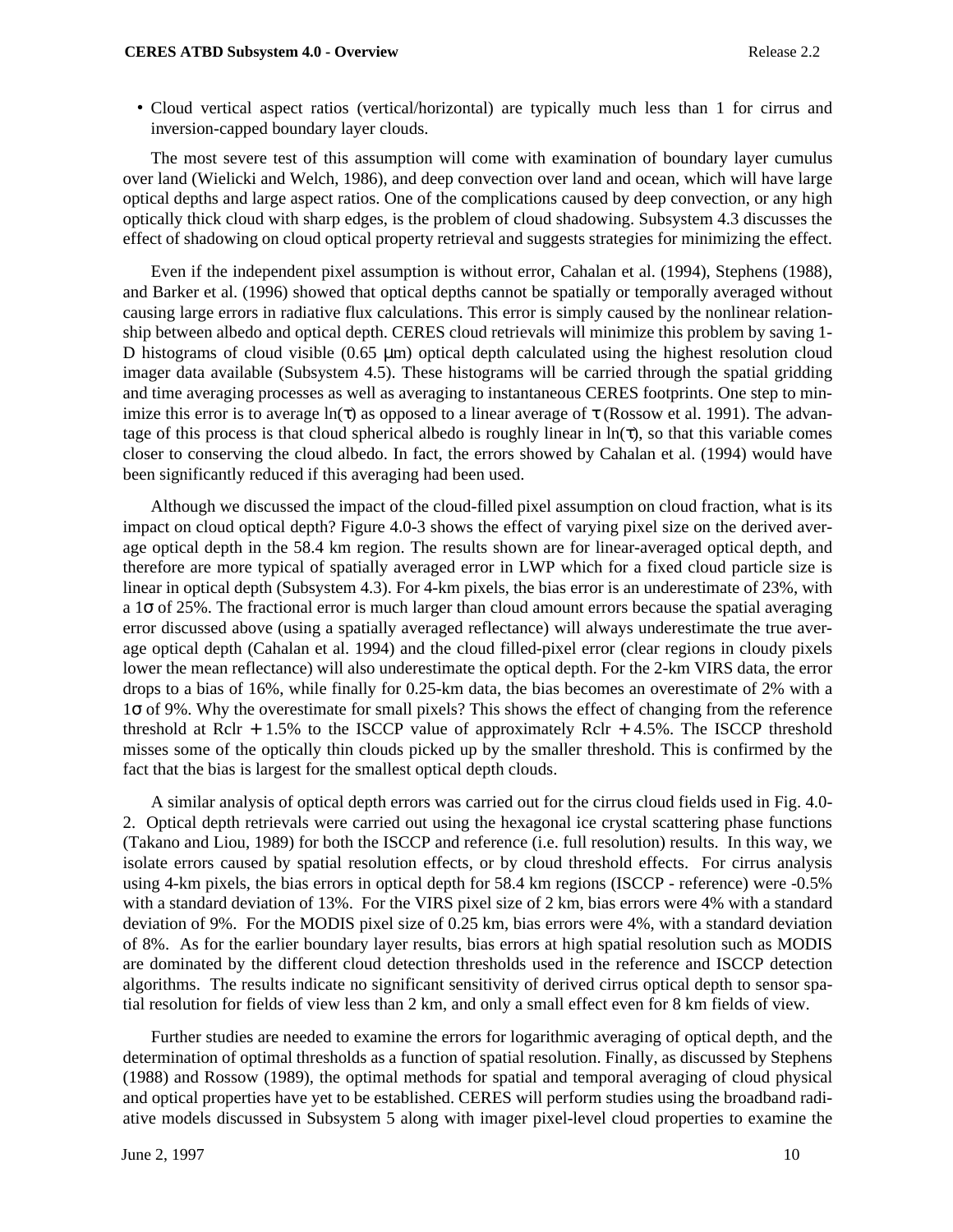- Cloud vertical aspect ratios (vertical/horizontal) are typically much less than 1 for cirrus and inversion-capped boundary layer clouds.

The most severe test of this assumption will come with examination of boundary layer cumulus over land (Wielicki and Welch, 1986), and deep convection over land and ocean, which will have large optical depths and large aspect ratios. One of the complications caused by deep convection, or any high optically thick cloud with sharp edges, is the problem of cloud shadowing. Subsystem 4.3 discusses the effect of shadowing on cloud optical property retrieval and suggests strategies for minimizing the effect.

Even if the independent pixel assumption is without error, Cahalan et al. (1994), Stephens (1988), and Barker et al. (1996) showed that optical depths cannot be spatially or temporally averaged without causing large errors in radiative flux calculations. This error is simply caused by the nonlinear relationship between albedo and optical depth. CERES cloud retrievals will minimize this problem by saving 1-D histograms of cloud visible (0.65 μm) optical depth calculated using the highest resolution cloud imager data available (Subsystem 4.5). These histograms will be carried through the spatial gridding and time averaging processes as well as averaging to instantaneous CERES footprints. One step to minimize this error is to average $\ln(\tau)$ as opposed to a linear average of $\tau$ (Rossow et al. 1991). The advantage of this process is that cloud spherical albedo is roughly linear in $\ln(\tau)$, so that this variable comes closer to conserving the cloud albedo. In fact, the errors showed by Cahalan et al. (1994) would have been significantly reduced if this averaging had been used.

Although we discussed the impact of the cloud-filled pixel assumption on cloud fraction, what is its impact on cloud optical depth? Figure 4.0-3 shows the effect of varying pixel size on the derived average optical depth in the 58.4 km region. The results shown are for linear-averaged optical depth, and therefore are more typical of spatially averaged error in LWP which for a fixed cloud particle size is linear in optical depth (Subsystem 4.3). For 4-km pixels, the bias error is an underestimate of 23%, with a $1\sigma$ of 25%. The fractional error is much larger than cloud amount errors because the spatial averaging error discussed above (using a spatially averaged reflectance) will always underestimate the true average optical depth (Cahalan et al. 1994) and the cloud filled-pixel error (clear regions in cloudy pixels lower the mean reflectance) will also underestimate the optical depth. For the 2-km VIRS data, the error drops to a bias of 16%, while finally for 0.25-km data, the bias becomes an overestimate of 2% with a $1\sigma$ of 9%. Why the overestimate for small pixels? This shows the effect of changing from the reference threshold at Rclr + 1.5% to the ISCCP value of approximately Rclr + 4.5%. The ISCCP threshold misses some of the optically thin clouds picked up by the smaller threshold. This is confirmed by the fact that the bias is largest for the smallest optical depth clouds.

A similar analysis of optical depth errors was carried out for the cirrus cloud fields used in Fig. 4.0-2. Optical depth retrievals were carried out using the hexagonal ice crystal scattering phase functions (Takano and Liou, 1989) for both the ISCCP and reference (i.e. full resolution) results. In this way, we isolate errors caused by spatial resolution effects, or by cloud threshold effects. For cirrus analysis using 4-km pixels, the bias errors in optical depth for 58.4 km regions (ISCCP - reference) were -0.5% with a standard deviation of 13%. For the VIRS pixel size of 2 km, bias errors were 4% with a standard deviation of 9%. For the MODIS pixel size of 0.25 km, bias errors were 4%, with a standard deviation of 8%. As for the earlier boundary layer results, bias errors at high spatial resolution such as MODIS are dominated by the different cloud detection thresholds used in the reference and ISCCP detection algorithms. The results indicate no significant sensitivity of derived cirrus optical depth to sensor spatial resolution for fields of view less than 2 km, and only a small effect even for 8 km fields of view.

Further studies are needed to examine the errors for logarithmic averaging of optical depth, and the determination of optimal thresholds as a function of spatial resolution. Finally, as discussed by Stephens (1988) and Rossow (1989), the optimal methods for spatial and temporal averaging of cloud physical and optical properties have yet to be established. CERES will perform studies using the broadband radiative models discussed in Subsystem 5 along with imager pixel-level cloud properties to examine the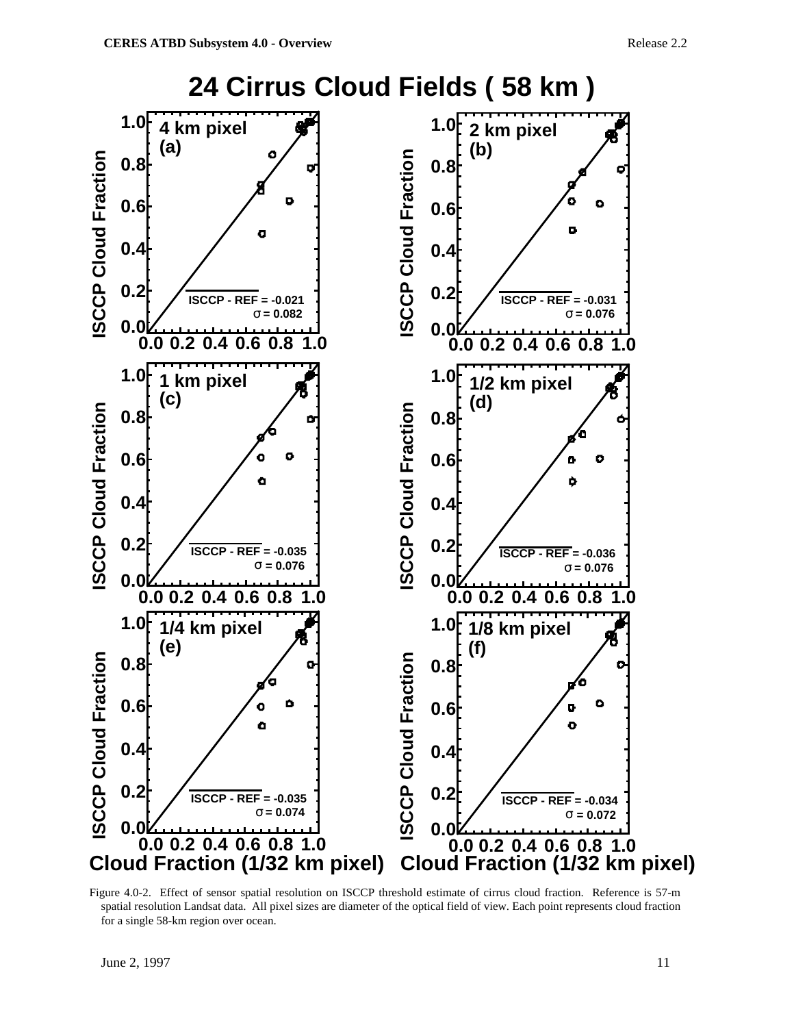# 24 Cirrus Cloud Fields ( 58 km )

Figure 4.0-2. Effect of sensor spatial resolution on ISCCP threshold estimate of cirrus cloud fraction. Reference is 57-m spatial resolution Landsat data. All pixel sizes are diameter of the optical field of view. Each point represents cloud fraction for a single 58-km region over ocean.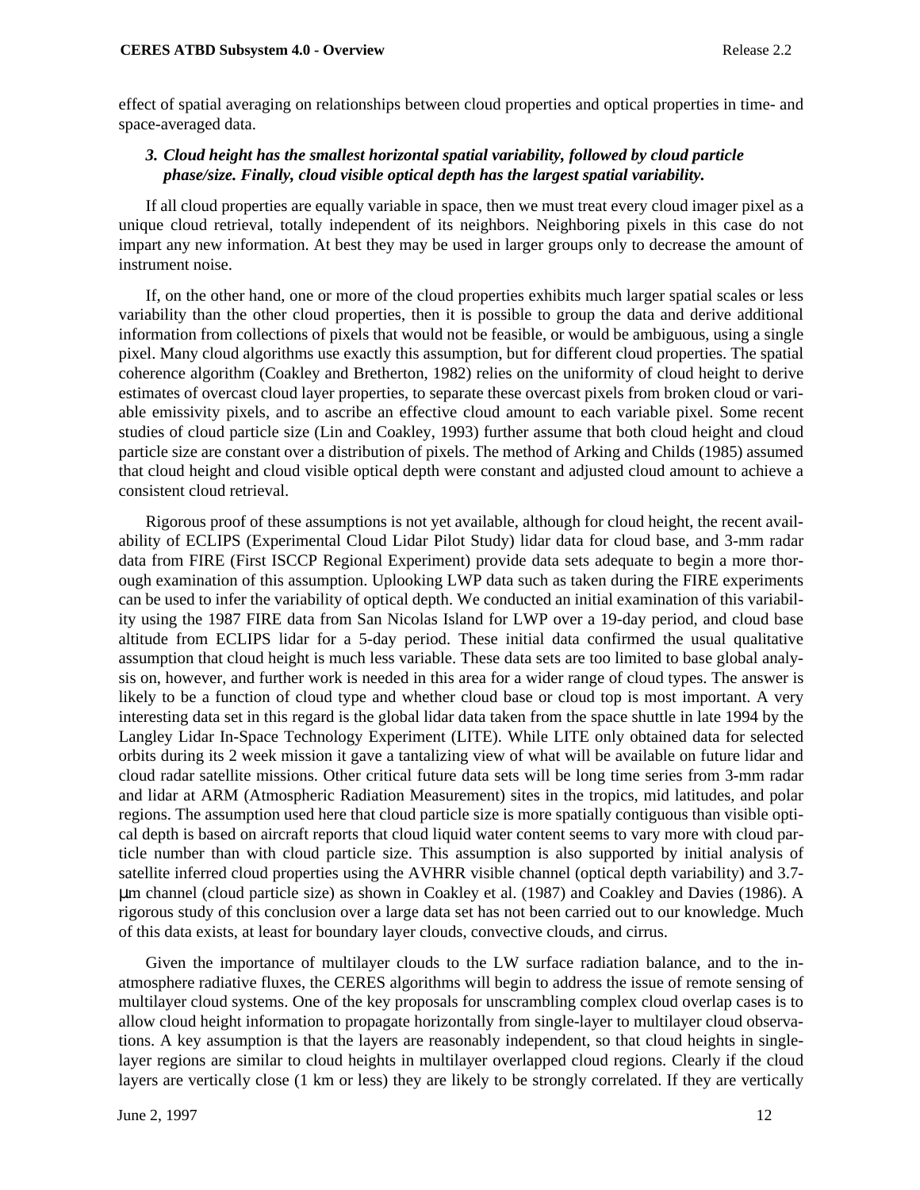effect of spatial averaging on relationships between cloud properties and optical properties in time- and space-averaged data.

### *3. Cloud height has the smallest horizontal spatial variability, followed by cloud particle phase/size. Finally, cloud visible optical depth has the largest spatial variability.*

If all cloud properties are equally variable in space, then we must treat every cloud imager pixel as a unique cloud retrieval, totally independent of its neighbors. Neighboring pixels in this case do not impart any new information. At best they may be used in larger groups only to decrease the amount of instrument noise.

If, on the other hand, one or more of the cloud properties exhibits much larger spatial scales or less variability than the other cloud properties, then it is possible to group the data and derive additional information from collections of pixels that would not be feasible, or would be ambiguous, using a single pixel. Many cloud algorithms use exactly this assumption, but for different cloud properties. The spatial coherence algorithm (Coakley and Bretherton, 1982) relies on the uniformity of cloud height to derive estimates of overcast cloud layer properties, to separate these overcast pixels from broken cloud or variable emissivity pixels, and to ascribe an effective cloud amount to each variable pixel. Some recent studies of cloud particle size (Lin and Coakley, 1993) further assume that both cloud height and cloud particle size are constant over a distribution of pixels. The method of Arking and Childs (1985) assumed that cloud height and cloud visible optical depth were constant and adjusted cloud amount to achieve a consistent cloud retrieval.

Rigorous proof of these assumptions is not yet available, although for cloud height, the recent availability of ECLIPS (Experimental Cloud Lidar Pilot Study) lidar data for cloud base, and 3-mm radar data from FIRE (First ISCCP Regional Experiment) provide data sets adequate to begin a more thorough examination of this assumption. Uplooking LWP data such as taken during the FIRE experiments can be used to infer the variability of optical depth. We conducted an initial examination of this variability using the 1987 FIRE data from San Nicolas Island for LWP over a 19-day period, and cloud base altitude from ECLIPS lidar for a 5-day period. These initial data confirmed the usual qualitative assumption that cloud height is much less variable. These data sets are too limited to base global analysis on, however, and further work is needed in this area for a wider range of cloud types. The answer is likely to be a function of cloud type and whether cloud base or cloud top is most important. A very interesting data set in this regard is the global lidar data taken from the space shuttle in late 1994 by the Langley Lidar In-Space Technology Experiment (LITE). While LITE only obtained data for selected orbits during its 2 week mission it gave a tantalizing view of what will be available on future lidar and cloud radar satellite missions. Other critical future data sets will be long time series from 3-mm radar and lidar at ARM (Atmospheric Radiation Measurement) sites in the tropics, mid latitudes, and polar regions. The assumption used here that cloud particle size is more spatially contiguous than visible optical depth is based on aircraft reports that cloud liquid water content seems to vary more with cloud particle number than with cloud particle size. This assumption is also supported by initial analysis of satellite inferred cloud properties using the AVHRR visible channel (optical depth variability) and 3.7-μm channel (cloud particle size) as shown in Coakley et al. (1987) and Coakley and Davies (1986). A rigorous study of this conclusion over a large data set has not been carried out to our knowledge. Much of this data exists, at least for boundary layer clouds, convective clouds, and cirrus.

Given the importance of multilayer clouds to the LW surface radiation balance, and to the in-atmosphere radiative fluxes, the CERES algorithms will begin to address the issue of remote sensing of multilayer cloud systems. One of the key proposals for unscrambling complex cloud overlap cases is to allow cloud height information to propagate horizontally from single-layer to multilayer cloud observations. A key assumption is that the layers are reasonably independent, so that cloud heights in single-layer regions are similar to cloud heights in multilayer overlapped cloud regions. Clearly if the cloud layers are vertically close (1 km or less) they are likely to be strongly correlated. If they are vertically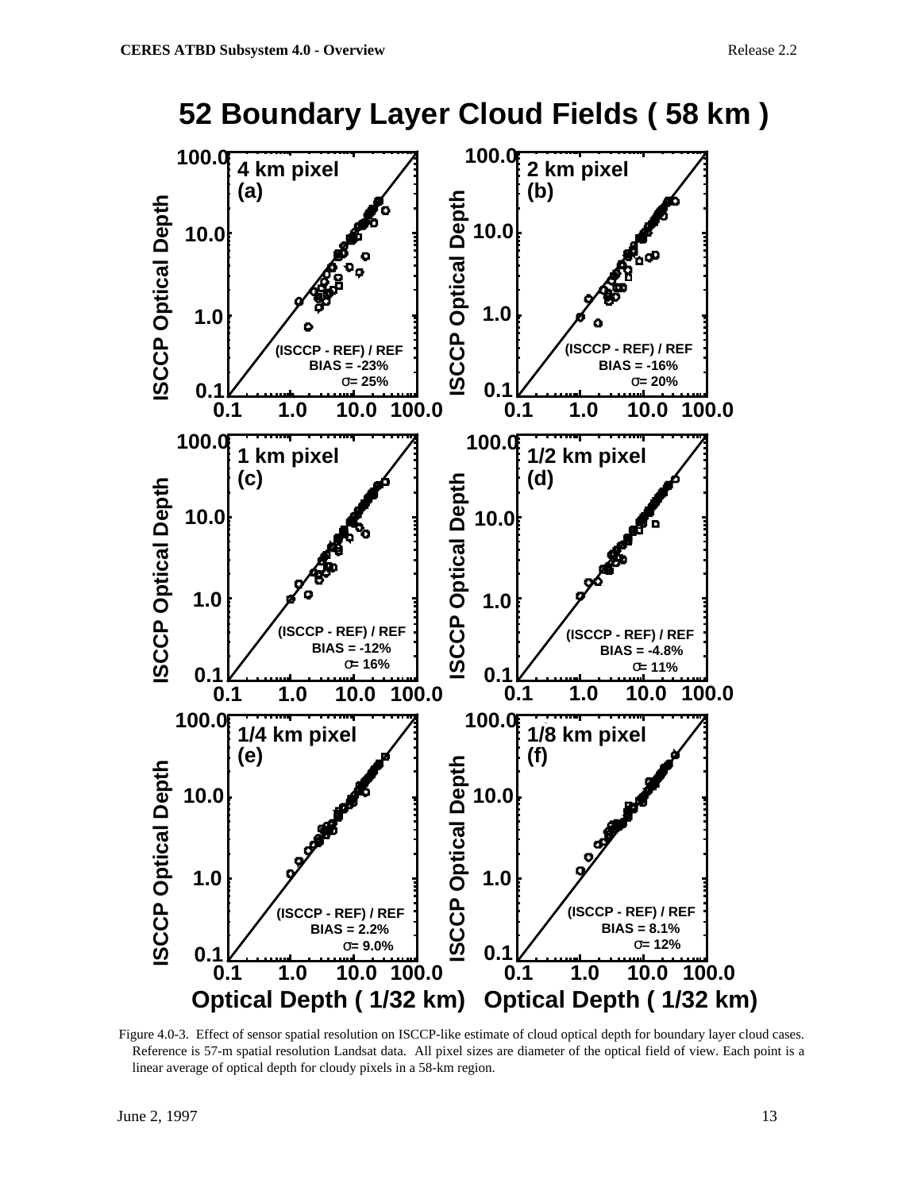Figure 4.0-3. Effect of sensor spatial resolution on ISCCP-like estimate of cloud optical depth for boundary layer cloud cases. Reference is 57-m spatial resolution Landsat data. All pixel sizes are diameter of the optical field of view. Each point is a linear average of optical depth for cloudy pixels in a 58-km region.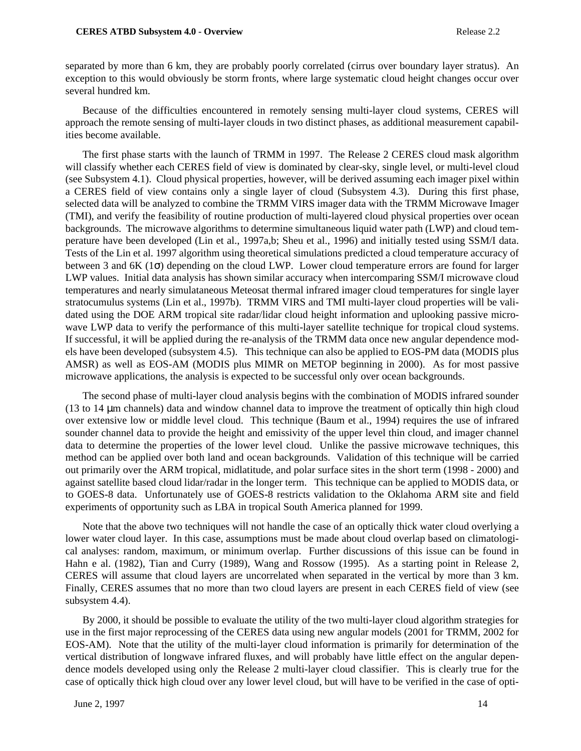separated by more than 6 km, they are probably poorly correlated (cirrus over boundary layer stratus). An exception to this would obviously be storm fronts, where large systematic cloud height changes occur over several hundred km.

Because of the difficulties encountered in remotely sensing multi-layer cloud systems, CERES will approach the remote sensing of multi-layer clouds in two distinct phases, as additional measurement capabilities become available.

The first phase starts with the launch of TRMM in 1997. The Release 2 CERES cloud mask algorithm will classify whether each CERES field of view is dominated by clear-sky, single level, or multi-level cloud (see Subsystem 4.1). Cloud physical properties, however, will be derived assuming each imager pixel within a CERES field of view contains only a single layer of cloud (Subsystem 4.3). During this first phase, selected data will be analyzed to combine the TRMM VIRS imager data with the TRMM Microwave Imager (TMI), and verify the feasibility of routine production of multi-layered cloud physical properties over ocean backgrounds. The microwave algorithms to determine simultaneous liquid water path (LWP) and cloud temperature have been developed (Lin et al., 1997a,b; Sheu et al., 1996) and initially tested using SSM/I data. Tests of the Lin et al. 1997 algorithm using theoretical simulations predicted a cloud temperature accuracy of between 3 and 6K ($1\sigma$) depending on the cloud LWP. Lower cloud temperature errors are found for larger LWP values. Initial data analysis has shown similar accuracy when intercomparing SSM/I microwave cloud temperatures and nearly simulataneous Meteosat thermal infrared imager cloud temperatures for single layer stratocumulus systems (Lin et al., 1997b). TRMM VIRS and TMI multi-layer cloud properties will be validated using the DOE ARM tropical site radar/lidar cloud height information and uplooking passive microwave LWP data to verify the performance of this multi-layer satellite technique for tropical cloud systems. If successful, it will be applied during the re-analysis of the TRMM data once new angular dependence models have been developed (subsystem 4.5). This technique can also be applied to EOS-PM data (MODIS plus AMSR) as well as EOS-AM (MODIS plus MIMR on METOP beginning in 2000). As for most passive microwave applications, the analysis is expected to be successful only over ocean backgrounds.

The second phase of multi-layer cloud analysis begins with the combination of MODIS infrared sounder (13 to 14 µm channels) data and window channel data to improve the treatment of optically thin high cloud over extensive low or middle level cloud. This technique (Baum et al., 1994) requires the use of infrared sounder channel data to provide the height and emissivity of the upper level thin cloud, and imager channel data to determine the properties of the lower level cloud. Unlike the passive microwave techniques, this method can be applied over both land and ocean backgrounds. Validation of this technique will be carried out primarily over the ARM tropical, midlatitude, and polar surface sites in the short term (1998 - 2000) and against satellite based cloud lidar/radar in the longer term. This technique can be applied to MODIS data, or to GOES-8 data. Unfortunately use of GOES-8 restricts validation to the Oklahoma ARM site and field experiments of opportunity such as LBA in tropical South America planned for 1999.

Note that the above two techniques will not handle the case of an optically thick water cloud overlying a lower water cloud layer. In this case, assumptions must be made about cloud overlap based on climatological analyses: random, maximum, or minimum overlap. Further discussions of this issue can be found in Hahn e al. (1982), Tian and Curry (1989), Wang and Rossow (1995). As a starting point in Release 2, CERES will assume that cloud layers are uncorrelated when separated in the vertical by more than 3 km. Finally, CERES assumes that no more than two cloud layers are present in each CERES field of view (see subsystem 4.4).

By 2000, it should be possible to evaluate the utility of the two multi-layer cloud algorithm strategies for use in the first major reprocessing of the CERES data using new angular models (2001 for TRMM, 2002 for EOS-AM). Note that the utility of the multi-layer cloud information is primarily for determination of the vertical distribution of longwave infrared fluxes, and will probably have little effect on the angular dependence models developed using only the Release 2 multi-layer cloud classifier. This is clearly true for the case of optically thick high cloud over any lower level cloud, but will have to be verified in the case of opti-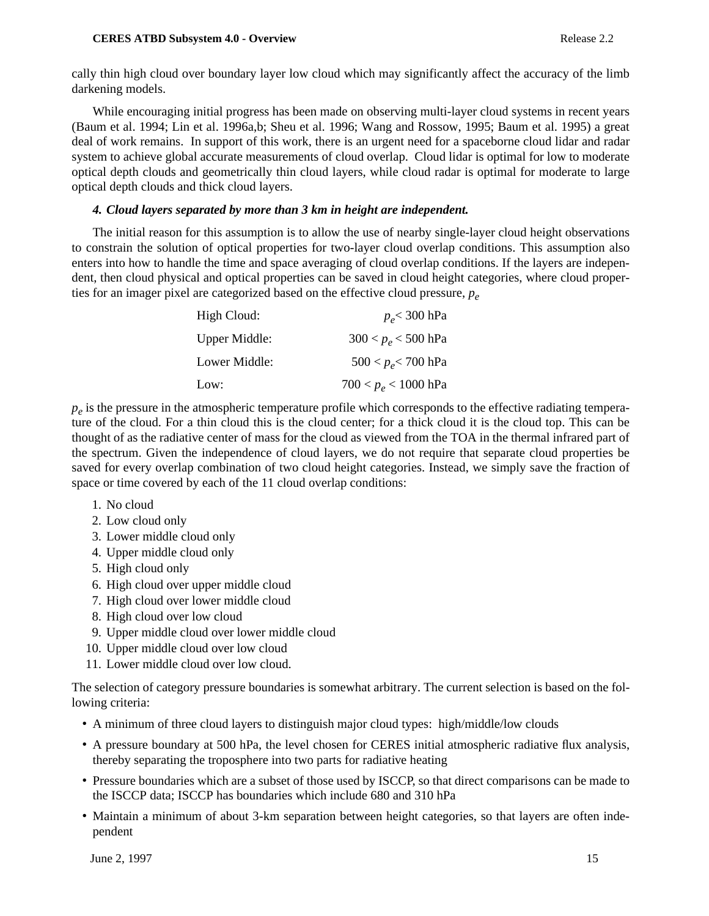cally thin high cloud over boundary layer low cloud which may significantly affect the accuracy of the limb darkening models.

While encouraging initial progress has been made on observing multi-layer cloud systems in recent years (Baum et al. 1994; Lin et al. 1996a,b; Sheu et al. 1996; Wang and Rossow, 1995; Baum et al. 1995) a great deal of work remains. In support of this work, there is an urgent need for a spaceborne cloud lidar and radar system to achieve global accurate measurements of cloud overlap. Cloud lidar is optimal for low to moderate optical depth clouds and geometrically thin cloud layers, while cloud radar is optimal for moderate to large optical depth clouds and thick cloud layers.

***4. Cloud layers separated by more than 3 km in height are independent.***

The initial reason for this assumption is to allow the use of nearby single-layer cloud height observations to constrain the solution of optical properties for two-layer cloud overlap conditions. This assumption also enters into how to handle the time and space averaging of cloud overlap conditions. If the layers are independent, then cloud physical and optical properties can be saved in cloud height categories, where cloud properties for an imager pixel are categorized based on the effective cloud pressure, $p_e$

| | |
|---|---|
| High Cloud: | $p_e < 300$ hPa |
| Upper Middle: | $300 < p_e < 500$ hPa |
| Lower Middle: | $500 < p_e < 700$ hPa |
| Low: | $700 < p_e < 1000$ hPa |

$p_e$ is the pressure in the atmospheric temperature profile which corresponds to the effective radiating temperature of the cloud. For a thin cloud this is the cloud center; for a thick cloud it is the cloud top. This can be thought of as the radiative center of mass for the cloud as viewed from the TOA in the thermal infrared part of the spectrum. Given the independence of cloud layers, we do not require that separate cloud properties be saved for every overlap combination of two cloud height categories. Instead, we simply save the fraction of space or time covered by each of the 11 cloud overlap conditions:

1. No cloud
2. Low cloud only
3. Lower middle cloud only
4. Upper middle cloud only
5. High cloud only
6. High cloud over upper middle cloud
7. High cloud over lower middle cloud
8. High cloud over low cloud
9. Upper middle cloud over lower middle cloud
10. Upper middle cloud over low cloud
11. Lower middle cloud over low cloud.

The selection of category pressure boundaries is somewhat arbitrary. The current selection is based on the following criteria:

- A minimum of three cloud layers to distinguish major cloud types: high/middle/low clouds
- A pressure boundary at 500 hPa, the level chosen for CERES initial atmospheric radiative flux analysis, thereby separating the troposphere into two parts for radiative heating
- Pressure boundaries which are a subset of those used by ISCCP, so that direct comparisons can be made to the ISCCP data; ISCCP has boundaries which include 680 and 310 hPa
- Maintain a minimum of about 3-km separation between height categories, so that layers are often independent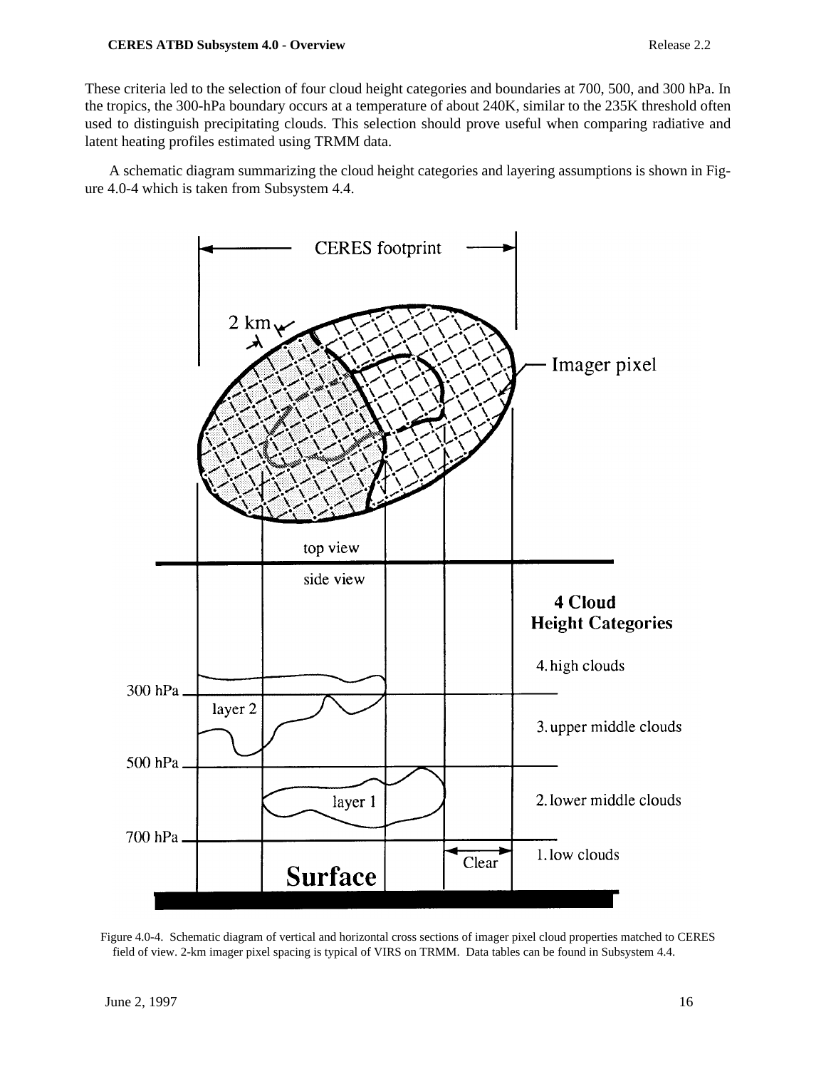These criteria led to the selection of four cloud height categories and boundaries at 700, 500, and 300 hPa. In the tropics, the 300-hPa boundary occurs at a temperature of about 240K, similar to the 235K threshold often used to distinguish precipitating clouds. This selection should prove useful when comparing radiative and latent heating profiles estimated using TRMM data.

A schematic diagram summarizing the cloud height categories and layering assumptions is shown in Figure 4.0-4 which is taken from Subsystem 4.4.

Figure 4.0-4. Schematic diagram of vertical and horizontal cross sections of imager pixel cloud properties matched to CERES field of view. 2-km imager pixel spacing is typical of VIRS on TRMM. Data tables can be found in Subsystem 4.4.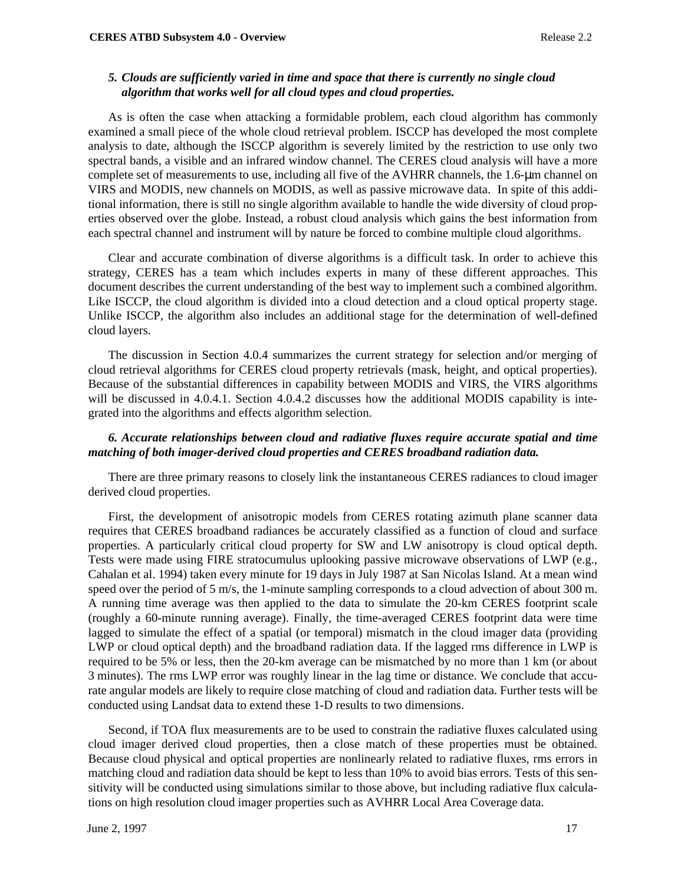*5. Clouds are sufficiently varied in time and space that there is currently no single cloud algorithm that works well for all cloud types and cloud properties.*

As is often the case when attacking a formidable problem, each cloud algorithm has commonly examined a small piece of the whole cloud retrieval problem. ISCCP has developed the most complete analysis to date, although the ISCCP algorithm is severely limited by the restriction to use only two spectral bands, a visible and an infrared window channel. The CERES cloud analysis will have a more complete set of measurements to use, including all five of the AVHRR channels, the 1.6-μm channel on VIRS and MODIS, new channels on MODIS, as well as passive microwave data. In spite of this additional information, there is still no single algorithm available to handle the wide diversity of cloud properties observed over the globe. Instead, a robust cloud analysis which gains the best information from each spectral channel and instrument will by nature be forced to combine multiple cloud algorithms.

Clear and accurate combination of diverse algorithms is a difficult task. In order to achieve this strategy, CERES has a team which includes experts in many of these different approaches. This document describes the current understanding of the best way to implement such a combined algorithm. Like ISCCP, the cloud algorithm is divided into a cloud detection and a cloud optical property stage. Unlike ISCCP, the algorithm also includes an additional stage for the determination of well-defined cloud layers.

The discussion in Section 4.0.4 summarizes the current strategy for selection and/or merging of cloud retrieval algorithms for CERES cloud property retrievals (mask, height, and optical properties). Because of the substantial differences in capability between MODIS and VIRS, the VIRS algorithms will be discussed in 4.0.4.1. Section 4.0.4.2 discusses how the additional MODIS capability is integrated into the algorithms and effects algorithm selection.

*6. Accurate relationships between cloud and radiative fluxes require accurate spatial and time matching of both imager-derived cloud properties and CERES broadband radiation data.*

There are three primary reasons to closely link the instantaneous CERES radiances to cloud imager derived cloud properties.

First, the development of anisotropic models from CERES rotating azimuth plane scanner data requires that CERES broadband radiances be accurately classified as a function of cloud and surface properties. A particularly critical cloud property for SW and LW anisotropy is cloud optical depth. Tests were made using FIRE stratocumulus uplooking passive microwave observations of LWP (e.g., Cahalan et al. 1994) taken every minute for 19 days in July 1987 at San Nicolas Island. At a mean wind speed over the period of 5 m/s, the 1-minute sampling corresponds to a cloud advection of about 300 m. A running time average was then applied to the data to simulate the 20-km CERES footprint scale (roughly a 60-minute running average). Finally, the time-averaged CERES footprint data were time lagged to simulate the effect of a spatial (or temporal) mismatch in the cloud imager data (providing LWP or cloud optical depth) and the broadband radiation data. If the lagged rms difference in LWP is required to be 5% or less, then the 20-km average can be mismatched by no more than 1 km (or about 3 minutes). The rms LWP error was roughly linear in the lag time or distance. We conclude that accurate angular models are likely to require close matching of cloud and radiation data. Further tests will be conducted using Landsat data to extend these 1-D results to two dimensions.

Second, if TOA flux measurements are to be used to constrain the radiative fluxes calculated using cloud imager derived cloud properties, then a close match of these properties must be obtained. Because cloud physical and optical properties are nonlinearly related to radiative fluxes, rms errors in matching cloud and radiation data should be kept to less than 10% to avoid bias errors. Tests of this sensitivity will be conducted using simulations similar to those above, but including radiative flux calculations on high resolution cloud imager properties such as AVHRR Local Area Coverage data.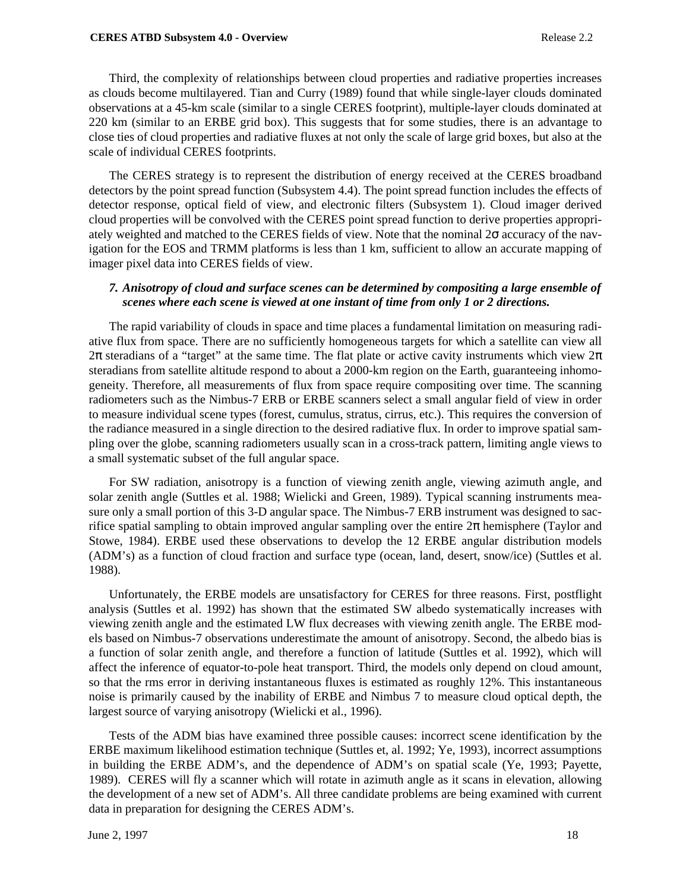Third, the complexity of relationships between cloud properties and radiative properties increases as clouds become multilayered. Tian and Curry (1989) found that while single-layer clouds dominated observations at a 45-km scale (similar to a single CERES footprint), multiple-layer clouds dominated at 220 km (similar to an ERBE grid box). This suggests that for some studies, there is an advantage to close ties of cloud properties and radiative fluxes at not only the scale of large grid boxes, but also at the scale of individual CERES footprints.

The CERES strategy is to represent the distribution of energy received at the CERES broadband detectors by the point spread function (Subsystem 4.4). The point spread function includes the effects of detector response, optical field of view, and electronic filters (Subsystem 1). Cloud imager derived cloud properties will be convolved with the CERES point spread function to derive properties appropriately weighted and matched to the CERES fields of view. Note that the nominal $2\sigma$ accuracy of the navigation for the EOS and TRMM platforms is less than 1 km, sufficient to allow an accurate mapping of imager pixel data into CERES fields of view.

***7. Anisotropy of cloud and surface scenes can be determined by compositing a large ensemble of scenes where each scene is viewed at one instant of time from only 1 or 2 directions.***

The rapid variability of clouds in space and time places a fundamental limitation on measuring radiative flux from space. There are no sufficiently homogeneous targets for which a satellite can view all $2\pi$ steradians of a “target” at the same time. The flat plate or active cavity instruments which view $2\pi$ steradians from satellite altitude respond to about a 2000-km region on the Earth, guaranteeing inhomogeneity. Therefore, all measurements of flux from space require compositing over time. The scanning radiometers such as the Nimbus-7 ERB or ERBE scanners select a small angular field of view in order to measure individual scene types (forest, cumulus, stratus, cirrus, etc.). This requires the conversion of the radiance measured in a single direction to the desired radiative flux. In order to improve spatial sampling over the globe, scanning radiometers usually scan in a cross-track pattern, limiting angle views to a small systematic subset of the full angular space.

For SW radiation, anisotropy is a function of viewing zenith angle, viewing azimuth angle, and solar zenith angle (Suttles et al. 1988; Wielicki and Green, 1989). Typical scanning instruments measure only a small portion of this 3-D angular space. The Nimbus-7 ERB instrument was designed to sacrifice spatial sampling to obtain improved angular sampling over the entire $2\pi$ hemisphere (Taylor and Stowe, 1984). ERBE used these observations to develop the 12 ERBE angular distribution models (ADM’s) as a function of cloud fraction and surface type (ocean, land, desert, snow/ice) (Suttles et al. 1988).

Unfortunately, the ERBE models are unsatisfactory for CERES for three reasons. First, postflight analysis (Suttles et al. 1992) has shown that the estimated SW albedo systematically increases with viewing zenith angle and the estimated LW flux decreases with viewing zenith angle. The ERBE models based on Nimbus-7 observations underestimate the amount of anisotropy. Second, the albedo bias is a function of solar zenith angle, and therefore a function of latitude (Suttles et al. 1992), which will affect the inference of equator-to-pole heat transport. Third, the models only depend on cloud amount, so that the rms error in deriving instantaneous fluxes is estimated as roughly 12%. This instantaneous noise is primarily caused by the inability of ERBE and Nimbus 7 to measure cloud optical depth, the largest source of varying anisotropy (Wielicki et al., 1996).

Tests of the ADM bias have examined three possible causes: incorrect scene identification by the ERBE maximum likelihood estimation technique (Suttles et, al. 1992; Ye, 1993), incorrect assumptions in building the ERBE ADM’s, and the dependence of ADM’s on spatial scale (Ye, 1993; Payette, 1989). CERES will fly a scanner which will rotate in azimuth angle as it scans in elevation, allowing the development of a new set of ADM’s. All three candidate problems are being examined with current data in preparation for designing the CERES ADM’s.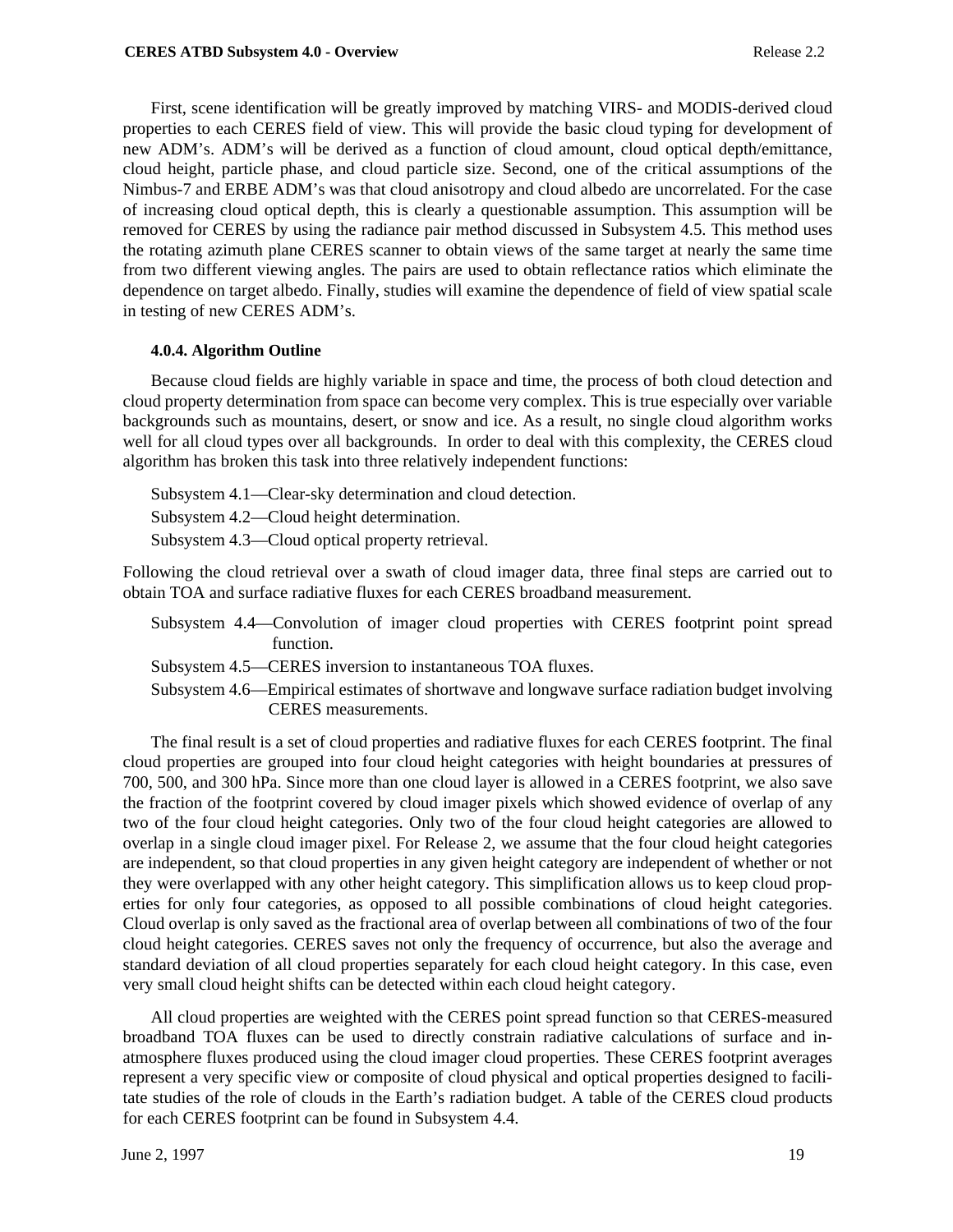First, scene identification will be greatly improved by matching VIRS- and MODIS-derived cloud properties to each CERES field of view. This will provide the basic cloud typing for development of new ADM's. ADM's will be derived as a function of cloud amount, cloud optical depth/emittance, cloud height, particle phase, and cloud particle size. Second, one of the critical assumptions of the Nimbus-7 and ERBE ADM's was that cloud anisotropy and cloud albedo are uncorrelated. For the case of increasing cloud optical depth, this is clearly a questionable assumption. This assumption will be removed for CERES by using the radiance pair method discussed in Subsystem 4.5. This method uses the rotating azimuth plane CERES scanner to obtain views of the same target at nearly the same time from two different viewing angles. The pairs are used to obtain reflectance ratios which eliminate the dependence on target albedo. Finally, studies will examine the dependence of field of view spatial scale in testing of new CERES ADM's.

### 4.0.4. Algorithm Outline

Because cloud fields are highly variable in space and time, the process of both cloud detection and cloud property determination from space can become very complex. This is true especially over variable backgrounds such as mountains, desert, or snow and ice. As a result, no single cloud algorithm works well for all cloud types over all backgrounds. In order to deal with this complexity, the CERES cloud algorithm has broken this task into three relatively independent functions:

Subsystem 4.1—Clear-sky determination and cloud detection.

Subsystem 4.2—Cloud height determination.

Subsystem 4.3—Cloud optical property retrieval.

Following the cloud retrieval over a swath of cloud imager data, three final steps are carried out to obtain TOA and surface radiative fluxes for each CERES broadband measurement.

Subsystem 4.4—Convolution of imager cloud properties with CERES footprint point spread function.

Subsystem 4.5—CERES inversion to instantaneous TOA fluxes.

Subsystem 4.6—Empirical estimates of shortwave and longwave surface radiation budget involving CERES measurements.

The final result is a set of cloud properties and radiative fluxes for each CERES footprint. The final cloud properties are grouped into four cloud height categories with height boundaries at pressures of 700, 500, and 300 hPa. Since more than one cloud layer is allowed in a CERES footprint, we also save the fraction of the footprint covered by cloud imager pixels which showed evidence of overlap of any two of the four cloud height categories. Only two of the four cloud height categories are allowed to overlap in a single cloud imager pixel. For Release 2, we assume that the four cloud height categories are independent, so that cloud properties in any given height category are independent of whether or not they were overlapped with any other height category. This simplification allows us to keep cloud properties for only four categories, as opposed to all possible combinations of cloud height categories. Cloud overlap is only saved as the fractional area of overlap between all combinations of two of the four cloud height categories. CERES saves not only the frequency of occurrence, but also the average and standard deviation of all cloud properties separately for each cloud height category. In this case, even very small cloud height shifts can be detected within each cloud height category.

All cloud properties are weighted with the CERES point spread function so that CERES-measured broadband TOA fluxes can be used to directly constrain radiative calculations of surface and in-atmosphere fluxes produced using the cloud imager cloud properties. These CERES footprint averages represent a very specific view or composite of cloud physical and optical properties designed to facilitate studies of the role of clouds in the Earth's radiation budget. A table of the CERES cloud products for each CERES footprint can be found in Subsystem 4.4.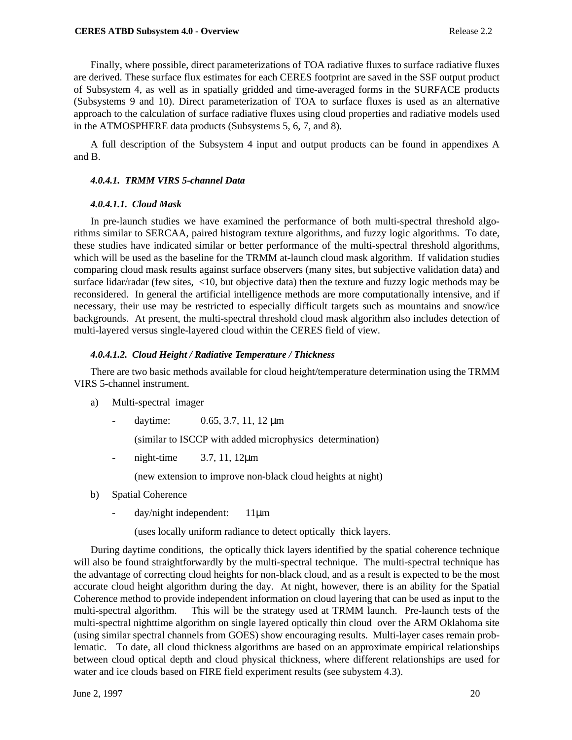Finally, where possible, direct parameterizations of TOA radiative fluxes to surface radiative fluxes are derived. These surface flux estimates for each CERES footprint are saved in the SSF output product of Subsystem 4, as well as in spatially gridded and time-averaged forms in the SURFACE products (Subsystems 9 and 10). Direct parameterization of TOA to surface fluxes is used as an alternative approach to the calculation of surface radiative fluxes using cloud properties and radiative models used in the ATMOSPHERE data products (Subsystems 5, 6, 7, and 8).

A full description of the Subsystem 4 input and output products can be found in appendixes A and B.

#### *4.0.4.1. TRMM VIRS 5-channel Data*

##### *4.0.4.1.1. Cloud Mask*

In pre-launch studies we have examined the performance of both multi-spectral threshold algorithms similar to SERCAA, paired histogram texture algorithms, and fuzzy logic algorithms. To date, these studies have indicated similar or better performance of the multi-spectral threshold algorithms, which will be used as the baseline for the TRMM at-launch cloud mask algorithm. If validation studies comparing cloud mask results against surface observers (many sites, but subjective validation data) and surface lidar/radar (few sites, <10, but objective data) then the texture and fuzzy logic methods may be reconsidered. In general the artificial intelligence methods are more computationally intensive, and if necessary, their use may be restricted to especially difficult targets such as mountains and snow/ice backgrounds. At present, the multi-spectral threshold cloud mask algorithm also includes detection of multi-layered versus single-layered cloud within the CERES field of view.

##### *4.0.4.1.2. Cloud Height / Radiative Temperature / Thickness*

There are two basic methods available for cloud height/temperature determination using the TRMM VIRS 5-channel instrument.

a) Multi-spectral imager

- daytime: 0.65, 3.7, 11, 12 μm

  (similar to ISCCP with added microphysics determination)

- night-time 3.7, 11, 12μm

  (new extension to improve non-black cloud heights at night)

b) Spatial Coherence

- day/night independent: 11μm

  (uses locally uniform radiance to detect optically thick layers.

During daytime conditions, the optically thick layers identified by the spatial coherence technique will also be found straightforwardly by the multi-spectral technique. The multi-spectral technique has the advantage of correcting cloud heights for non-black cloud, and as a result is expected to be the most accurate cloud height algorithm during the day. At night, however, there is an ability for the Spatial Coherence method to provide independent information on cloud layering that can be used as input to the multi-spectral algorithm. This will be the strategy used at TRMM launch. Pre-launch tests of the multi-spectral nighttime algorithm on single layered optically thin cloud over the ARM Oklahoma site (using similar spectral channels from GOES) show encouraging results. Multi-layer cases remain problematic. To date, all cloud thickness algorithms are based on an approximate empirical relationships between cloud optical depth and cloud physical thickness, where different relationships are used for water and ice clouds based on FIRE field experiment results (see subystem 4.3).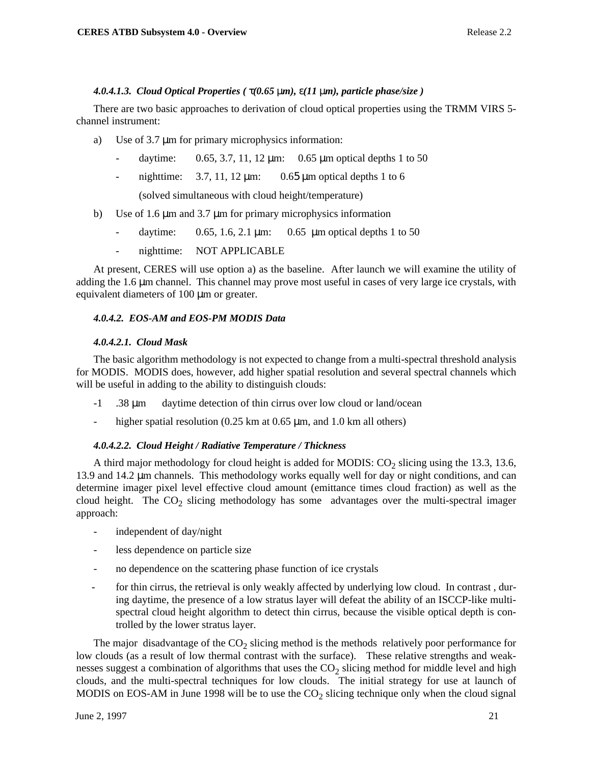#### *4.0.4.1.3. Cloud Optical Properties ( τ(0.65 µm), ε(11 µm), particle phase/size )*

There are two basic approaches to derivation of cloud optical properties using the TRMM VIRS 5-channel instrument:

a) Use of 3.7 µm for primary microphysics information:

- daytime: 0.65, 3.7, 11, 12 µm: 0.65 µm optical depths 1 to 50
- nighttime: 3.7, 11, 12 µm: 0.65 µm optical depths 1 to 6

  (solved simultaneous with cloud height/temperature)

b) Use of 1.6 µm and 3.7 µm for primary microphysics information

- daytime: 0.65, 1.6, 2.1 µm: 0.65 µm optical depths 1 to 50
- nighttime: NOT APPLICABLE

At present, CERES will use option a) as the baseline. After launch we will examine the utility of adding the 1.6 µm channel. This channel may prove most useful in cases of very large ice crystals, with equivalent diameters of 100 µm or greater.

### *4.0.4.2. EOS-AM and EOS-PM MODIS Data*

#### *4.0.4.2.1. Cloud Mask*

The basic algorithm methodology is not expected to change from a multi-spectral threshold analysis for MODIS. MODIS does, however, add higher spatial resolution and several spectral channels which will be useful in adding to the ability to distinguish clouds:

-1 .38 µm daytime detection of thin cirrus over low cloud or land/ocean

- higher spatial resolution (0.25 km at 0.65 µm, and 1.0 km all others)

#### *4.0.4.2.2. Cloud Height / Radiative Temperature / Thickness*

A third major methodology for cloud height is added for MODIS: $CO_2$ slicing using the 13.3, 13.6, 13.9 and 14.2 µm channels. This methodology works equally well for day or night conditions, and can determine imager pixel level effective cloud amount (emittance times cloud fraction) as well as the cloud height. The $CO_2$ slicing methodology has some advantages over the multi-spectral imager approach:

- independent of day/night
- less dependence on particle size
- no dependence on the scattering phase function of ice crystals
- for thin cirrus, the retrieval is only weakly affected by underlying low cloud. In contrast , during daytime, the presence of a low stratus layer will defeat the ability of an ISCCP-like multi-spectral cloud height algorithm to detect thin cirrus, because the visible optical depth is controlled by the lower stratus layer.

The major disadvantage of the $CO_2$ slicing method is the methods relatively poor performance for low clouds (as a result of low thermal contrast with the surface). These relative strengths and weaknesses suggest a combination of algorithms that uses the $CO_2$ slicing method for middle level and high clouds, and the multi-spectral techniques for low clouds. The initial strategy for use at launch of MODIS on EOS-AM in June 1998 will be to use the $CO_2$ slicing technique only when the cloud signal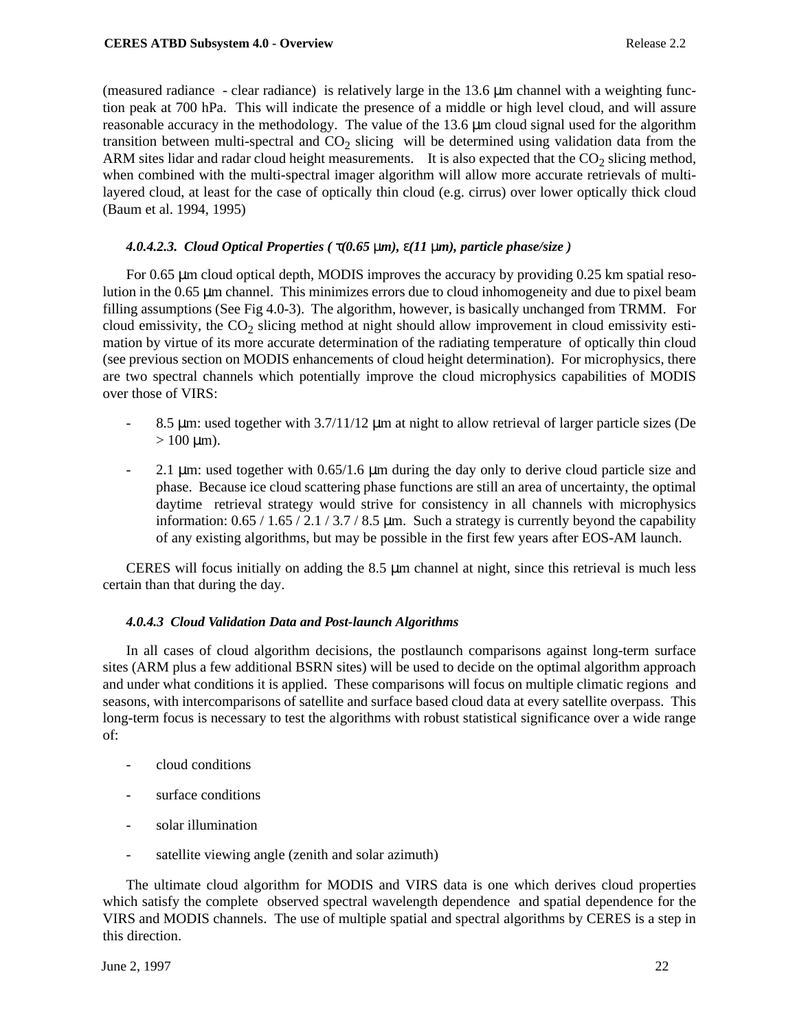(measured radiance - clear radiance) is relatively large in the 13.6 µm channel with a weighting function peak at 700 hPa. This will indicate the presence of a middle or high level cloud, and will assure reasonable accuracy in the methodology. The value of the 13.6 µm cloud signal used for the algorithm transition between multi-spectral and $CO_2$ slicing will be determined using validation data from the ARM sites lidar and radar cloud height measurements. It is also expected that the $CO_2$ slicing method, when combined with the multi-spectral imager algorithm will allow more accurate retrievals of multi-layered cloud, at least for the case of optically thin cloud (e.g. cirrus) over lower optically thick cloud (Baum et al. 1994, 1995)

#### *4.0.4.2.3. Cloud Optical Properties ( $\tau$(0.65 µm), $\varepsilon$(11 µm), particle phase/size )*

For 0.65 µm cloud optical depth, MODIS improves the accuracy by providing 0.25 km spatial resolution in the 0.65 µm channel. This minimizes errors due to cloud inhomogeneity and due to pixel beam filling assumptions (See Fig 4.0-3). The algorithm, however, is basically unchanged from TRMM. For cloud emissivity, the $CO_2$ slicing method at night should allow improvement in cloud emissivity estimation by virtue of its more accurate determination of the radiating temperature of optically thin cloud (see previous section on MODIS enhancements of cloud height determination). For microphysics, there are two spectral channels which potentially improve the cloud microphysics capabilities of MODIS over those of VIRS:

- 8.5 µm: used together with 3.7/11/12 µm at night to allow retrieval of larger particle sizes (De > 100 µm).
- 2.1 µm: used together with 0.65/1.6 µm during the day only to derive cloud particle size and phase. Because ice cloud scattering phase functions are still an area of uncertainty, the optimal daytime retrieval strategy would strive for consistency in all channels with microphysics information: 0.65 / 1.65 / 2.1 / 3.7 / 8.5 µm. Such a strategy is currently beyond the capability of any existing algorithms, but may be possible in the first few years after EOS-AM launch.

CERES will focus initially on adding the 8.5 µm channel at night, since this retrieval is much less certain than that during the day.

### *4.0.4.3 Cloud Validation Data and Post-launch Algorithms*

In all cases of cloud algorithm decisions, the postlaunch comparisons against long-term surface sites (ARM plus a few additional BSRN sites) will be used to decide on the optimal algorithm approach and under what conditions it is applied. These comparisons will focus on multiple climatic regions and seasons, with intercomparisons of satellite and surface based cloud data at every satellite overpass. This long-term focus is necessary to test the algorithms with robust statistical significance over a wide range of:

- cloud conditions
- surface conditions
- solar illumination
- satellite viewing angle (zenith and solar azimuth)

The ultimate cloud algorithm for MODIS and VIRS data is one which derives cloud properties which satisfy the complete observed spectral wavelength dependence and spatial dependence for the VIRS and MODIS channels. The use of multiple spatial and spectral algorithms by CERES is a step in this direction.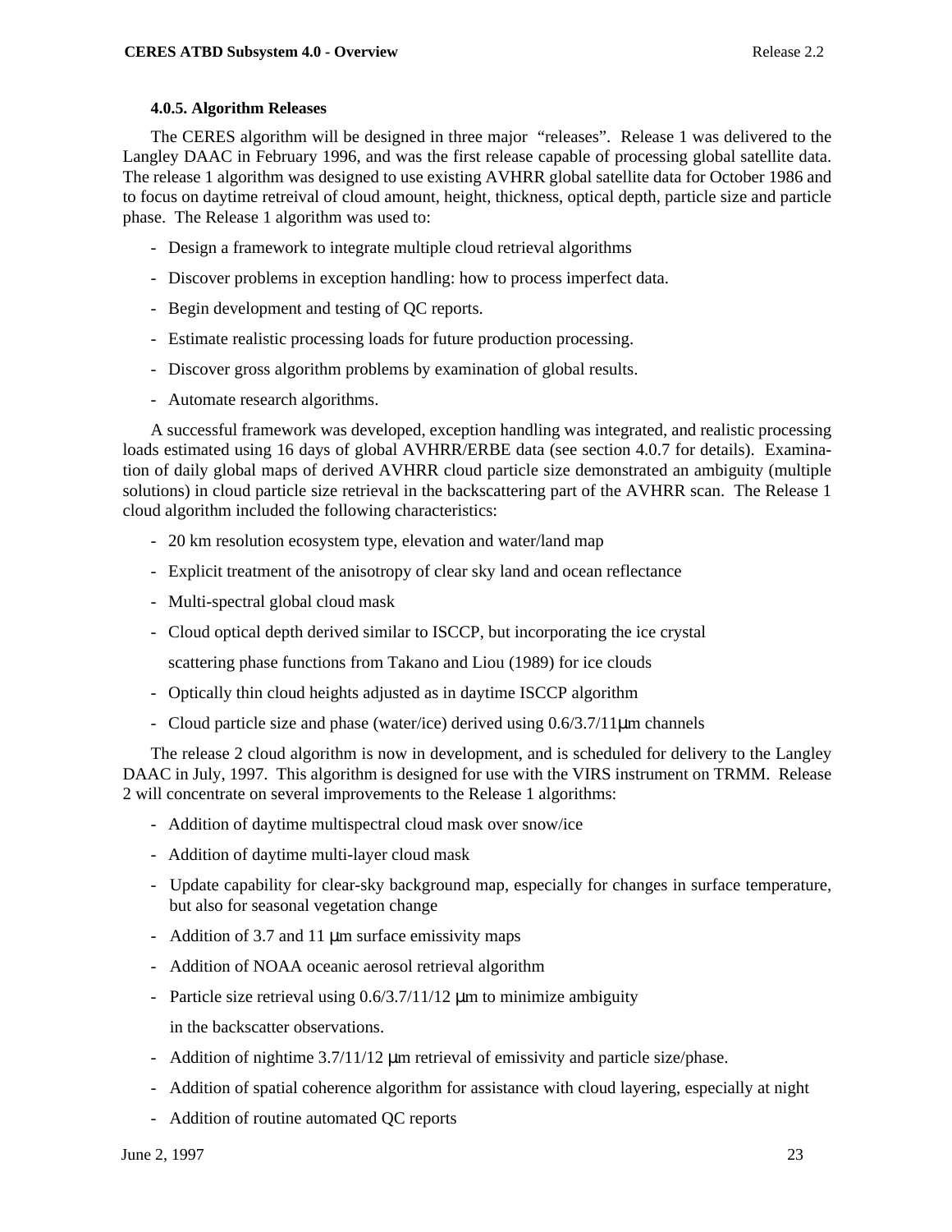#### 4.0.5. Algorithm Releases

The CERES algorithm will be designed in three major "releases". Release 1 was delivered to the Langley DAAC in February 1996, and was the first release capable of processing global satellite data. The release 1 algorithm was designed to use existing AVHRR global satellite data for October 1986 and to focus on daytime retreival of cloud amount, height, thickness, optical depth, particle size and particle phase. The Release 1 algorithm was used to:

- Design a framework to integrate multiple cloud retrieval algorithms
- Discover problems in exception handling: how to process imperfect data.
- Begin development and testing of QC reports.
- Estimate realistic processing loads for future production processing.
- Discover gross algorithm problems by examination of global results.
- Automate research algorithms.

A successful framework was developed, exception handling was integrated, and realistic processing loads estimated using 16 days of global AVHRR/ERBE data (see section 4.0.7 for details). Examination of daily global maps of derived AVHRR cloud particle size demonstrated an ambiguity (multiple solutions) in cloud particle size retrieval in the backscattering part of the AVHRR scan. The Release 1 cloud algorithm included the following characteristics:

- 20 km resolution ecosystem type, elevation and water/land map
- Explicit treatment of the anisotropy of clear sky land and ocean reflectance
- Multi-spectral global cloud mask
- Cloud optical depth derived similar to ISCCP, but incorporating the ice crystal scattering phase functions from Takano and Liou (1989) for ice clouds
- Optically thin cloud heights adjusted as in daytime ISCCP algorithm
- Cloud particle size and phase (water/ice) derived using 0.6/3.7/11μm channels

The release 2 cloud algorithm is now in development, and is scheduled for delivery to the Langley DAAC in July, 1997. This algorithm is designed for use with the VIRS instrument on TRMM. Release 2 will concentrate on several improvements to the Release 1 algorithms:

- Addition of daytime multispectral cloud mask over snow/ice
- Addition of daytime multi-layer cloud mask
- Update capability for clear-sky background map, especially for changes in surface temperature, but also for seasonal vegetation change
- Addition of 3.7 and 11 μm surface emissivity maps
- Addition of NOAA oceanic aerosol retrieval algorithm
- Particle size retrieval using 0.6/3.7/11/12 μm to minimize ambiguity in the backscatter observations.
- Addition of nightime 3.7/11/12 μm retrieval of emissivity and particle size/phase.
- Addition of spatial coherence algorithm for assistance with cloud layering, especially at night
- Addition of routine automated QC reports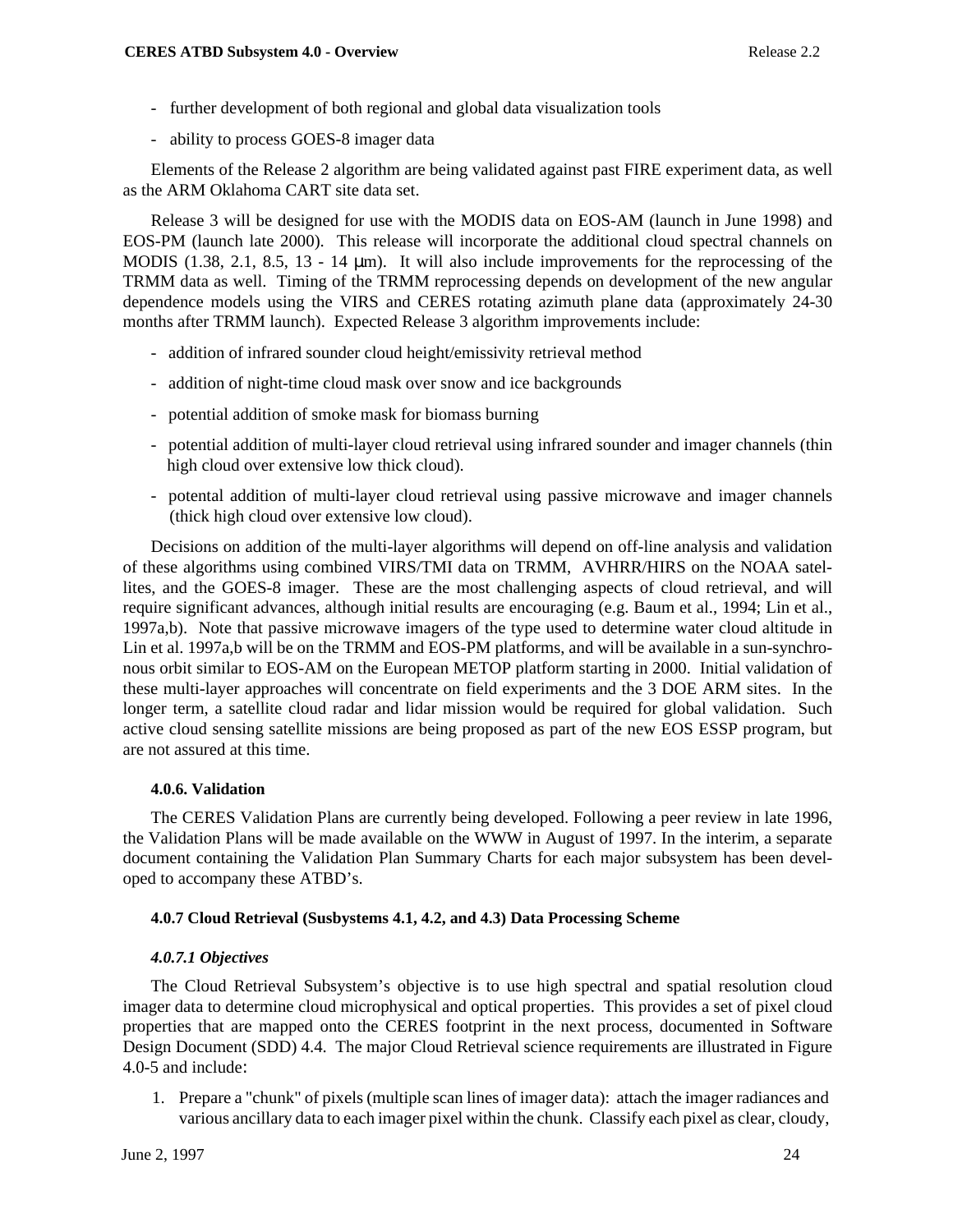- further development of both regional and global data visualization tools

- ability to process GOES-8 imager data

Elements of the Release 2 algorithm are being validated against past FIRE experiment data, as well as the ARM Oklahoma CART site data set.

Release 3 will be designed for use with the MODIS data on EOS-AM (launch in June 1998) and EOS-PM (launch late 2000). This release will incorporate the additional cloud spectral channels on MODIS (1.38, 2.1, 8.5, 13 - 14 μm). It will also include improvements for the reprocessing of the TRMM data as well. Timing of the TRMM reprocessing depends on development of the new angular dependence models using the VIRS and CERES rotating azimuth plane data (approximately 24-30 months after TRMM launch). Expected Release 3 algorithm improvements include:

- addition of infrared sounder cloud height/emissivity retrieval method

- addition of night-time cloud mask over snow and ice backgrounds

- potential addition of smoke mask for biomass burning

- potential addition of multi-layer cloud retrieval using infrared sounder and imager channels (thin high cloud over extensive low thick cloud).

- potental addition of multi-layer cloud retrieval using passive microwave and imager channels (thick high cloud over extensive low cloud).

Decisions on addition of the multi-layer algorithms will depend on off-line analysis and validation of these algorithms using combined VIRS/TMI data on TRMM, AVHRR/HIRS on the NOAA satellites, and the GOES-8 imager. These are the most challenging aspects of cloud retrieval, and will require significant advances, although initial results are encouraging (e.g. Baum et al., 1994; Lin et al., 1997a,b). Note that passive microwave imagers of the type used to determine water cloud altitude in Lin et al. 1997a,b will be on the TRMM and EOS-PM platforms, and will be available in a sun-synchronous orbit similar to EOS-AM on the European METOP platform starting in 2000. Initial validation of these multi-layer approaches will concentrate on field experiments and the 3 DOE ARM sites. In the longer term, a satellite cloud radar and lidar mission would be required for global validation. Such active cloud sensing satellite missions are being proposed as part of the new EOS ESSP program, but are not assured at this time.

#### 4.0.6. Validation

The CERES Validation Plans are currently being developed. Following a peer review in late 1996, the Validation Plans will be made available on the WWW in August of 1997. In the interim, a separate document containing the Validation Plan Summary Charts for each major subsystem has been developed to accompany these ATBD's.

#### 4.0.7 Cloud Retrieval (Susbystems 4.1, 4.2, and 4.3) Data Processing Scheme

##### *4.0.7.1 Objectives*

The Cloud Retrieval Subsystem's objective is to use high spectral and spatial resolution cloud imager data to determine cloud microphysical and optical properties. This provides a set of pixel cloud properties that are mapped onto the CERES footprint in the next process, documented in Software Design Document (SDD) 4.4. The major Cloud Retrieval science requirements are illustrated in Figure 4.0-5 and include:

1. Prepare a "chunk" of pixels (multiple scan lines of imager data): attach the imager radiances and various ancillary data to each imager pixel within the chunk. Classify each pixel as clear, cloudy,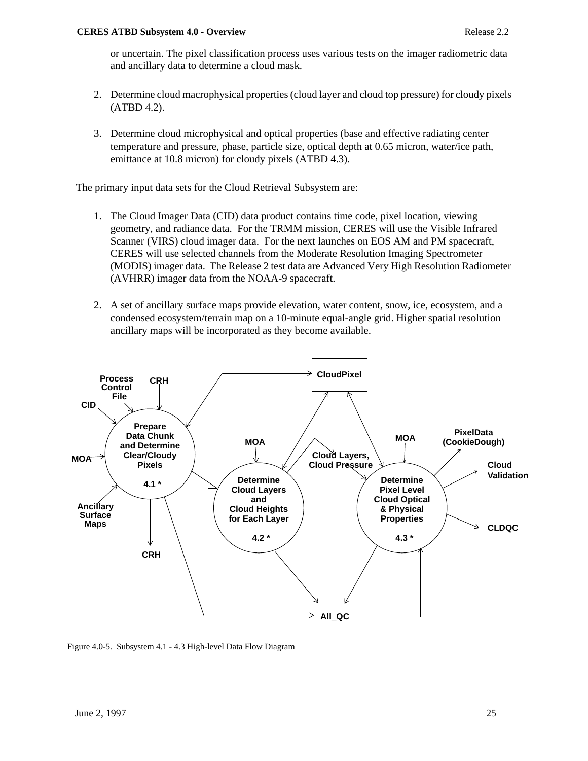or uncertain. The pixel classification process uses various tests on the imager radiometric data and ancillary data to determine a cloud mask.

2. Determine cloud macrophysical properties (cloud layer and cloud top pressure) for cloudy pixels (ATBD 4.2).

3. Determine cloud microphysical and optical properties (base and effective radiating center temperature and pressure, phase, particle size, optical depth at 0.65 micron, water/ice path, emittance at 10.8 micron) for cloudy pixels (ATBD 4.3).

The primary input data sets for the Cloud Retrieval Subsystem are:

1. The Cloud Imager Data (CID) data product contains time code, pixel location, viewing geometry, and radiance data. For the TRMM mission, CERES will use the Visible Infrared Scanner (VIRS) cloud imager data. For the next launches on EOS AM and PM spacecraft, CERES will use selected channels from the Moderate Resolution Imaging Spectrometer (MODIS) imager data. The Release 2 test data are Advanced Very High Resolution Radiometer (AVHRR) imager data from the NOAA-9 spacecraft.

2. A set of ancillary surface maps provide elevation, water content, snow, ice, ecosystem, and a condensed ecosystem/terrain map on a 10-minute equal-angle grid. Higher spatial resolution ancillary maps will be incorporated as they become available.

Figure 4.0-5. Subsystem 4.1 - 4.3 High-level Data Flow Diagram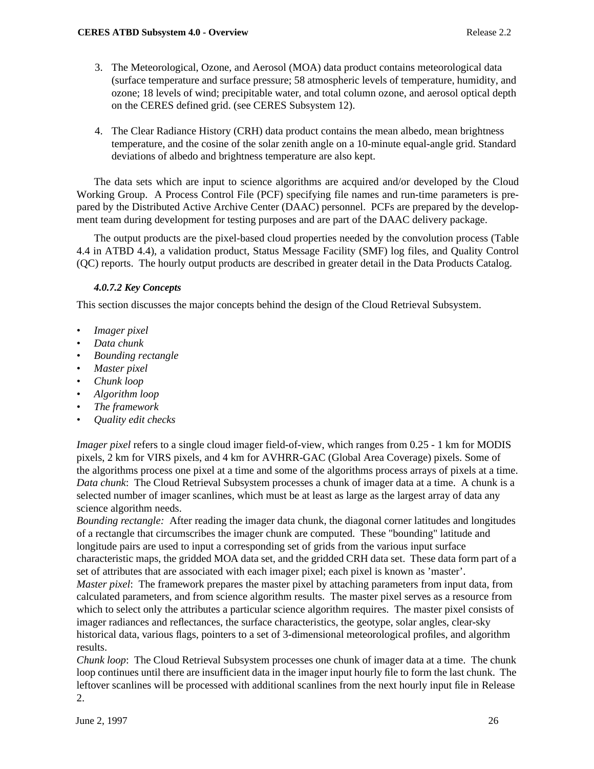3. The Meteorological, Ozone, and Aerosol (MOA) data product contains meteorological data (surface temperature and surface pressure; 58 atmospheric levels of temperature, humidity, and ozone; 18 levels of wind; precipitable water, and total column ozone, and aerosol optical depth on the CERES defined grid. (see CERES Subsystem 12).

4. The Clear Radiance History (CRH) data product contains the mean albedo, mean brightness temperature, and the cosine of the solar zenith angle on a 10-minute equal-angle grid. Standard deviations of albedo and brightness temperature are also kept.

The data sets which are input to science algorithms are acquired and/or developed by the Cloud Working Group. A Process Control File (PCF) specifying file names and run-time parameters is prepared by the Distributed Active Archive Center (DAAC) personnel. PCFs are prepared by the development team during development for testing purposes and are part of the DAAC delivery package.

The output products are the pixel-based cloud properties needed by the convolution process (Table 4.4 in ATBD 4.4), a validation product, Status Message Facility (SMF) log files, and Quality Control (QC) reports. The hourly output products are described in greater detail in the Data Products Catalog.

#### *4.0.7.2 Key Concepts*

This section discusses the major concepts behind the design of the Cloud Retrieval Subsystem.

- *Imager pixel*
- *Data chunk*
- *Bounding rectangle*
- *Master pixel*
- *Chunk loop*
- *Algorithm loop*
- *The framework*
- *Quality edit checks*

*Imager pixel* refers to a single cloud imager field-of-view, which ranges from 0.25 - 1 km for MODIS pixels, 2 km for VIRS pixels, and 4 km for AVHRR-GAC (Global Area Coverage) pixels. Some of the algorithms process one pixel at a time and some of the algorithms process arrays of pixels at a time.
*Data chunk*: The Cloud Retrieval Subsystem processes a chunk of imager data at a time. A chunk is a selected number of imager scanlines, which must be at least as large as the largest array of data any science algorithm needs.
*Bounding rectangle:* After reading the imager data chunk, the diagonal corner latitudes and longitudes of a rectangle that circumscribes the imager chunk are computed. These "bounding" latitude and longitude pairs are used to input a corresponding set of grids from the various input surface characteristic maps, the gridded MOA data set, and the gridded CRH data set. These data form part of a set of attributes that are associated with each imager pixel; each pixel is known as 'master'.
*Master pixel*: The framework prepares the master pixel by attaching parameters from input data, from calculated parameters, and from science algorithm results. The master pixel serves as a resource from which to select only the attributes a particular science algorithm requires. The master pixel consists of imager radiances and reflectances, the surface characteristics, the geotype, solar angles, clear-sky historical data, various flags, pointers to a set of 3-dimensional meteorological profiles, and algorithm results.
*Chunk loop*: The Cloud Retrieval Subsystem processes one chunk of imager data at a time. The chunk loop continues until there are insufficient data in the imager input hourly file to form the last chunk. The leftover scanlines will be processed with additional scanlines from the next hourly input file in Release 2.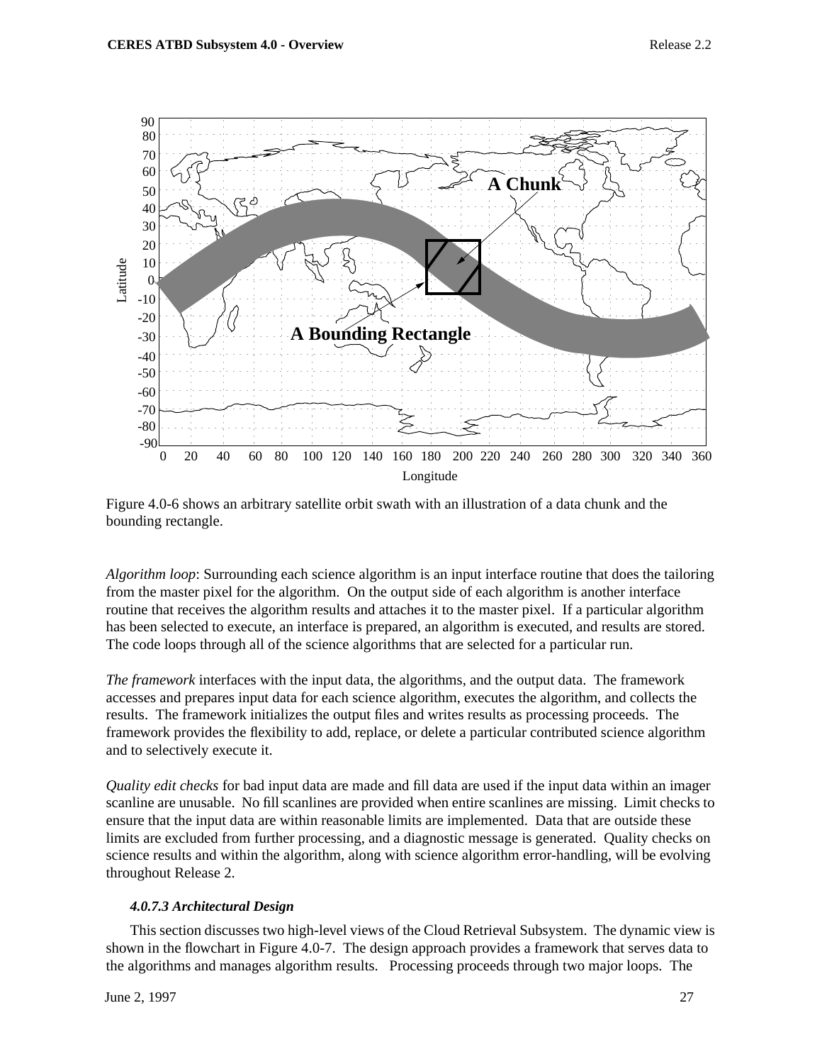Figure 4.0-6 shows an arbitrary satellite orbit swath with an illustration of a data chunk and the bounding rectangle.

*Algorithm loop*: Surrounding each science algorithm is an input interface routine that does the tailoring from the master pixel for the algorithm. On the output side of each algorithm is another interface routine that receives the algorithm results and attaches it to the master pixel. If a particular algorithm has been selected to execute, an interface is prepared, an algorithm is executed, and results are stored. The code loops through all of the science algorithms that are selected for a particular run.

*The framework* interfaces with the input data, the algorithms, and the output data. The framework accesses and prepares input data for each science algorithm, executes the algorithm, and collects the results. The framework initializes the output files and writes results as processing proceeds. The framework provides the flexibility to add, replace, or delete a particular contributed science algorithm and to selectively execute it.

*Quality edit checks* for bad input data are made and fill data are used if the input data within an imager scanline are unusable. No fill scanlines are provided when entire scanlines are missing. Limit checks to ensure that the input data are within reasonable limits are implemented. Data that are outside these limits are excluded from further processing, and a diagnostic message is generated. Quality checks on science results and within the algorithm, along with science algorithm error-handling, will be evolving throughout Release 2.

#### *4.0.7.3 Architectural Design*

This section discusses two high-level views of the Cloud Retrieval Subsystem. The dynamic view is shown in the flowchart in Figure 4.0-7. The design approach provides a framework that serves data to the algorithms and manages algorithm results. Processing proceeds through two major loops. The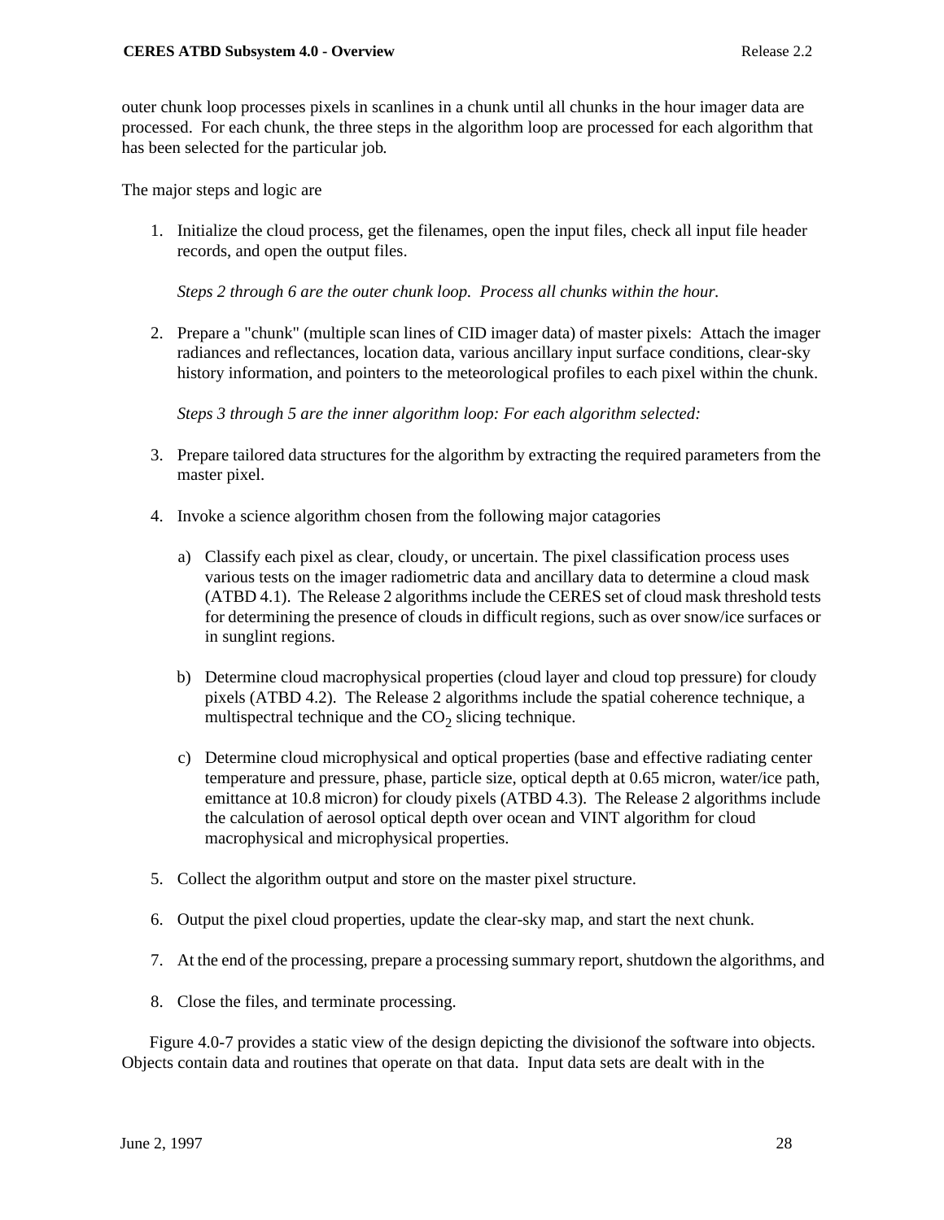outer chunk loop processes pixels in scanlines in a chunk until all chunks in the hour imager data are processed. For each chunk, the three steps in the algorithm loop are processed for each algorithm that has been selected for the particular job.

The major steps and logic are

1. Initialize the cloud process, get the filenames, open the input files, check all input file header records, and open the output files.

   *Steps 2 through 6 are the outer chunk loop. Process all chunks within the hour.*

2. Prepare a "chunk" (multiple scan lines of CID imager data) of master pixels: Attach the imager radiances and reflectances, location data, various ancillary input surface conditions, clear-sky history information, and pointers to the meteorological profiles to each pixel within the chunk.

   *Steps 3 through 5 are the inner algorithm loop: For each algorithm selected:*

3. Prepare tailored data structures for the algorithm by extracting the required parameters from the master pixel.

4. Invoke a science algorithm chosen from the following major catagories

   a) Classify each pixel as clear, cloudy, or uncertain. The pixel classification process uses various tests on the imager radiometric data and ancillary data to determine a cloud mask (ATBD 4.1). The Release 2 algorithms include the CERES set of cloud mask threshold tests for determining the presence of clouds in difficult regions, such as over snow/ice surfaces or in sunglint regions.

   b) Determine cloud macrophysical properties (cloud layer and cloud top pressure) for cloudy pixels (ATBD 4.2). The Release 2 algorithms include the spatial coherence technique, a multispectral technique and the $CO_2$ slicing technique.

   c) Determine cloud microphysical and optical properties (base and effective radiating center temperature and pressure, phase, particle size, optical depth at 0.65 micron, water/ice path, emittance at 10.8 micron) for cloudy pixels (ATBD 4.3). The Release 2 algorithms include the calculation of aerosol optical depth over ocean and VINT algorithm for cloud macrophysical and microphysical properties.

5. Collect the algorithm output and store on the master pixel structure.

6. Output the pixel cloud properties, update the clear-sky map, and start the next chunk.

7. At the end of the processing, prepare a processing summary report, shutdown the algorithms, and

8. Close the files, and terminate processing.

Figure 4.0-7 provides a static view of the design depicting the divisionof the software into objects. Objects contain data and routines that operate on that data. Input data sets are dealt with in the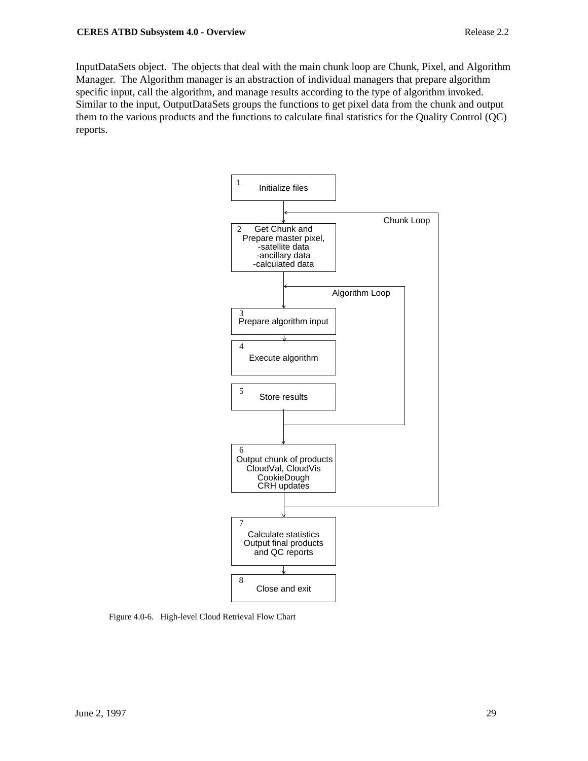InputDataSets object. The objects that deal with the main chunk loop are Chunk, Pixel, and Algorithm Manager. The Algorithm manager is an abstraction of individual managers that prepare algorithm specific input, call the algorithm, and manage results according to the type of algorithm invoked. Similar to the input, OutputDataSets groups the functions to get pixel data from the chunk and output them to the various products and the functions to calculate final statistics for the Quality Control (QC) reports.

1. Initialize files

Chunk Loop

2. Get Chunk and Prepare master pixel,
   - -satellite data
   - -ancillary data
   - -calculated data

Algorithm Loop

3. Prepare algorithm input
4. Execute algorithm
5. Store results
6. Output chunk of products CloudVal, CloudVis CookieDough CRH updates
7. Calculate statistics Output final products and QC reports
8. Close and exit

Figure 4.0-6. High-level Cloud Retrieval Flow Chart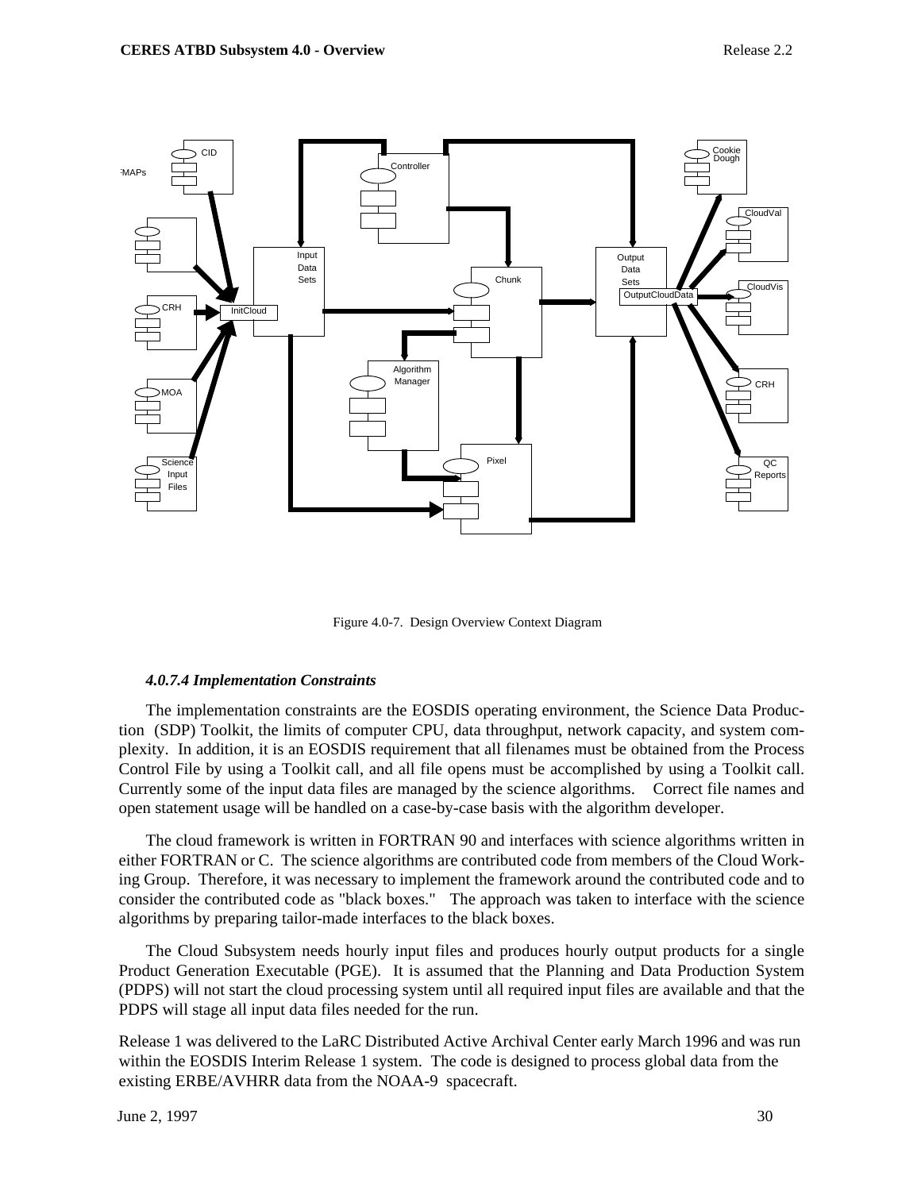Figure 4.0-7. Design Overview Context Diagram

#### *4.0.7.4 Implementation Constraints*

The implementation constraints are the EOSDIS operating environment, the Science Data Production (SDP) Toolkit, the limits of computer CPU, data throughput, network capacity, and system complexity. In addition, it is an EOSDIS requirement that all filenames must be obtained from the Process Control File by using a Toolkit call, and all file opens must be accomplished by using a Toolkit call. Currently some of the input data files are managed by the science algorithms. Correct file names and open statement usage will be handled on a case-by-case basis with the algorithm developer.

The cloud framework is written in FORTRAN 90 and interfaces with science algorithms written in either FORTRAN or C. The science algorithms are contributed code from members of the Cloud Working Group. Therefore, it was necessary to implement the framework around the contributed code and to consider the contributed code as "black boxes." The approach was taken to interface with the science algorithms by preparing tailor-made interfaces to the black boxes.

The Cloud Subsystem needs hourly input files and produces hourly output products for a single Product Generation Executable (PGE). It is assumed that the Planning and Data Production System (PDPS) will not start the cloud processing system until all required input files are available and that the PDPS will stage all input data files needed for the run.

Release 1 was delivered to the LaRC Distributed Active Archival Center early March 1996 and was run within the EOSDIS Interim Release 1 system. The code is designed to process global data from the existing ERBE/AVHRR data from the NOAA-9 spacecraft.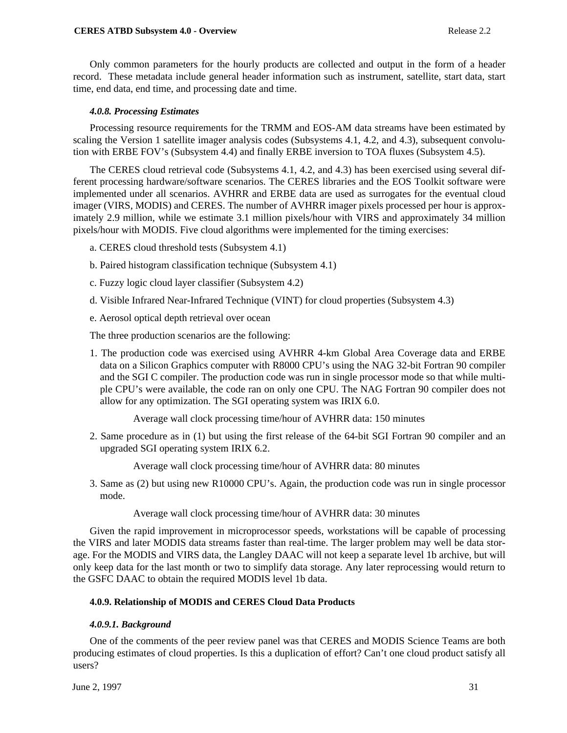Only common parameters for the hourly products are collected and output in the form of a header record. These metadata include general header information such as instrument, satellite, start data, start time, end data, end time, and processing date and time.

#### *4.0.8. Processing Estimates*

Processing resource requirements for the TRMM and EOS-AM data streams have been estimated by scaling the Version 1 satellite imager analysis codes (Subsystems 4.1, 4.2, and 4.3), subsequent convolution with ERBE FOV's (Subsystem 4.4) and finally ERBE inversion to TOA fluxes (Subsystem 4.5).

The CERES cloud retrieval code (Subsystems 4.1, 4.2, and 4.3) has been exercised using several different processing hardware/software scenarios. The CERES libraries and the EOS Toolkit software were implemented under all scenarios. AVHRR and ERBE data are used as surrogates for the eventual cloud imager (VIRS, MODIS) and CERES. The number of AVHRR imager pixels processed per hour is approximately 2.9 million, while we estimate 3.1 million pixels/hour with VIRS and approximately 34 million pixels/hour with MODIS. Five cloud algorithms were implemented for the timing exercises:

a. CERES cloud threshold tests (Subsystem 4.1)

b. Paired histogram classification technique (Subsystem 4.1)

c. Fuzzy logic cloud layer classifier (Subsystem 4.2)

d. Visible Infrared Near-Infrared Technique (VINT) for cloud properties (Subsystem 4.3)

e. Aerosol optical depth retrieval over ocean

The three production scenarios are the following:

1. The production code was exercised using AVHRR 4-km Global Area Coverage data and ERBE data on a Silicon Graphics computer with R8000 CPU's using the NAG 32-bit Fortran 90 compiler and the SGI C compiler. The production code was run in single processor mode so that while multiple CPU's were available, the code ran on only one CPU. The NAG Fortran 90 compiler does not allow for any optimization. The SGI operating system was IRIX 6.0.

   Average wall clock processing time/hour of AVHRR data: 150 minutes

2. Same procedure as in (1) but using the first release of the 64-bit SGI Fortran 90 compiler and an upgraded SGI operating system IRIX 6.2.

   Average wall clock processing time/hour of AVHRR data: 80 minutes

3. Same as (2) but using new R10000 CPU's. Again, the production code was run in single processor mode.

   Average wall clock processing time/hour of AVHRR data: 30 minutes

Given the rapid improvement in microprocessor speeds, workstations will be capable of processing the VIRS and later MODIS data streams faster than real-time. The larger problem may well be data storage. For the MODIS and VIRS data, the Langley DAAC will not keep a separate level 1b archive, but will only keep data for the last month or two to simplify data storage. Any later reprocessing would return to the GSFC DAAC to obtain the required MODIS level 1b data.

### 4.0.9. Relationship of MODIS and CERES Cloud Data Products

#### *4.0.9.1. Background*

One of the comments of the peer review panel was that CERES and MODIS Science Teams are both producing estimates of cloud properties. Is this a duplication of effort? Can't one cloud product satisfy all users?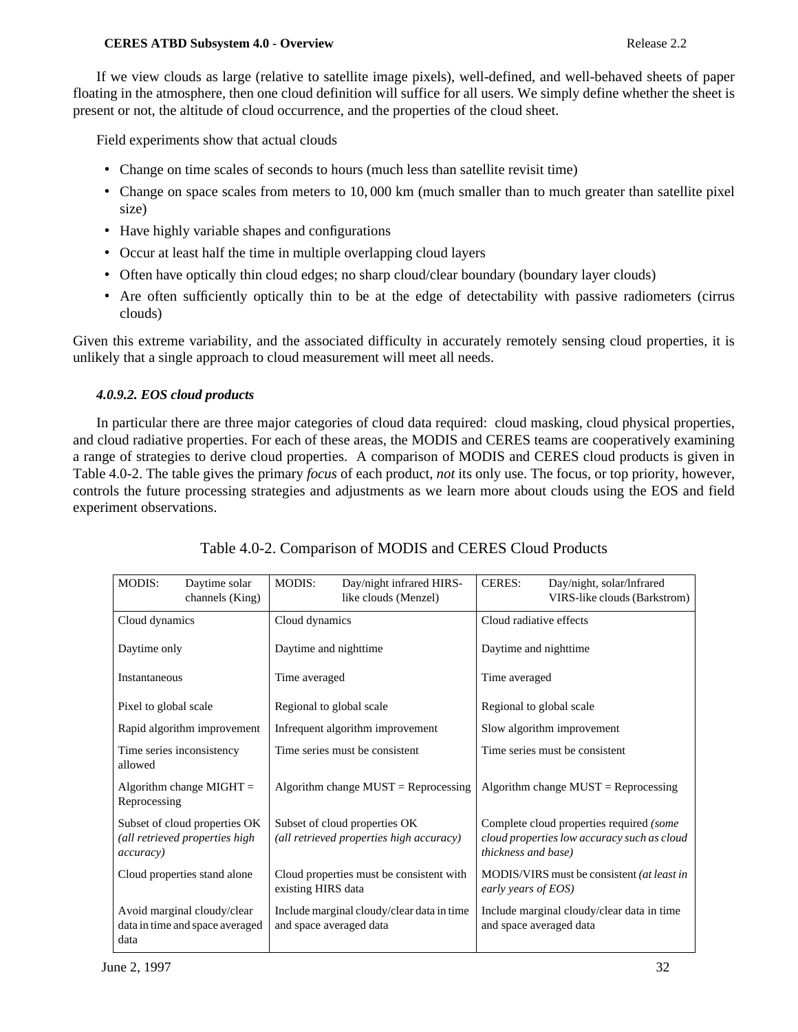If we view clouds as large (relative to satellite image pixels), well-defined, and well-behaved sheets of paper floating in the atmosphere, then one cloud definition will suffice for all users. We simply define whether the sheet is present or not, the altitude of cloud occurrence, and the properties of the cloud sheet.

Field experiments show that actual clouds

- Change on time scales of seconds to hours (much less than satellite revisit time)
- Change on space scales from meters to 10, 000 km (much smaller than to much greater than satellite pixel size)
- Have highly variable shapes and configurations
- Occur at least half the time in multiple overlapping cloud layers
- Often have optically thin cloud edges; no sharp cloud/clear boundary (boundary layer clouds)
- Are often sufficiently optically thin to be at the edge of detectability with passive radiometers (cirrus clouds)

Given this extreme variability, and the associated difficulty in accurately remotely sensing cloud properties, it is unlikely that a single approach to cloud measurement will meet all needs.

#### *4.0.9.2. EOS cloud products*

In particular there are three major categories of cloud data required: cloud masking, cloud physical properties, and cloud radiative properties. For each of these areas, the MODIS and CERES teams are cooperatively examining a range of strategies to derive cloud properties. A comparison of MODIS and CERES cloud products is given in Table 4.0-2. The table gives the primary *focus* of each product, *not* its only use. The focus, or top priority, however, controls the future processing strategies and adjustments as we learn more about clouds using the EOS and field experiment observations.

Table 4.0-2. Comparison of MODIS and CERES Cloud Products

| MODIS: Daytime solar channels (King) | MODIS: Day/night infrared HIRS-like clouds (Menzel) | CERES: Day/night, solar/lnfrared VIRS-like clouds (Barkstrom) |
|---|---|---|
| Cloud dynamics | Cloud dynamics | Cloud radiative effects |
| Daytime only | Daytime and nighttime | Daytime and nighttime |
| Instantaneous | Time averaged | Time averaged |
| Pixel to global scale | Regional to global scale | Regional to global scale |
| Rapid algorithm improvement | Infrequent algorithm improvement | Slow algorithm improvement |
| Time series inconsistency allowed | Time series must be consistent | Time series must be consistent |
| Algorithm change MIGHT = Reprocessing | Algorithm change MUST = Reprocessing | Algorithm change MUST = Reprocessing |
| Subset of cloud properties OK *(all retrieved properties high accuracy)* | Subset of cloud properties OK *(all retrieved properties high accuracy)* | Complete cloud properties required *(some cloud properties low accuracy such as cloud thickness and base)* |
| Cloud properties stand alone | Cloud properties must be consistent with existing HIRS data | MODIS/VIRS must be consistent *(at least in early years of EOS)* |
| Avoid marginal cloudy/clear data in time and space averaged data | Include marginal cloudy/clear data in time and space averaged data | Include marginal cloudy/clear data in time and space averaged data |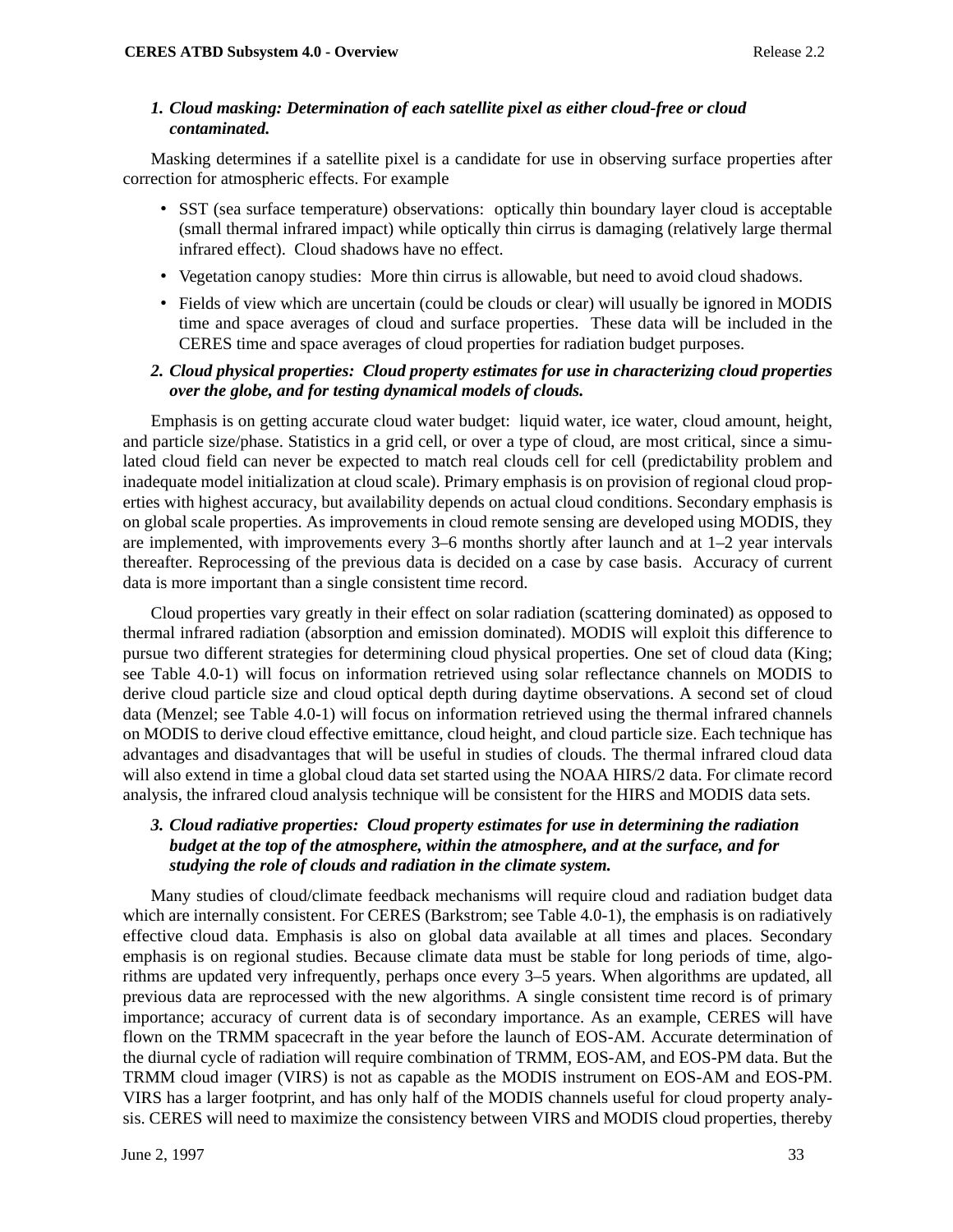1. ***Cloud masking: Determination of each satellite pixel as either cloud-free or cloud contaminated.***

Masking determines if a satellite pixel is a candidate for use in observing surface properties after correction for atmospheric effects. For example

- SST (sea surface temperature) observations: optically thin boundary layer cloud is acceptable (small thermal infrared impact) while optically thin cirrus is damaging (relatively large thermal infrared effect). Cloud shadows have no effect.
- Vegetation canopy studies: More thin cirrus is allowable, but need to avoid cloud shadows.
- Fields of view which are uncertain (could be clouds or clear) will usually be ignored in MODIS time and space averages of cloud and surface properties. These data will be included in the CERES time and space averages of cloud properties for radiation budget purposes.

2. ***Cloud physical properties: Cloud property estimates for use in characterizing cloud properties over the globe, and for testing dynamical models of clouds.***

Emphasis is on getting accurate cloud water budget: liquid water, ice water, cloud amount, height, and particle size/phase. Statistics in a grid cell, or over a type of cloud, are most critical, since a simulated cloud field can never be expected to match real clouds cell for cell (predictability problem and inadequate model initialization at cloud scale). Primary emphasis is on provision of regional cloud properties with highest accuracy, but availability depends on actual cloud conditions. Secondary emphasis is on global scale properties. As improvements in cloud remote sensing are developed using MODIS, they are implemented, with improvements every 3–6 months shortly after launch and at 1–2 year intervals thereafter. Reprocessing of the previous data is decided on a case by case basis. Accuracy of current data is more important than a single consistent time record.

Cloud properties vary greatly in their effect on solar radiation (scattering dominated) as opposed to thermal infrared radiation (absorption and emission dominated). MODIS will exploit this difference to pursue two different strategies for determining cloud physical properties. One set of cloud data (King; see Table 4.0-1) will focus on information retrieved using solar reflectance channels on MODIS to derive cloud particle size and cloud optical depth during daytime observations. A second set of cloud data (Menzel; see Table 4.0-1) will focus on information retrieved using the thermal infrared channels on MODIS to derive cloud effective emittance, cloud height, and cloud particle size. Each technique has advantages and disadvantages that will be useful in studies of clouds. The thermal infrared cloud data will also extend in time a global cloud data set started using the NOAA HIRS/2 data. For climate record analysis, the infrared cloud analysis technique will be consistent for the HIRS and MODIS data sets.

3. ***Cloud radiative properties: Cloud property estimates for use in determining the radiation budget at the top of the atmosphere, within the atmosphere, and at the surface, and for studying the role of clouds and radiation in the climate system.***

Many studies of cloud/climate feedback mechanisms will require cloud and radiation budget data which are internally consistent. For CERES (Barkstrom; see Table 4.0-1), the emphasis is on radiatively effective cloud data. Emphasis is also on global data available at all times and places. Secondary emphasis is on regional studies. Because climate data must be stable for long periods of time, algorithms are updated very infrequently, perhaps once every 3–5 years. When algorithms are updated, all previous data are reprocessed with the new algorithms. A single consistent time record is of primary importance; accuracy of current data is of secondary importance. As an example, CERES will have flown on the TRMM spacecraft in the year before the launch of EOS-AM. Accurate determination of the diurnal cycle of radiation will require combination of TRMM, EOS-AM, and EOS-PM data. But the TRMM cloud imager (VIRS) is not as capable as the MODIS instrument on EOS-AM and EOS-PM. VIRS has a larger footprint, and has only half of the MODIS channels useful for cloud property analysis. CERES will need to maximize the consistency between VIRS and MODIS cloud properties, thereby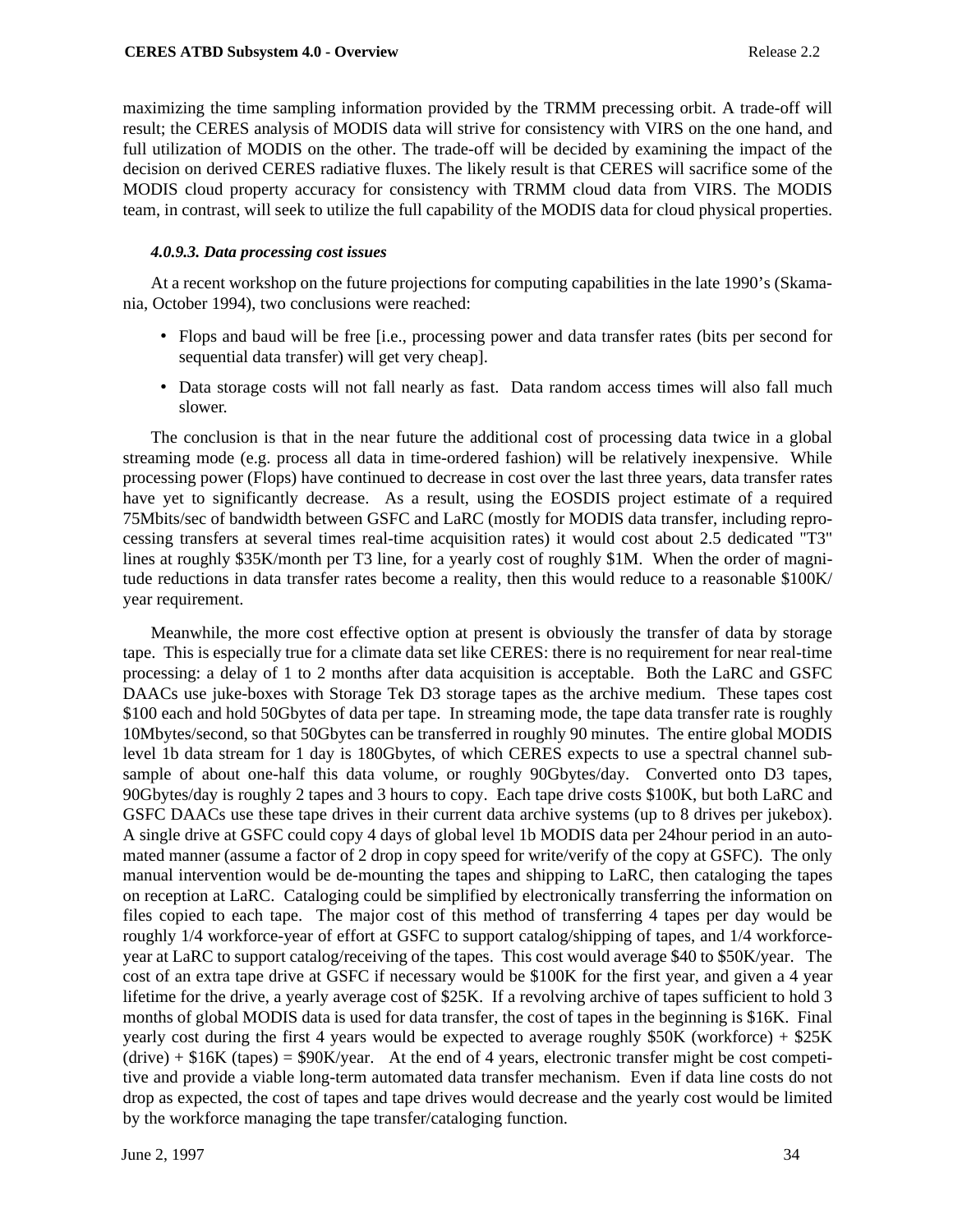maximizing the time sampling information provided by the TRMM precessing orbit. A trade-off will result; the CERES analysis of MODIS data will strive for consistency with VIRS on the one hand, and full utilization of MODIS on the other. The trade-off will be decided by examining the impact of the decision on derived CERES radiative fluxes. The likely result is that CERES will sacrifice some of the MODIS cloud property accuracy for consistency with TRMM cloud data from VIRS. The MODIS team, in contrast, will seek to utilize the full capability of the MODIS data for cloud physical properties.

#### *4.0.9.3. Data processing cost issues*

At a recent workshop on the future projections for computing capabilities in the late 1990's (Skamania, October 1994), two conclusions were reached:

- Flops and baud will be free [i.e., processing power and data transfer rates (bits per second for sequential data transfer) will get very cheap].
- Data storage costs will not fall nearly as fast. Data random access times will also fall much slower.

The conclusion is that in the near future the additional cost of processing data twice in a global streaming mode (e.g. process all data in time-ordered fashion) will be relatively inexpensive. While processing power (Flops) have continued to decrease in cost over the last three years, data transfer rates have yet to significantly decrease. As a result, using the EOSDIS project estimate of a required 75Mbits/sec of bandwidth between GSFC and LaRC (mostly for MODIS data transfer, including reprocessing transfers at several times real-time acquisition rates) it would cost about 2.5 dedicated "T3" lines at roughly $35K/month per T3 line, for a yearly cost of roughly $1M. When the order of magnitude reductions in data transfer rates become a reality, then this would reduce to a reasonable $100K/year requirement.

Meanwhile, the more cost effective option at present is obviously the transfer of data by storage tape. This is especially true for a climate data set like CERES: there is no requirement for near real-time processing: a delay of 1 to 2 months after data acquisition is acceptable. Both the LaRC and GSFC DAACs use juke-boxes with Storage Tek D3 storage tapes as the archive medium. These tapes cost $100 each and hold 50Gbytes of data per tape. In streaming mode, the tape data transfer rate is roughly 10Mbytes/second, so that 50Gbytes can be transferred in roughly 90 minutes. The entire global MODIS level 1b data stream for 1 day is 180Gbytes, of which CERES expects to use a spectral channel subsample of about one-half this data volume, or roughly 90Gbytes/day. Converted onto D3 tapes, 90Gbytes/day is roughly 2 tapes and 3 hours to copy. Each tape drive costs $100K, but both LaRC and GSFC DAACs use these tape drives in their current data archive systems (up to 8 drives per jukebox). A single drive at GSFC could copy 4 days of global level 1b MODIS data per 24hour period in an automated manner (assume a factor of 2 drop in copy speed for write/verify of the copy at GSFC). The only manual intervention would be de-mounting the tapes and shipping to LaRC, then cataloging the tapes on reception at LaRC. Cataloging could be simplified by electronically transferring the information on files copied to each tape. The major cost of this method of transferring 4 tapes per day would be roughly 1/4 workforce-year of effort at GSFC to support catalog/shipping of tapes, and 1/4 workforce-year at LaRC to support catalog/receiving of the tapes. This cost would average $40 to $50K/year. The cost of an extra tape drive at GSFC if necessary would be $100K for the first year, and given a 4 year lifetime for the drive, a yearly average cost of $25K. If a revolving archive of tapes sufficient to hold 3 months of global MODIS data is used for data transfer, the cost of tapes in the beginning is $16K. Final yearly cost during the first 4 years would be expected to average roughly $50K (workforce) + $25K (drive) + $16K (tapes) = $90K/year. At the end of 4 years, electronic transfer might be cost competitive and provide a viable long-term automated data transfer mechanism. Even if data line costs do not drop as expected, the cost of tapes and tape drives would decrease and the yearly cost would be limited by the workforce managing the tape transfer/cataloging function.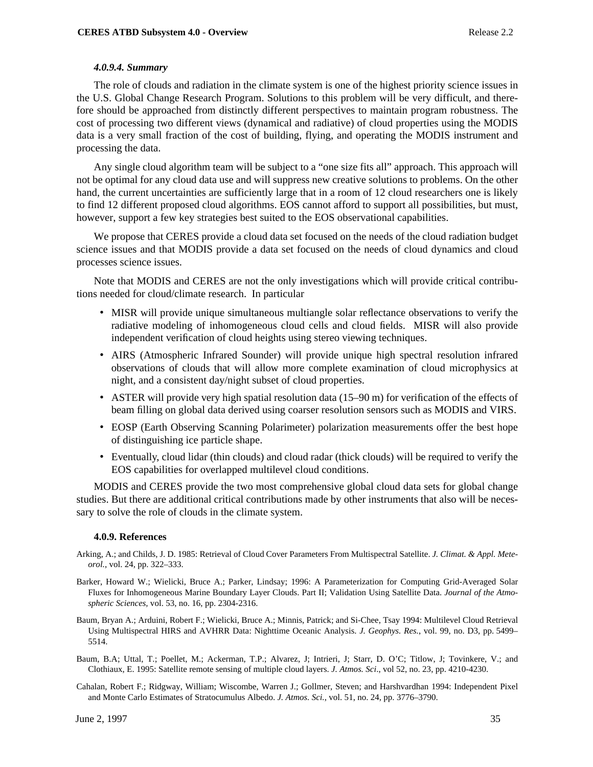#### *4.0.9.4. Summary*

The role of clouds and radiation in the climate system is one of the highest priority science issues in the U.S. Global Change Research Program. Solutions to this problem will be very difficult, and therefore should be approached from distinctly different perspectives to maintain program robustness. The cost of processing two different views (dynamical and radiative) of cloud properties using the MODIS data is a very small fraction of the cost of building, flying, and operating the MODIS instrument and processing the data.

Any single cloud algorithm team will be subject to a "one size fits all" approach. This approach will not be optimal for any cloud data use and will suppress new creative solutions to problems. On the other hand, the current uncertainties are sufficiently large that in a room of 12 cloud researchers one is likely to find 12 different proposed cloud algorithms. EOS cannot afford to support all possibilities, but must, however, support a few key strategies best suited to the EOS observational capabilities.

We propose that CERES provide a cloud data set focused on the needs of the cloud radiation budget science issues and that MODIS provide a data set focused on the needs of cloud dynamics and cloud processes science issues.

Note that MODIS and CERES are not the only investigations which will provide critical contributions needed for cloud/climate research. In particular

- MISR will provide unique simultaneous multiangle solar reflectance observations to verify the radiative modeling of inhomogeneous cloud cells and cloud fields. MISR will also provide independent verification of cloud heights using stereo viewing techniques.
- AIRS (Atmospheric Infrared Sounder) will provide unique high spectral resolution infrared observations of clouds that will allow more complete examination of cloud microphysics at night, and a consistent day/night subset of cloud properties.
- ASTER will provide very high spatial resolution data (15–90 m) for verification of the effects of beam filling on global data derived using coarser resolution sensors such as MODIS and VIRS.
- EOSP (Earth Observing Scanning Polarimeter) polarization measurements offer the best hope of distinguishing ice particle shape.
- Eventually, cloud lidar (thin clouds) and cloud radar (thick clouds) will be required to verify the EOS capabilities for overlapped multilevel cloud conditions.

MODIS and CERES provide the two most comprehensive global cloud data sets for global change studies. But there are additional critical contributions made by other instruments that also will be necessary to solve the role of clouds in the climate system.

### 4.0.9. References

Arking, A.; and Childs, J. D. 1985: Retrieval of Cloud Cover Parameters From Multispectral Satellite. *J. Climat. & Appl. Meteorol.*, vol. 24, pp. 322–333.

Barker, Howard W.; Wielicki, Bruce A.; Parker, Lindsay; 1996: A Parameterization for Computing Grid-Averaged Solar Fluxes for Inhomogeneous Marine Boundary Layer Clouds. Part II; Validation Using Satellite Data. *Journal of the Atmospheric Sciences,* vol. 53, no. 16, pp. 2304-2316.

Baum, Bryan A.; Arduini, Robert F.; Wielicki, Bruce A.; Minnis, Patrick; and Si-Chee, Tsay 1994: Multilevel Cloud Retrieval Using Multispectral HIRS and AVHRR Data: Nighttime Oceanic Analysis. *J. Geophys. Res.*, vol. 99, no. D3, pp. 5499–5514.

Baum, B.A; Uttal, T.; Poellet, M.; Ackerman, T.P.; Alvarez, J; Intrieri, J; Starr, D. O'C; Titlow, J; Tovinkere, V.; and Clothiaux, E. 1995: Satellite remote sensing of multiple cloud layers. *J. Atmos. Sci*., vol 52, no. 23, pp. 4210-4230.

Cahalan, Robert F.; Ridgway, William; Wiscombe, Warren J.; Gollmer, Steven; and Harshvardhan 1994: Independent Pixel and Monte Carlo Estimates of Stratocumulus Albedo. *J. Atmos. Sci.,* vol. 51, no. 24, pp. 3776–3790.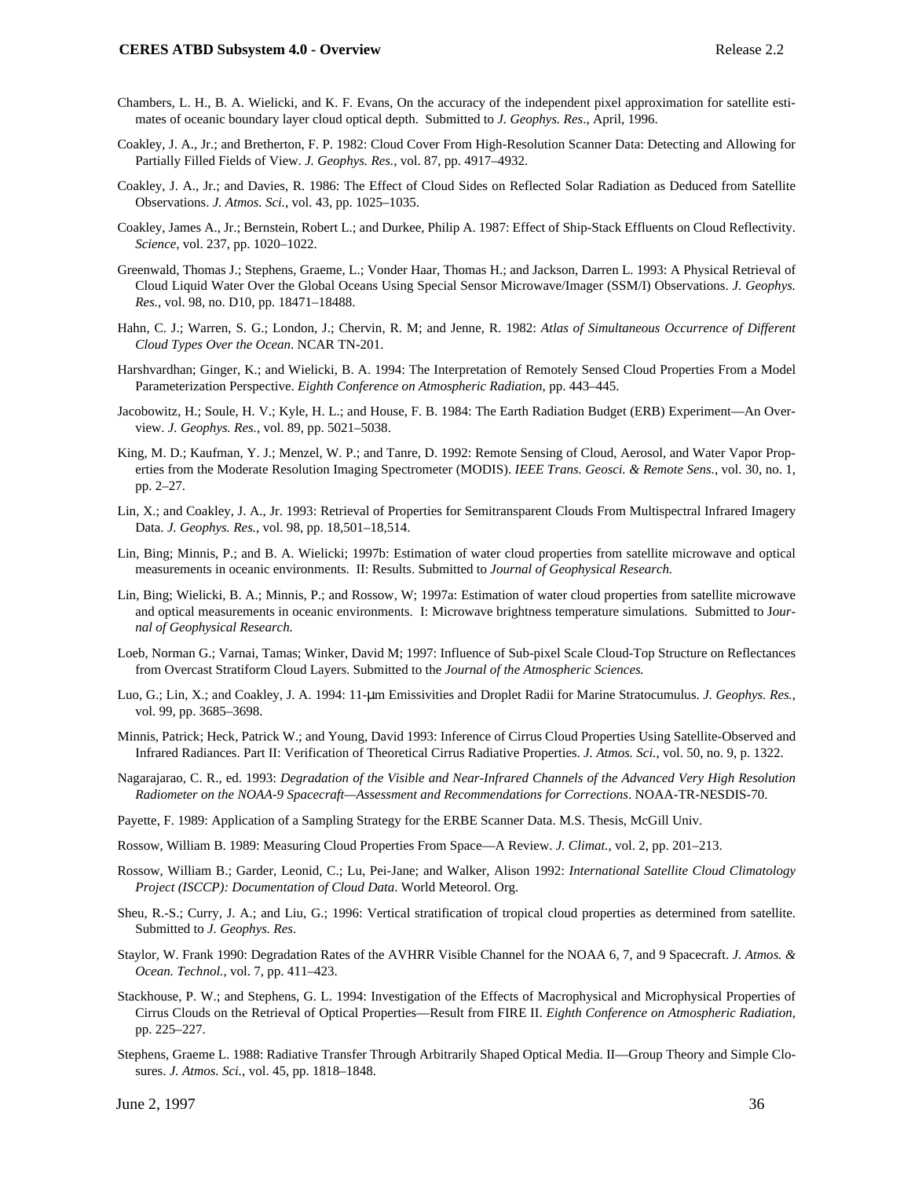Chambers, L. H., B. A. Wielicki, and K. F. Evans, On the accuracy of the independent pixel approximation for satellite estimates of oceanic boundary layer cloud optical depth. Submitted to *J. Geophys. Res*., April, 1996.

Coakley, J. A., Jr.; and Bretherton, F. P. 1982: Cloud Cover From High-Resolution Scanner Data: Detecting and Allowing for Partially Filled Fields of View. *J. Geophys. Res.*, vol. 87, pp. 4917–4932.

Coakley, J. A., Jr.; and Davies, R. 1986: The Effect of Cloud Sides on Reflected Solar Radiation as Deduced from Satellite Observations. *J. Atmos. Sci.*, vol. 43, pp. 1025–1035.

Coakley, James A., Jr.; Bernstein, Robert L.; and Durkee, Philip A. 1987: Effect of Ship-Stack Effluents on Cloud Reflectivity. *Science*, vol. 237, pp. 1020–1022.

Greenwald, Thomas J.; Stephens, Graeme, L.; Vonder Haar, Thomas H.; and Jackson, Darren L. 1993: A Physical Retrieval of Cloud Liquid Water Over the Global Oceans Using Special Sensor Microwave/Imager (SSM/I) Observations. *J. Geophys. Res.*, vol. 98, no. D10, pp. 18471–18488.

Hahn, C. J.; Warren, S. G.; London, J.; Chervin, R. M; and Jenne, R. 1982: *Atlas of Simultaneous Occurrence of Different Cloud Types Over the Ocean*. NCAR TN-201.

Harshvardhan; Ginger, K.; and Wielicki, B. A. 1994: The Interpretation of Remotely Sensed Cloud Properties From a Model Parameterization Perspective. *Eighth Conference on Atmospheric Radiation*, pp. 443–445.

Jacobowitz, H.; Soule, H. V.; Kyle, H. L.; and House, F. B. 1984: The Earth Radiation Budget (ERB) Experiment—An Overview. *J. Geophys. Res.*, vol. 89, pp. 5021–5038.

King, M. D.; Kaufman, Y. J.; Menzel, W. P.; and Tanre, D. 1992: Remote Sensing of Cloud, Aerosol, and Water Vapor Properties from the Moderate Resolution Imaging Spectrometer (MODIS). *IEEE Trans. Geosci. & Remote Sens.*, vol. 30, no. 1, pp. 2–27.

Lin, X.; and Coakley, J. A., Jr. 1993: Retrieval of Properties for Semitransparent Clouds From Multispectral Infrared Imagery Data. *J. Geophys. Res.*, vol. 98, pp. 18,501–18,514.

Lin, Bing; Minnis, P.; and B. A. Wielicki; 1997b: Estimation of water cloud properties from satellite microwave and optical measurements in oceanic environments. II: Results. Submitted to *Journal of Geophysical Research.*

Lin, Bing; Wielicki, B. A.; Minnis, P.; and Rossow, W; 1997a: Estimation of water cloud properties from satellite microwave and optical measurements in oceanic environments. I: Microwave brightness temperature simulations. Submitted to J*ournal of Geophysical Research.*

Loeb, Norman G.; Varnai, Tamas; Winker, David M; 1997: Influence of Sub-pixel Scale Cloud-Top Structure on Reflectances from Overcast Stratiform Cloud Layers. Submitted to the *Journal of the Atmospheric Sciences.*

Luo, G.; Lin, X.; and Coakley, J. A. 1994: 11-μm Emissivities and Droplet Radii for Marine Stratocumulus. *J. Geophys. Res.*, vol. 99, pp. 3685–3698.

Minnis, Patrick; Heck, Patrick W.; and Young, David 1993: Inference of Cirrus Cloud Properties Using Satellite-Observed and Infrared Radiances. Part II: Verification of Theoretical Cirrus Radiative Properties. *J. Atmos. Sci.*, vol. 50, no. 9, p. 1322.

Nagarajarao, C. R., ed. 1993: *Degradation of the Visible and Near-Infrared Channels of the Advanced Very High Resolution Radiometer on the NOAA-9 Spacecraft—Assessment and Recommendations for Corrections*. NOAA-TR-NESDIS-70.

Payette, F. 1989: Application of a Sampling Strategy for the ERBE Scanner Data. M.S. Thesis, McGill Univ.

Rossow, William B. 1989: Measuring Cloud Properties From Space—A Review. *J. Climat.*, vol. 2, pp. 201–213.

Rossow, William B.; Garder, Leonid, C.; Lu, Pei-Jane; and Walker, Alison 1992: *International Satellite Cloud Climatology Project (ISCCP): Documentation of Cloud Data*. World Meteorol. Org.

Sheu, R.-S.; Curry, J. A.; and Liu, G.; 1996: Vertical stratification of tropical cloud properties as determined from satellite. Submitted to *J. Geophys. Res*.

Staylor, W. Frank 1990: Degradation Rates of the AVHRR Visible Channel for the NOAA 6, 7, and 9 Spacecraft. *J. Atmos. & Ocean. Technol.*, vol. 7, pp. 411–423.

Stackhouse, P. W.; and Stephens, G. L. 1994: Investigation of the Effects of Macrophysical and Microphysical Properties of Cirrus Clouds on the Retrieval of Optical Properties—Result from FIRE II. *Eighth Conference on Atmospheric Radiation*, pp. 225–227.

Stephens, Graeme L. 1988: Radiative Transfer Through Arbitrarily Shaped Optical Media. II—Group Theory and Simple Closures. *J. Atmos. Sci.*, vol. 45, pp. 1818–1848.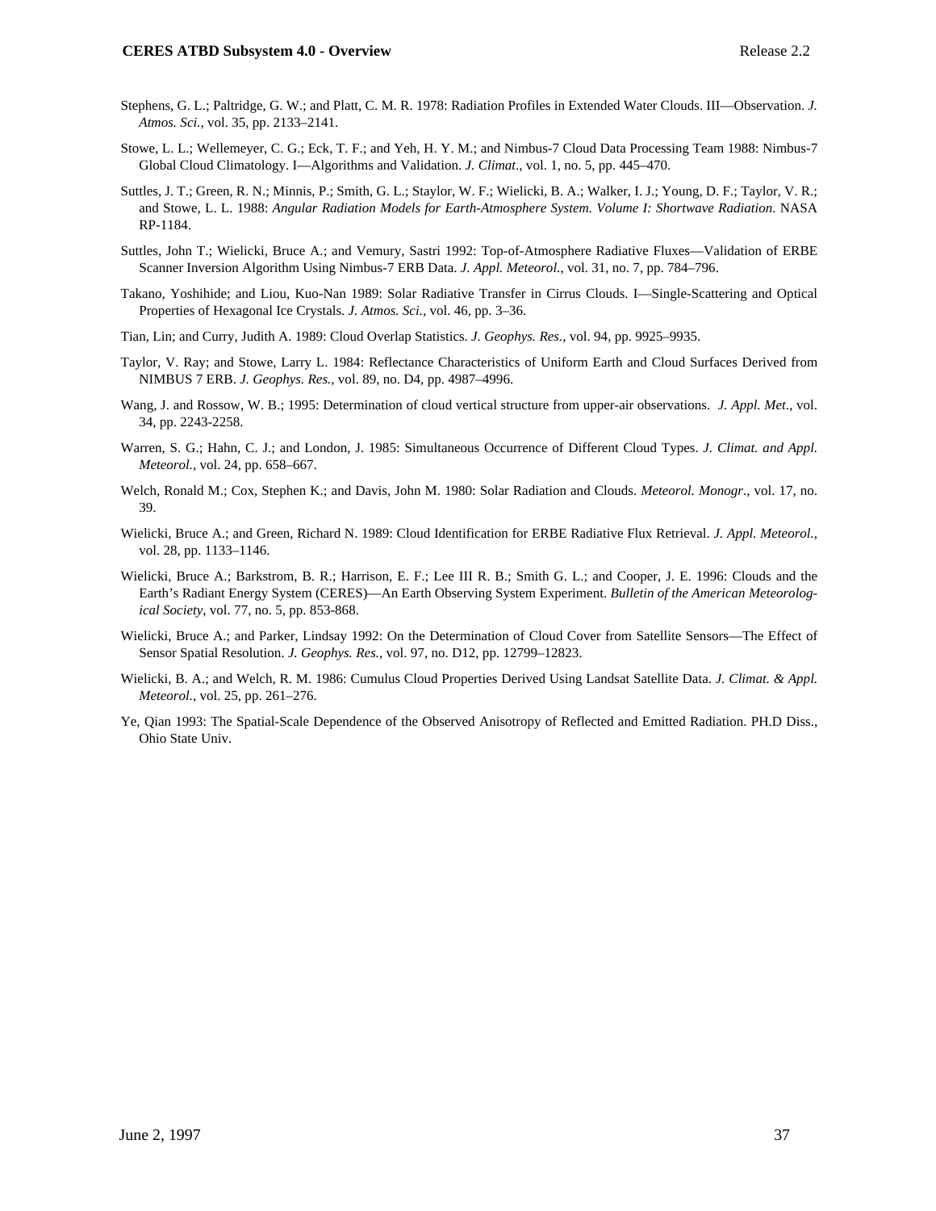Stephens, G. L.; Paltridge, G. W.; and Platt, C. M. R. 1978: Radiation Profiles in Extended Water Clouds. III—Observation. *J. Atmos. Sci.*, vol. 35, pp. 2133–2141.

Stowe, L. L.; Wellemeyer, C. G.; Eck, T. F.; and Yeh, H. Y. M.; and Nimbus-7 Cloud Data Processing Team 1988: Nimbus-7 Global Cloud Climatology. I—Algorithms and Validation. *J. Climat.*, vol. 1, no. 5, pp. 445–470.

Suttles, J. T.; Green, R. N.; Minnis, P.; Smith, G. L.; Staylor, W. F.; Wielicki, B. A.; Walker, I. J.; Young, D. F.; Taylor, V. R.; and Stowe, L. L. 1988: *Angular Radiation Models for Earth-Atmosphere System. Volume I: Shortwave Radiation*. NASA RP-1184.

Suttles, John T.; Wielicki, Bruce A.; and Vemury, Sastri 1992: Top-of-Atmosphere Radiative Fluxes—Validation of ERBE Scanner Inversion Algorithm Using Nimbus-7 ERB Data. *J. Appl. Meteorol.*, vol. 31, no. 7, pp. 784–796.

Takano, Yoshihide; and Liou, Kuo-Nan 1989: Solar Radiative Transfer in Cirrus Clouds. I—Single-Scattering and Optical Properties of Hexagonal Ice Crystals. *J. Atmos. Sci.*, vol. 46, pp. 3–36.

Tian, Lin; and Curry, Judith A. 1989: Cloud Overlap Statistics. *J. Geophys. Res.*, vol. 94, pp. 9925–9935.

Taylor, V. Ray; and Stowe, Larry L. 1984: Reflectance Characteristics of Uniform Earth and Cloud Surfaces Derived from NIMBUS 7 ERB. *J. Geophys. Res.*, vol. 89, no. D4, pp. 4987–4996.

Wang, J. and Rossow, W. B.; 1995: Determination of cloud vertical structure from upper-air observations. *J. Appl. Met*., vol. 34, pp. 2243-2258.

Warren, S. G.; Hahn, C. J.; and London, J. 1985: Simultaneous Occurrence of Different Cloud Types. *J. Climat. and Appl. Meteorol.*, vol. 24, pp. 658–667.

Welch, Ronald M.; Cox, Stephen K.; and Davis, John M. 1980: Solar Radiation and Clouds. *Meteorol. Monogr*., vol. 17, no. 39.

Wielicki, Bruce A.; and Green, Richard N. 1989: Cloud Identification for ERBE Radiative Flux Retrieval. *J. Appl. Meteorol.*, vol. 28, pp. 1133–1146.

Wielicki, Bruce A.; Barkstrom, B. R.; Harrison, E. F.; Lee III R. B.; Smith G. L.; and Cooper, J. E. 1996: Clouds and the Earth's Radiant Energy System (CERES)—An Earth Observing System Experiment. *Bulletin of the American Meteorological Society*, vol. 77, no. 5, pp. 853-868.

Wielicki, Bruce A.; and Parker, Lindsay 1992: On the Determination of Cloud Cover from Satellite Sensors—The Effect of Sensor Spatial Resolution. *J. Geophys. Res.*, vol. 97, no. D12, pp. 12799–12823.

Wielicki, B. A.; and Welch, R. M. 1986: Cumulus Cloud Properties Derived Using Landsat Satellite Data. *J. Climat. & Appl. Meteorol.*, vol. 25, pp. 261–276.

Ye, Qian 1993: The Spatial-Scale Dependence of the Observed Anisotropy of Reflected and Emitted Radiation. PH.D Diss., Ohio State Univ.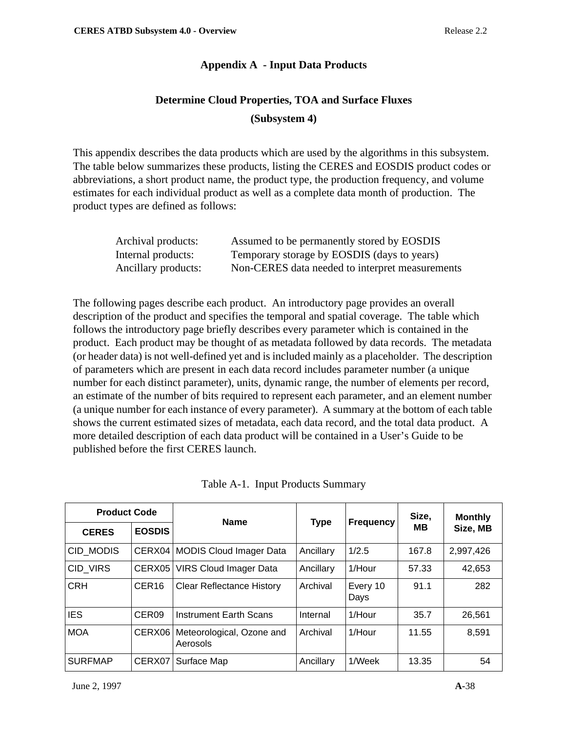# Appendix A - Input Data Products

## Determine Cloud Properties, TOA and Surface Fluxes

## (Subsystem 4)

This appendix describes the data products which are used by the algorithms in this subsystem. The table below summarizes these products, listing the CERES and EOSDIS product codes or abbreviations, a short product name, the product type, the production frequency, and volume estimates for each individual product as well as a complete data month of production. The product types are defined as follows:

| | |
|---|---|
| Archival products: | Assumed to be permanently stored by EOSDIS |
| Internal products: | Temporary storage by EOSDIS (days to years) |
| Ancillary products: | Non-CERES data needed to interpret measurements |

The following pages describe each product. An introductory page provides an overall description of the product and specifies the temporal and spatial coverage. The table which follows the introductory page briefly describes every parameter which is contained in the product. Each product may be thought of as metadata followed by data records. The metadata (or header data) is not well-defined yet and is included mainly as a placeholder. The description of parameters which are present in each data record includes parameter number (a unique number for each distinct parameter), units, dynamic range, the number of elements per record, an estimate of the number of bits required to represent each parameter, and an element number (a unique number for each instance of every parameter). A summary at the bottom of each table shows the current estimated sizes of metadata, each data record, and the total data product. A more detailed description of each data product will be contained in a User's Guide to be published before the first CERES launch.

Table A-1. Input Products Summary

| Product Code | | Name | Type | Frequency | Size, MB | Monthly Size, MB |
|---|---|---|---|---|---|---|
| CERES | EOSDIS | | | | | |
| CID_MODIS | CERX04 | MODIS Cloud Imager Data | Ancillary | 1/2.5 | 167.8 | 2,997,426 |
| CID_VIRS | CERX05 | VIRS Cloud Imager Data | Ancillary | 1/Hour | 57.33 | 42,653 |
| CRH | CER16 | Clear Reflectance History | Archival | Every 10 Days | 91.1 | 282 |
| IES | CER09 | Instrument Earth Scans | Internal | 1/Hour | 35.7 | 26,561 |
| MOA | CERX06 | Meteorological, Ozone and Aerosols | Archival | 1/Hour | 11.55 | 8,591 |
| SURFMAP | CERX07 | Surface Map | Ancillary | 1/Week | 13.35 | 54 |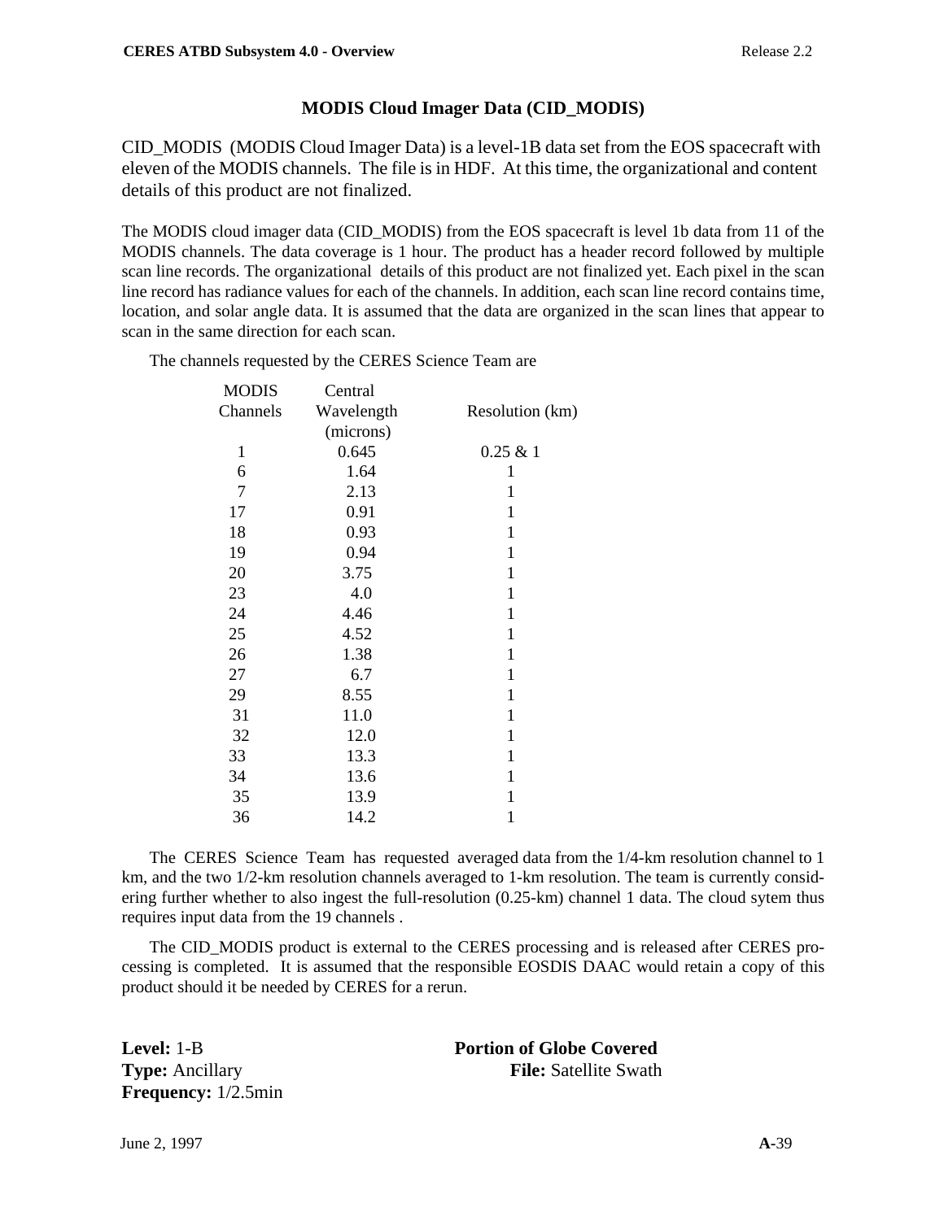## MODIS Cloud Imager Data (CID_MODIS)

CID_MODIS (MODIS Cloud Imager Data) is a level-1B data set from the EOS spacecraft with eleven of the MODIS channels. The file is in HDF. At this time, the organizational and content details of this product are not finalized.

The MODIS cloud imager data (CID_MODIS) from the EOS spacecraft is level 1b data from 11 of the MODIS channels. The data coverage is 1 hour. The product has a header record followed by multiple scan line records. The organizational details of this product are not finalized yet. Each pixel in the scan line record has radiance values for each of the channels. In addition, each scan line record contains time, location, and solar angle data. It is assumed that the data are organized in the scan lines that appear to scan in the same direction for each scan.

The channels requested by the CERES Science Team are

| MODIS Channels | Central Wavelength (microns) | Resolution (km) |
|---|---|---|
| 1 | 0.645 | 0.25 & 1 |
| 6 | 1.64 | 1 |
| 7 | 2.13 | 1 |
| 17 | 0.91 | 1 |
| 18 | 0.93 | 1 |
| 19 | 0.94 | 1 |
| 20 | 3.75 | 1 |
| 23 | 4.0 | 1 |
| 24 | 4.46 | 1 |
| 25 | 4.52 | 1 |
| 26 | 1.38 | 1 |
| 27 | 6.7 | 1 |
| 29 | 8.55 | 1 |
| 31 | 11.0 | 1 |
| 32 | 12.0 | 1 |
| 33 | 13.3 | 1 |
| 34 | 13.6 | 1 |
| 35 | 13.9 | 1 |
| 36 | 14.2 | 1 |

The CERES Science Team has requested averaged data from the 1/4-km resolution channel to 1 km, and the two 1/2-km resolution channels averaged to 1-km resolution. The team is currently considering further whether to also ingest the full-resolution (0.25-km) channel 1 data. The cloud sytem thus requires input data from the 19 channels .

The CID_MODIS product is external to the CERES processing and is released after CERES processing is completed. It is assumed that the responsible EOSDIS DAAC would retain a copy of this product should it be needed by CERES for a rerun.

**Level:** 1-B
**Type:** Ancillary
**Frequency:** 1/2.5min

**Portion of Globe Covered**
**File:** Satellite Swath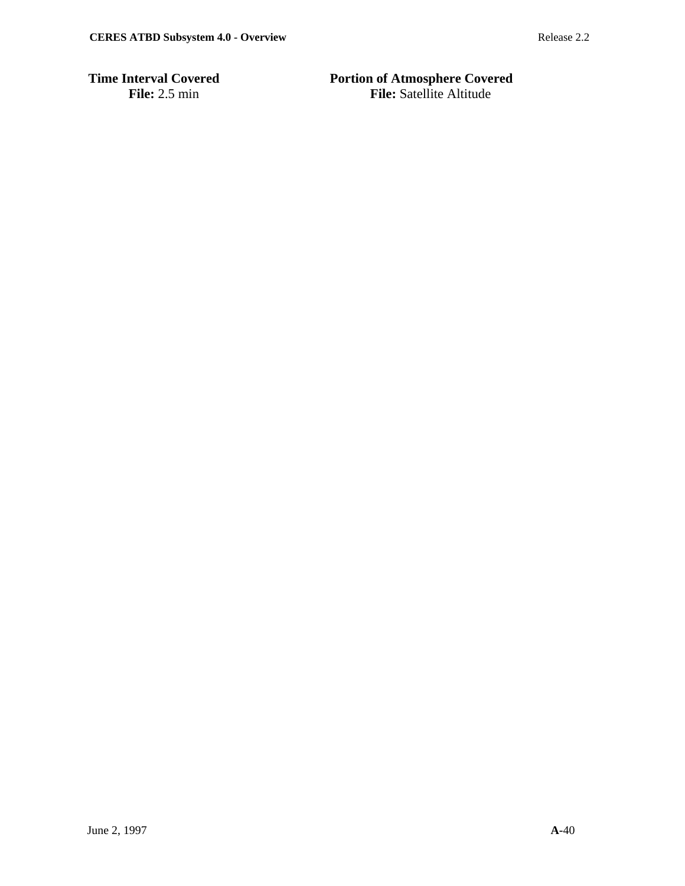**Time Interval Covered**

**File:** 2.5 min

**Portion of Atmosphere Covered**

**File:** Satellite Altitude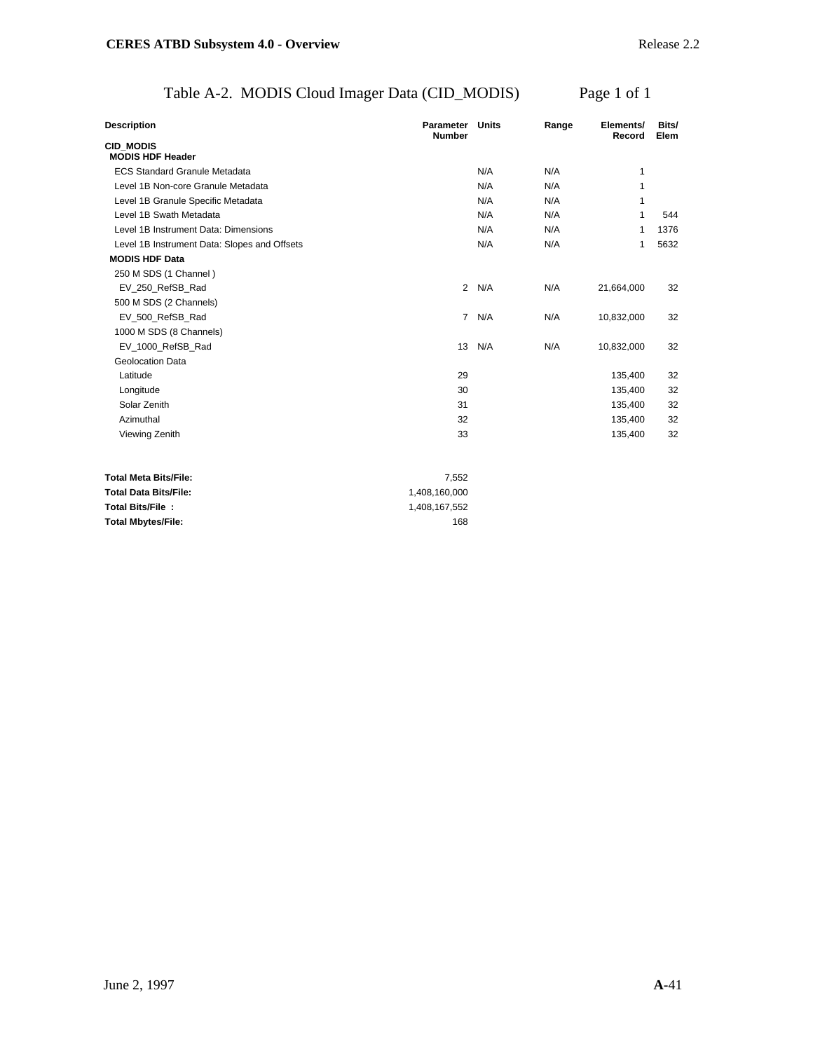## Table A-2. MODIS Cloud Imager Data (CID_MODIS) Page 1 of 1

| Description | Parameter Number | Units | Range | Elements/ Record | Bits/ Elem |
|---|---|---|---|---|---|
| **CID_MODIS** | | | | | |
| **MODIS HDF Header** | | | | | |
| ECS Standard Granule Metadata | | N/A | N/A | 1 | |
| Level 1B Non-core Granule Metadata | | N/A | N/A | 1 | |
| Level 1B Granule Specific Metadata | | N/A | N/A | 1 | |
| Level 1B Swath Metadata | | N/A | N/A | 1 | 544 |
| Level 1B Instrument Data: Dimensions | | N/A | N/A | 1 | 1376 |
| Level 1B Instrument Data: Slopes and Offsets | | N/A | N/A | 1 | 5632 |
| **MODIS HDF Data** | | | | | |
| 250 M SDS (1 Channel ) | | | | | |
| EV_250_RefSB_Rad | 2 | N/A | N/A | 21,664,000 | 32 |
| 500 M SDS (2 Channels) | | | | | |
| EV_500_RefSB_Rad | 7 | N/A | N/A | 10,832,000 | 32 |
| 1000 M SDS (8 Channels) | | | | | |
| EV_1000_RefSB_Rad | 13 | N/A | N/A | 10,832,000 | 32 |
| Geolocation Data | | | | | |
| Latitude | 29 | | | 135,400 | 32 |
| Longitude | 30 | | | 135,400 | 32 |
| Solar Zenith | 31 | | | 135,400 | 32 |
| Azimuthal | 32 | | | 135,400 | 32 |
| Viewing Zenith | 33 | | | 135,400 | 32 |

| | |
|---|---|
| **Total Meta Bits/File:** | 7,552 |
| **Total Data Bits/File:** | 1,408,160,000 |
| **Total Bits/File :** | 1,408,167,552 |
| **Total Mbytes/File:** | 168 |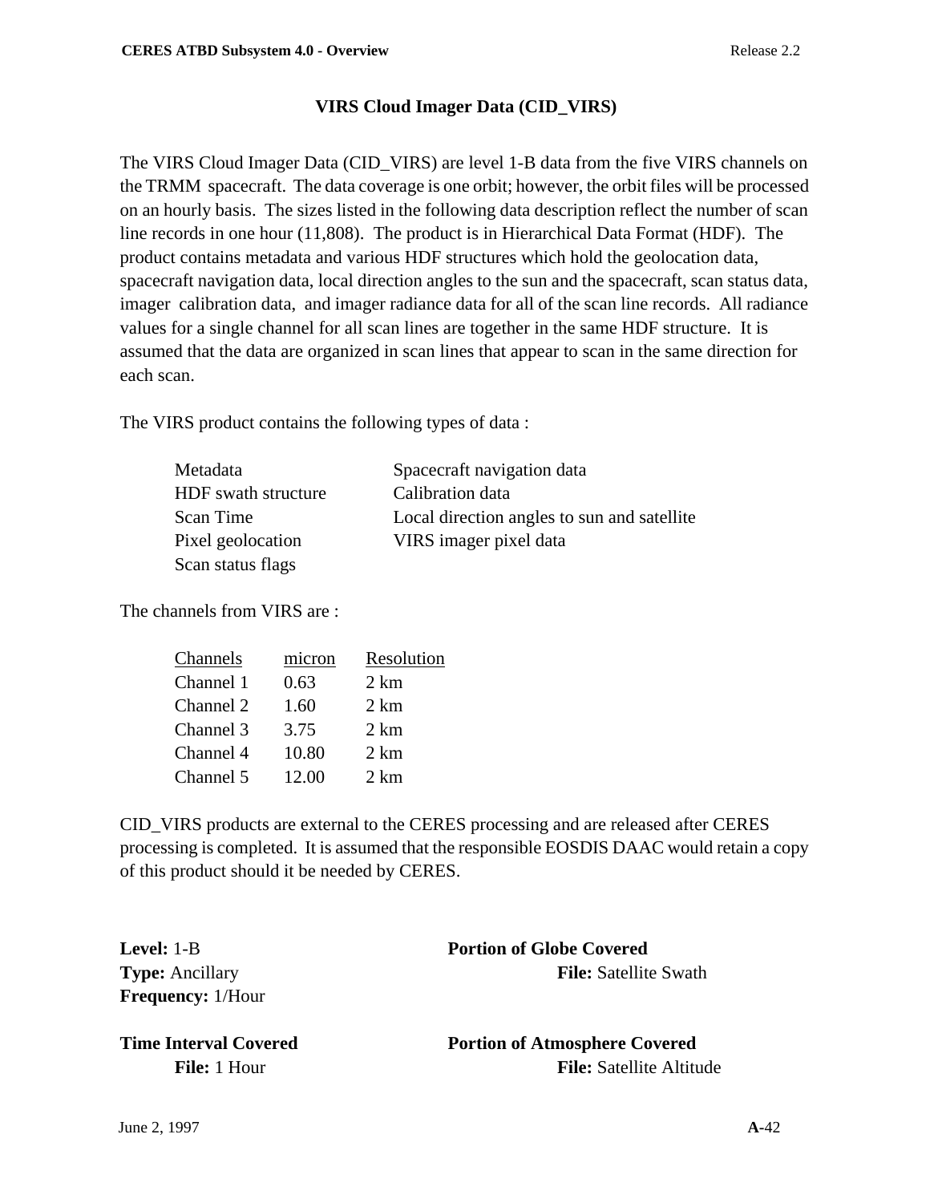## VIRS Cloud Imager Data (CID_VIRS)

The VIRS Cloud Imager Data (CID_VIRS) are level 1-B data from the five VIRS channels on the TRMM spacecraft. The data coverage is one orbit; however, the orbit files will be processed on an hourly basis. The sizes listed in the following data description reflect the number of scan line records in one hour (11,808). The product is in Hierarchical Data Format (HDF). The product contains metadata and various HDF structures which hold the geolocation data, spacecraft navigation data, local direction angles to the sun and the spacecraft, scan status data, imager calibration data, and imager radiance data for all of the scan line records. All radiance values for a single channel for all scan lines are together in the same HDF structure. It is assumed that the data are organized in scan lines that appear to scan in the same direction for each scan.

The VIRS product contains the following types of data :

- Metadata
- HDF swath structure
- Scan Time
- Pixel geolocation
- Scan status flags
- Spacecraft navigation data
- Calibration data
- Local direction angles to sun and satellite
- VIRS imager pixel data

The channels from VIRS are :

| Channels | micron | Resolution |
|---|---|---|
| Channel 1 | 0.63 | 2 km |
| Channel 2 | 1.60 | 2 km |
| Channel 3 | 3.75 | 2 km |
| Channel 4 | 10.80 | 2 km |
| Channel 5 | 12.00 | 2 km |

CID_VIRS products are external to the CERES processing and are released after CERES processing is completed. It is assumed that the responsible EOSDIS DAAC would retain a copy of this product should it be needed by CERES.

**Level:** 1-B
**Type:** Ancillary
**Frequency:** 1/Hour

**Portion of Globe Covered**
**File:** Satellite Swath

**Time Interval Covered**
**File:** 1 Hour

**Portion of Atmosphere Covered**
**File:** Satellite Altitude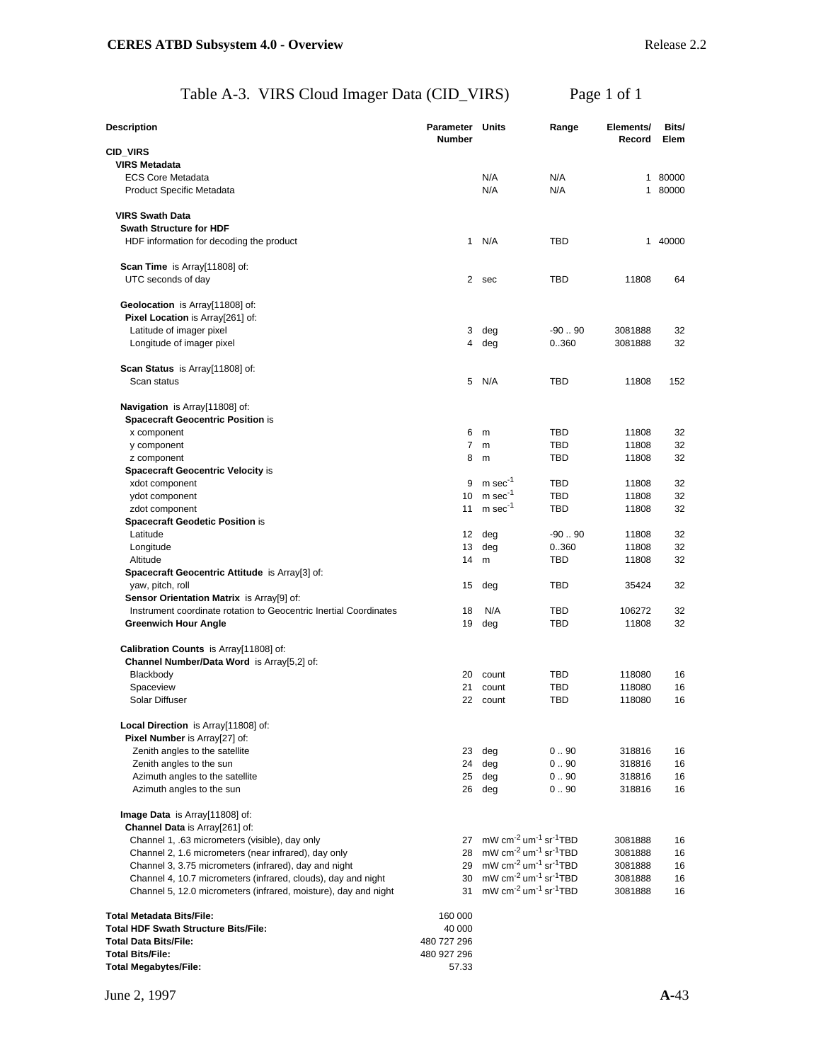# Table A-3. VIRS Cloud Imager Data (CID_VIRS)

Page 1 of 1

| Description | Parameter Number | Units | Range | Elements/ Record | Bits/ Elem |
|---|---|---|---|---|---|
| **CID_VIRS** | | | | | |
| **VIRS Metadata** | | | | | |
| ECS Core Metadata | | N/A | N/A | 1 | 80000 |
| Product Specific Metadata | | N/A | N/A | 1 | 80000 |
| **VIRS Swath Data** | | | | | |
| **Swath Structure for HDF** | | | | | |
| HDF information for decoding the product | 1 | N/A | TBD | 1 | 40000 |
| **Scan Time** is Array[11808] of: | | | | | |
| UTC seconds of day | 2 | sec | TBD | 11808 | 64 |
| **Geolocation** is Array[11808] of: | | | | | |
| **Pixel Location** is Array[261] of: | | | | | |
| Latitude of imager pixel | 3 | deg | -90 .. 90 | 3081888 | 32 |
| Longitude of imager pixel | 4 | deg | 0..360 | 3081888 | 32 |
| **Scan Status** is Array[11808] of: | | | | | |
| Scan status | 5 | N/A | TBD | 11808 | 152 |
| **Navigation** is Array[11808] of: | | | | | |
| **Spacecraft Geocentric Position** is | | | | | |
| x component | 6 | m | TBD | 11808 | 32 |
| y component | 7 | m | TBD | 11808 | 32 |
| z component | 8 | m | TBD | 11808 | 32 |
| **Spacecraft Geocentric Velocity** is | | | | | |
| xdot component | 9 | m $sec^{-1}$ | TBD | 11808 | 32 |
| ydot component | 10 | m $sec^{-1}$ | TBD | 11808 | 32 |
| zdot component | 11 | m $sec^{-1}$ | TBD | 11808 | 32 |
| **Spacecraft Geodetic Position** is | | | | | |
| Latitude | 12 | deg | -90 .. 90 | 11808 | 32 |
| Longitude | 13 | deg | 0..360 | 11808 | 32 |
| Altitude | 14 | m | TBD | 11808 | 32 |
| **Spacecraft Geocentric Attitude** is Array[3] of: | | | | | |
| yaw, pitch, roll | 15 | deg | TBD | 35424 | 32 |
| **Sensor Orientation Matrix** is Array[9] of: | | | | | |
| Instrument coordinate rotation to Geocentric Inertial Coordinates | 18 | N/A | TBD | 106272 | 32 |
| **Greenwich Hour Angle** | 19 | deg | TBD | 11808 | 32 |
| **Calibration Counts** is Array[11808] of: | | | | | |
| **Channel Number/Data Word** is Array[5,2] of: | | | | | |
| Blackbody | 20 | count | TBD | 118080 | 16 |
| Spaceview | 21 | count | TBD | 118080 | 16 |
| Solar Diffuser | 22 | count | TBD | 118080 | 16 |
| **Local Direction** is Array[11808] of: | | | | | |
| **Pixel Number** is Array[27] of: | | | | | |
| Zenith angles to the satellite | 23 | deg | 0 .. 90 | 318816 | 16 |
| Zenith angles to the sun | 24 | deg | 0 .. 90 | 318816 | 16 |
| Azimuth angles to the satellite | 25 | deg | 0 .. 90 | 318816 | 16 |
| Azimuth angles to the sun | 26 | deg | 0 .. 90 | 318816 | 16 |
| **Image Data** is Array[11808] of: | | | | | |
| **Channel Data** is Array[261] of: | | | | | |
| Channel 1, .63 micrometers (visible), day only | 27 | mW $cm^{-2}$ $um^{-1}$ $sr^{-1}$ | TBD | 3081888 | 16 |
| Channel 2, 1.6 micrometers (near infrared), day only | 28 | mW $cm^{-2}$ $um^{-1}$ $sr^{-1}$ | TBD | 3081888 | 16 |
| Channel 3, 3.75 micrometers (infrared), day and night | 29 | mW $cm^{-2}$ $um^{-1}$ $sr^{-1}$ | TBD | 3081888 | 16 |
| Channel 4, 10.7 micrometers (infrared, clouds), day and night | 30 | mW $cm^{-2}$ $um^{-1}$ $sr^{-1}$ | TBD | 3081888 | 16 |
| Channel 5, 12.0 micrometers (infrared, moisture), day and night | 31 | mW $cm^{-2}$ $um^{-1}$ $sr^{-1}$ | TBD | 3081888 | 16 |

| | |
|---|---|
| **Total Metadata Bits/File:** | 160 000 |
| **Total HDF Swath Structure Bits/File:** | 40 000 |
| **Total Data Bits/File:** | 480 727 296 |
| **Total Bits/File:** | 480 927 296 |
| **Total Megabytes/File:** | 57.33 |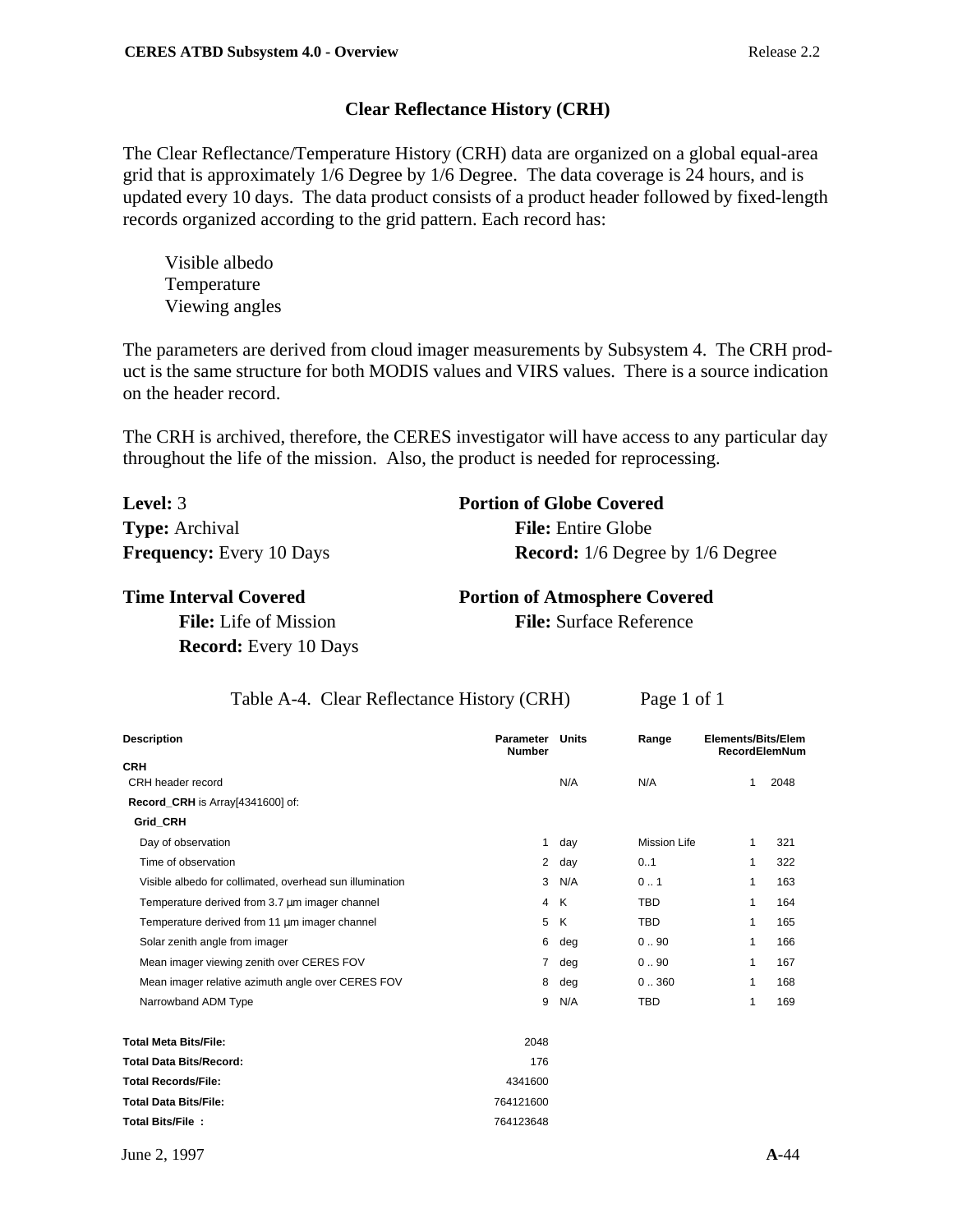## Clear Reflectance History (CRH)

The Clear Reflectance/Temperature History (CRH) data are organized on a global equal-area grid that is approximately 1/6 Degree by 1/6 Degree. The data coverage is 24 hours, and is updated every 10 days. The data product consists of a product header followed by fixed-length records organized according to the grid pattern. Each record has:

- Visible albedo
- Temperature
- Viewing angles

The parameters are derived from cloud imager measurements by Subsystem 4. The CRH product is the same structure for both MODIS values and VIRS values. There is a source indication on the header record.

The CRH is archived, therefore, the CERES investigator will have access to any particular day throughout the life of the mission. Also, the product is needed for reprocessing.

**Level:** 3
**Type:** Archival
**Frequency:** Every 10 Days

**Time Interval Covered**
  **File:** Life of Mission
  **Record:** Every 10 Days

**Portion of Globe Covered**
  **File:** Entire Globe
  **Record:** 1/6 Degree by 1/6 Degree

**Portion of Atmosphere Covered**
  **File:** Surface Reference

Table A-4. Clear Reflectance History (CRH) Page 1 of 1

| Description | Parameter Number | Units | Range | Elements/Record | Bits/Elem ElemNum |
|---|---|---|---|---|---|
| **CRH** | | | | | |
| CRH header record | | N/A | N/A | 1 | 2048 |
| **Record_CRH** is Array[4341600] of: | | | | | |
| **Grid_CRH** | | | | | |
| Day of observation | 1 | day | Mission Life | 1 | 321 |
| Time of observation | 2 | day | 0..1 | 1 | 322 |
| Visible albedo for collimated, overhead sun illumination | 3 | N/A | 0 .. 1 | 1 | 163 |
| Temperature derived from 3.7 µm imager channel | 4 | K | TBD | 1 | 164 |
| Temperature derived from 11 µm imager channel | 5 | K | TBD | 1 | 165 |
| Solar zenith angle from imager | 6 | deg | 0 .. 90 | 1 | 166 |
| Mean imager viewing zenith over CERES FOV | 7 | deg | 0 .. 90 | 1 | 167 |
| Mean imager relative azimuth angle over CERES FOV | 8 | deg | 0 .. 360 | 1 | 168 |
| Narrowband ADM Type | 9 | N/A | TBD | 1 | 169 |

| | |
|---|---|
| **Total Meta Bits/File:** | 2048 |
| **Total Data Bits/Record:** | 176 |
| **Total Records/File:** | 4341600 |
| **Total Data Bits/File:** | 764121600 |
| **Total Bits/File :** | 764123648 |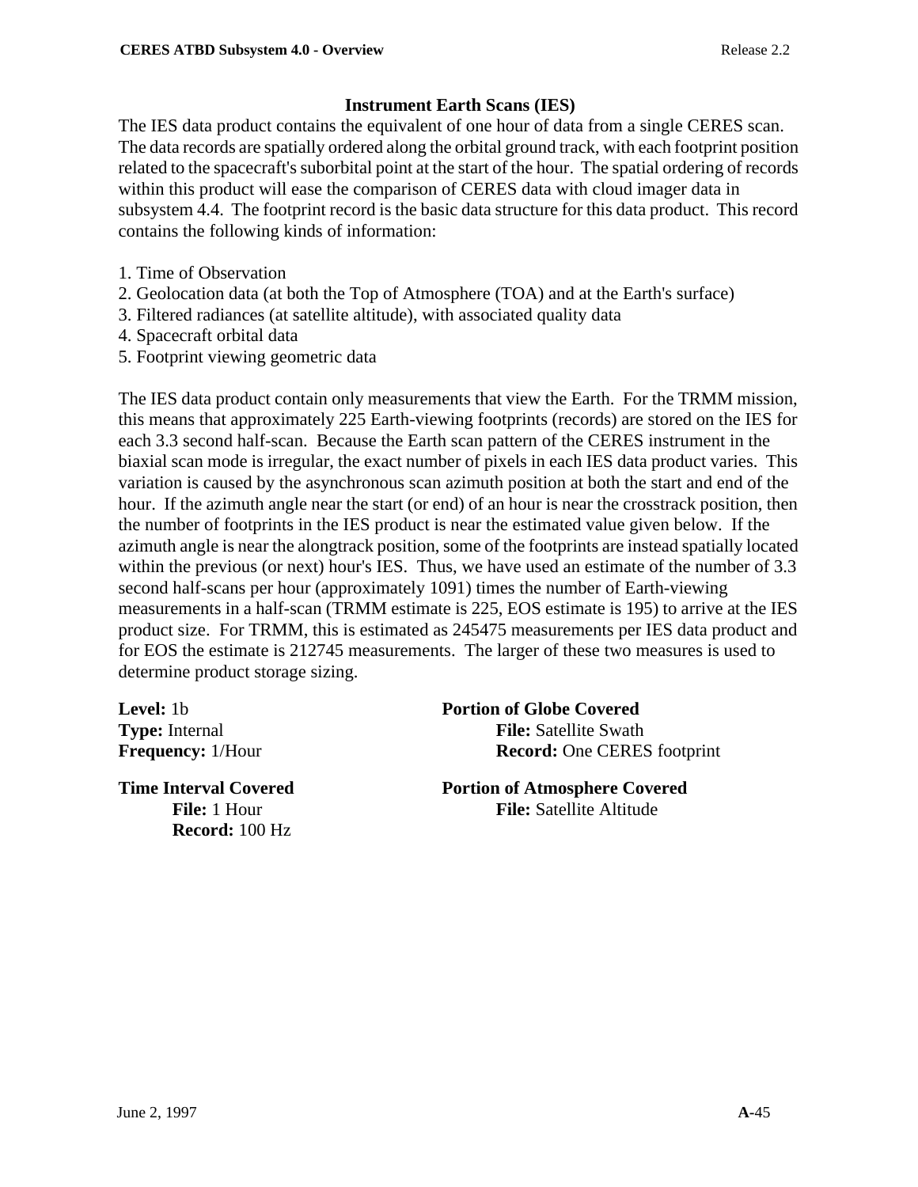### Instrument Earth Scans (IES)

The IES data product contains the equivalent of one hour of data from a single CERES scan. The data records are spatially ordered along the orbital ground track, with each footprint position related to the spacecraft's suborbital point at the start of the hour. The spatial ordering of records within this product will ease the comparison of CERES data with cloud imager data in subsystem 4.4. The footprint record is the basic data structure for this data product. This record contains the following kinds of information:

1. Time of Observation
2. Geolocation data (at both the Top of Atmosphere (TOA) and at the Earth's surface)
3. Filtered radiances (at satellite altitude), with associated quality data
4. Spacecraft orbital data
5. Footprint viewing geometric data

The IES data product contain only measurements that view the Earth. For the TRMM mission, this means that approximately 225 Earth-viewing footprints (records) are stored on the IES for each 3.3 second half-scan. Because the Earth scan pattern of the CERES instrument in the biaxial scan mode is irregular, the exact number of pixels in each IES data product varies. This variation is caused by the asynchronous scan azimuth position at both the start and end of the hour. If the azimuth angle near the start (or end) of an hour is near the crosstrack position, then the number of footprints in the IES product is near the estimated value given below. If the azimuth angle is near the alongtrack position, some of the footprints are instead spatially located within the previous (or next) hour's IES. Thus, we have used an estimate of the number of 3.3 second half-scans per hour (approximately 1091) times the number of Earth-viewing measurements in a half-scan (TRMM estimate is 225, EOS estimate is 195) to arrive at the IES product size. For TRMM, this is estimated as 245475 measurements per IES data product and for EOS the estimate is 212745 measurements. The larger of these two measures is used to determine product storage sizing.

**Level:** 1b
**Type:** Internal
**Frequency:** 1/Hour

**Time Interval Covered**
- **File:** 1 Hour
- **Record:** 100 Hz

**Portion of Globe Covered**
- **File:** Satellite Swath
- **Record:** One CERES footprint

**Portion of Atmosphere Covered**
- **File:** Satellite Altitude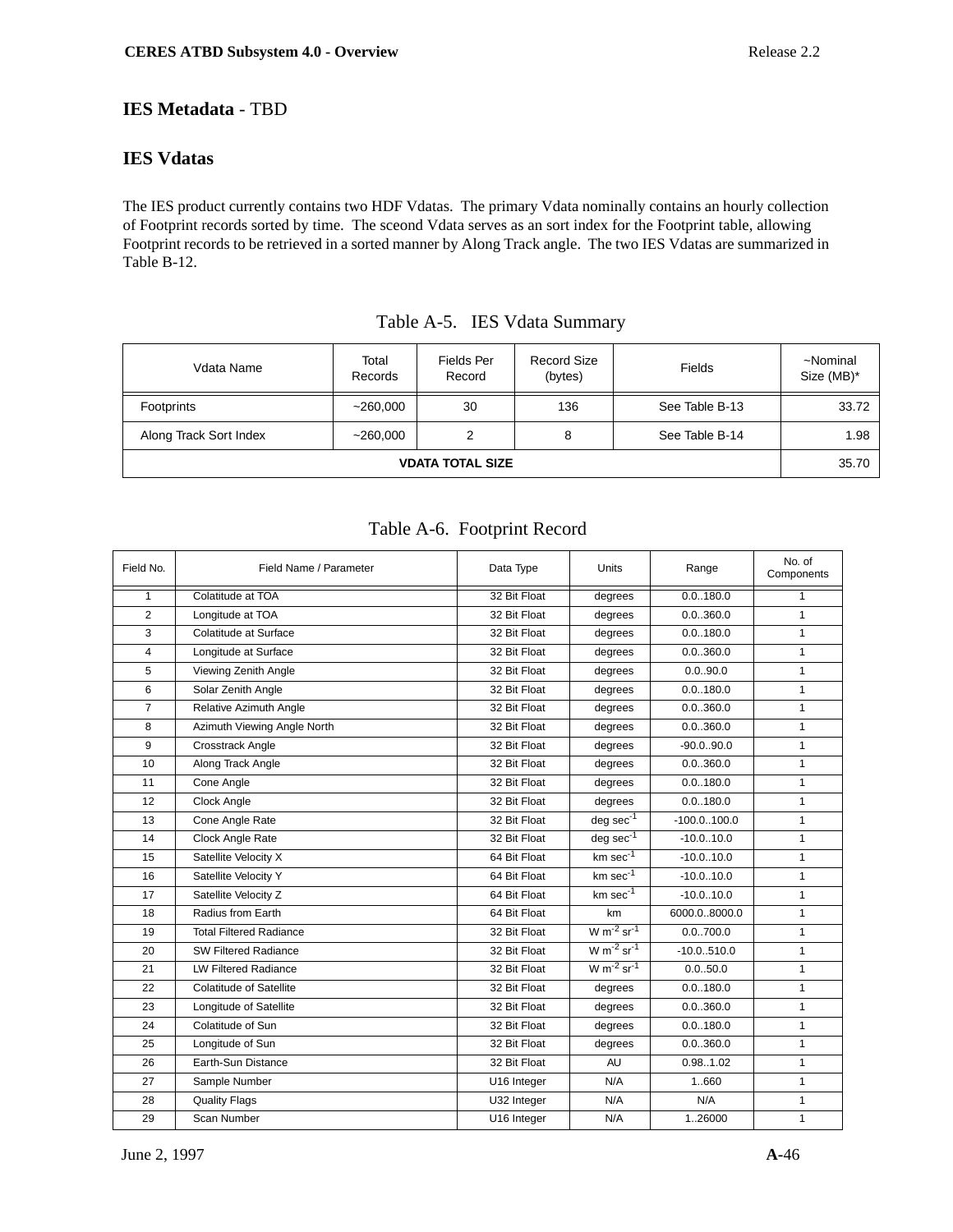**IES Metadata** - TBD

**IES Vdatas**

The IES product currently contains two HDF Vdatas. The primary Vdata nominally contains an hourly collection of Footprint records sorted by time. The sceond Vdata serves as an sort index for the Footprint table, allowing Footprint records to be retrieved in a sorted manner by Along Track angle. The two IES Vdatas are summarized in Table B-12.

Table A-5. IES Vdata Summary

| Vdata Name | Total Records | Fields Per Record | Record Size (bytes) | Fields | ~Nominal Size (MB)* |
|---|---|---|---|---|---|
| Footprints | ~260,000 | 30 | 136 | See Table B-13 | 33.72 |
| Along Track Sort Index | ~260,000 | 2 | 8 | See Table B-14 | 1.98 |
| **VDATA TOTAL SIZE** | | | | | 35.70 |

Table A-6. Footprint Record

| Field No. | Field Name / Parameter | Data Type | Units | Range | No. of Components |
|---|---|---|---|---|---|
| 1 | Colatitude at TOA | 32 Bit Float | degrees | 0.0..180.0 | 1 |
| 2 | Longitude at TOA | 32 Bit Float | degrees | 0.0..360.0 | 1 |
| 3 | Colatitude at Surface | 32 Bit Float | degrees | 0.0..180.0 | 1 |
| 4 | Longitude at Surface | 32 Bit Float | degrees | 0.0..360.0 | 1 |
| 5 | Viewing Zenith Angle | 32 Bit Float | degrees | 0.0..90.0 | 1 |
| 6 | Solar Zenith Angle | 32 Bit Float | degrees | 0.0..180.0 | 1 |
| 7 | Relative Azimuth Angle | 32 Bit Float | degrees | 0.0..360.0 | 1 |
| 8 | Azimuth Viewing Angle North | 32 Bit Float | degrees | 0.0..360.0 | 1 |
| 9 | Crosstrack Angle | 32 Bit Float | degrees | -90.0..90.0 | 1 |
| 10 | Along Track Angle | 32 Bit Float | degrees | 0.0..360.0 | 1 |
| 11 | Cone Angle | 32 Bit Float | degrees | 0.0..180.0 | 1 |
| 12 | Clock Angle | 32 Bit Float | degrees | 0.0..180.0 | 1 |
| 13 | Cone Angle Rate | 32 Bit Float | deg $sec^{-1}$ | -100.0..100.0 | 1 |
| 14 | Clock Angle Rate | 32 Bit Float | deg $sec^{-1}$ | -10.0..10.0 | 1 |
| 15 | Satellite Velocity X | 64 Bit Float | km $sec^{-1}$ | -10.0..10.0 | 1 |
| 16 | Satellite Velocity Y | 64 Bit Float | km $sec^{-1}$ | -10.0..10.0 | 1 |
| 17 | Satellite Velocity Z | 64 Bit Float | km $sec^{-1}$ | -10.0..10.0 | 1 |
| 18 | Radius from Earth | 64 Bit Float | km | 6000.0..8000.0 | 1 |
| 19 | Total Filtered Radiance | 32 Bit Float | W $m^{-2}$ $sr^{-1}$ | 0.0..700.0 | 1 |
| 20 | SW Filtered Radiance | 32 Bit Float | W $m^{-2}$ $sr^{-1}$ | -10.0..510.0 | 1 |
| 21 | LW Filtered Radiance | 32 Bit Float | W $m^{-2}$ $sr^{-1}$ | 0.0..50.0 | 1 |
| 22 | Colatitude of Satellite | 32 Bit Float | degrees | 0.0..180.0 | 1 |
| 23 | Longitude of Satellite | 32 Bit Float | degrees | 0.0..360.0 | 1 |
| 24 | Colatitude of Sun | 32 Bit Float | degrees | 0.0..180.0 | 1 |
| 25 | Longitude of Sun | 32 Bit Float | degrees | 0.0..360.0 | 1 |
| 26 | Earth-Sun Distance | 32 Bit Float | AU | 0.98..1.02 | 1 |
| 27 | Sample Number | U16 Integer | N/A | 1..660 | 1 |
| 28 | Quality Flags | U32 Integer | N/A | N/A | 1 |
| 29 | Scan Number | U16 Integer | N/A | 1..26000 | 1 |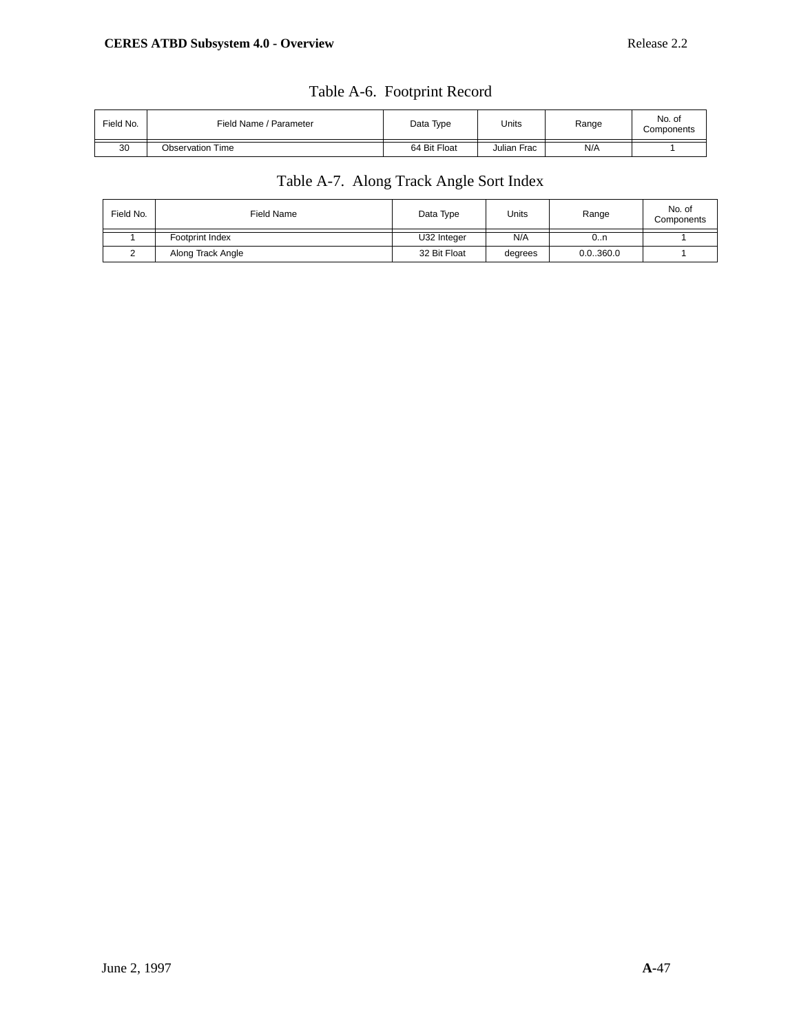Table A-6. Footprint Record

| Field No. | Field Name / Parameter | Data Type | Units | Range | No. of Components |
|---|---|---|---|---|---|
| 30 | Observation Time | 64 Bit Float | Julian Frac | N/A | 1 |

Table A-7. Along Track Angle Sort Index

| Field No. | Field Name | Data Type | Units | Range | No. of Components |
|---|---|---|---|---|---|
| 1 | Footprint Index | U32 Integer | N/A | 0..n | 1 |
| 2 | Along Track Angle | 32 Bit Float | degrees | 0.0..360.0 | 1 |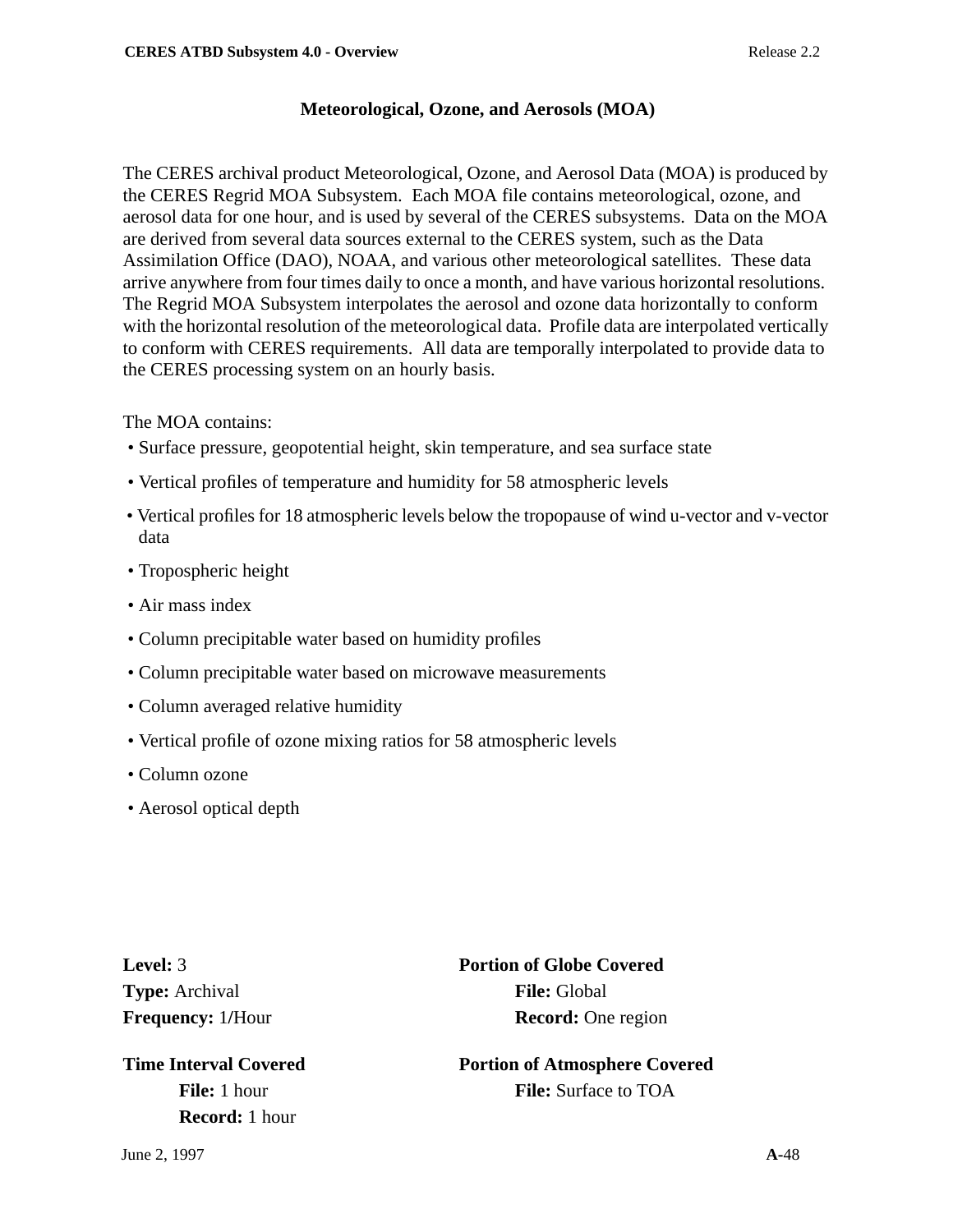## Meteorological, Ozone, and Aerosols (MOA)

The CERES archival product Meteorological, Ozone, and Aerosol Data (MOA) is produced by the CERES Regrid MOA Subsystem. Each MOA file contains meteorological, ozone, and aerosol data for one hour, and is used by several of the CERES subsystems. Data on the MOA are derived from several data sources external to the CERES system, such as the Data Assimilation Office (DAO), NOAA, and various other meteorological satellites. These data arrive anywhere from four times daily to once a month, and have various horizontal resolutions. The Regrid MOA Subsystem interpolates the aerosol and ozone data horizontally to conform with the horizontal resolution of the meteorological data. Profile data are interpolated vertically to conform with CERES requirements. All data are temporally interpolated to provide data to the CERES processing system on an hourly basis.

The MOA contains:

- Surface pressure, geopotential height, skin temperature, and sea surface state
- Vertical profiles of temperature and humidity for 58 atmospheric levels
- Vertical profiles for 18 atmospheric levels below the tropopause of wind u-vector and v-vector data
- Tropospheric height
- Air mass index
- Column precipitable water based on humidity profiles
- Column precipitable water based on microwave measurements
- Column averaged relative humidity
- Vertical profile of ozone mixing ratios for 58 atmospheric levels
- Column ozone
- Aerosol optical depth

**Level:** 3
**Type:** Archival
**Frequency:** 1/Hour

**Time Interval Covered**
**File:** 1 hour
**Record:** 1 hour

**Portion of Globe Covered**
**File:** Global
**Record:** One region

**Portion of Atmosphere Covered**
**File:** Surface to TOA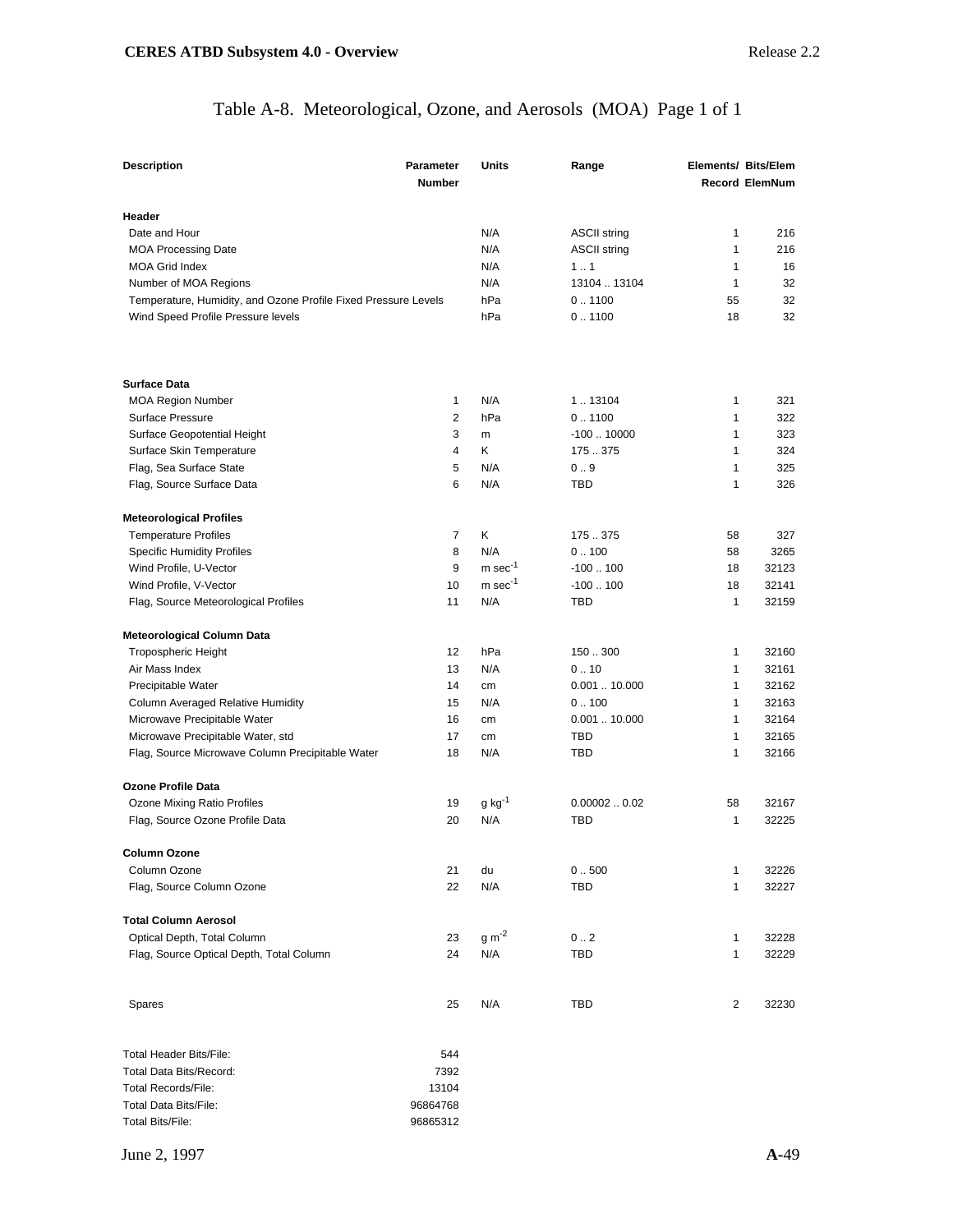# Table A-8. Meteorological, Ozone, and Aerosols (MOA) Page 1 of 1

| Description | Parameter Number | Units | Range | Elements/ Record | Bits/Elem ElemNum |
|---|---|---|---|---|---|
| **Header** | | | | | |
| Date and Hour | | N/A | ASCII string | 1 | 216 |
| MOA Processing Date | | N/A | ASCII string | 1 | 216 |
| MOA Grid Index | | N/A | 1 .. 1 | 1 | 16 |
| Number of MOA Regions | | N/A | 13104 .. 13104 | 1 | 32 |
| Temperature, Humidity, and Ozone Profile Fixed Pressure Levels | | hPa | 0 .. 1100 | 55 | 32 |
| Wind Speed Profile Pressure levels | | hPa | 0 .. 1100 | 18 | 32 |
| **Surface Data** | | | | | |
| MOA Region Number | 1 | N/A | 1 .. 13104 | 1 | 321 |
| Surface Pressure | 2 | hPa | 0 .. 1100 | 1 | 322 |
| Surface Geopotential Height | 3 | m | -100 .. 10000 | 1 | 323 |
| Surface Skin Temperature | 4 | K | 175 .. 375 | 1 | 324 |
| Flag, Sea Surface State | 5 | N/A | 0 .. 9 | 1 | 325 |
| Flag, Source Surface Data | 6 | N/A | TBD | 1 | 326 |
| **Meteorological Profiles** | | | | | |
| Temperature Profiles | 7 | K | 175 .. 375 | 58 | 327 |
| Specific Humidity Profiles | 8 | N/A | 0 .. 100 | 58 | 3265 |
| Wind Profile, U-Vector | 9 | m sec$^{-1}$ | -100 .. 100 | 18 | 32123 |
| Wind Profile, V-Vector | 10 | m sec$^{-1}$ | -100 .. 100 | 18 | 32141 |
| Flag, Source Meteorological Profiles | 11 | N/A | TBD | 1 | 32159 |
| **Meteorological Column Data** | | | | | |
| Tropospheric Height | 12 | hPa | 150 .. 300 | 1 | 32160 |
| Air Mass Index | 13 | N/A | 0 .. 10 | 1 | 32161 |
| Precipitable Water | 14 | cm | 0.001 .. 10.000 | 1 | 32162 |
| Column Averaged Relative Humidity | 15 | N/A | 0 .. 100 | 1 | 32163 |
| Microwave Precipitable Water | 16 | cm | 0.001 .. 10.000 | 1 | 32164 |
| Microwave Precipitable Water, std | 17 | cm | TBD | 1 | 32165 |
| Flag, Source Microwave Column Precipitable Water | 18 | N/A | TBD | 1 | 32166 |
| **Ozone Profile Data** | | | | | |
| Ozone Mixing Ratio Profiles | 19 | g kg$^{-1}$ | 0.00002 .. 0.02 | 58 | 32167 |
| Flag, Source Ozone Profile Data | 20 | N/A | TBD | 1 | 32225 |
| **Column Ozone** | | | | | |
| Column Ozone | 21 | du | 0 .. 500 | 1 | 32226 |
| Flag, Source Column Ozone | 22 | N/A | TBD | 1 | 32227 |
| **Total Column Aerosol** | | | | | |
| Optical Depth, Total Column | 23 | g m$^{-2}$ | 0 .. 2 | 1 | 32228 |
| Flag, Source Optical Depth, Total Column | 24 | N/A | TBD | 1 | 32229 |
| Spares | 25 | N/A | TBD | 2 | 32230 |

| | |
|---|---|
| Total Header Bits/File: | 544 |
| Total Data Bits/Record: | 7392 |
| Total Records/File: | 13104 |
| Total Data Bits/File: | 96864768 |
| Total Bits/File: | 96865312 |

June 2, 1997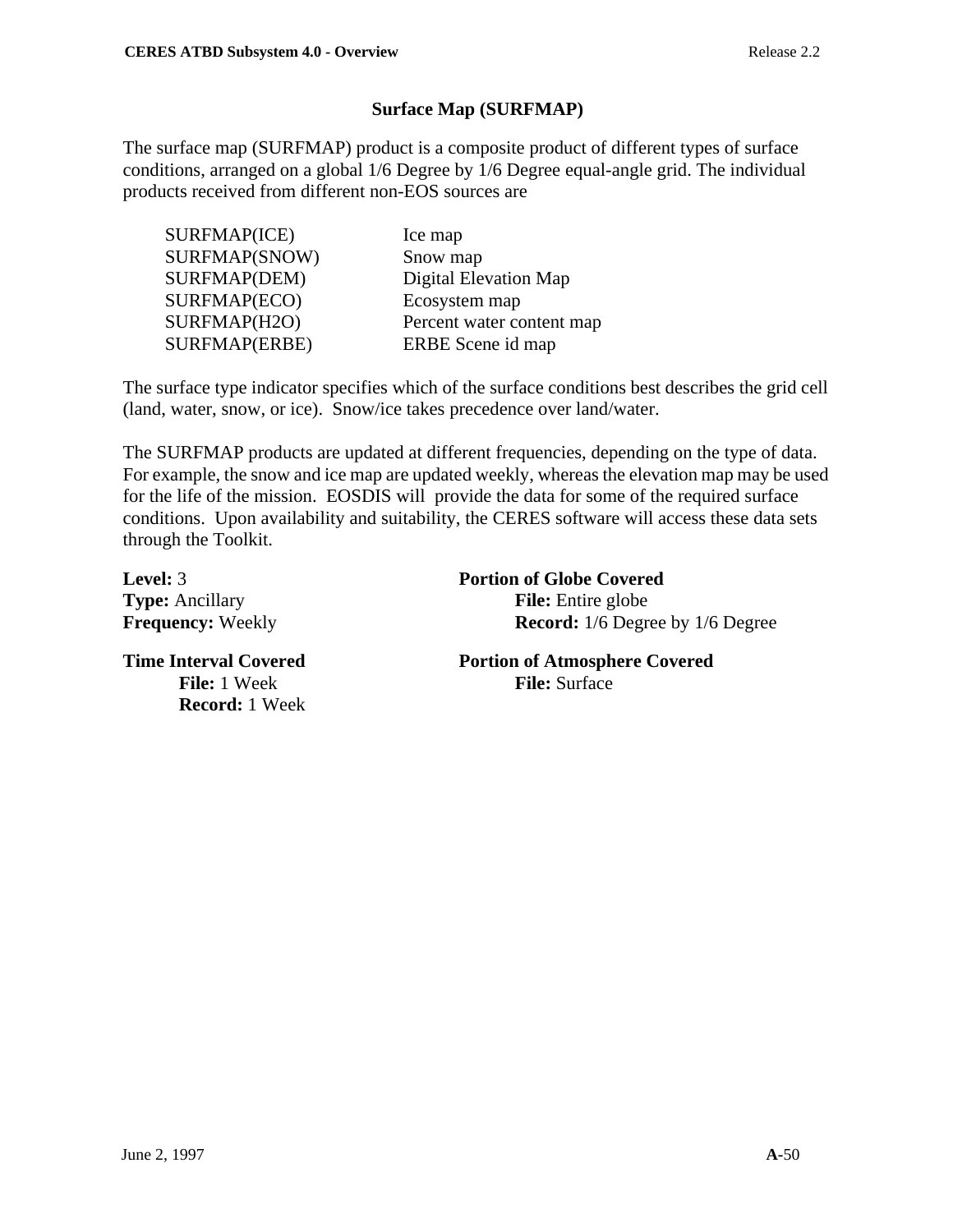## Surface Map (SURFMAP)

The surface map (SURFMAP) product is a composite product of different types of surface conditions, arranged on a global 1/6 Degree by 1/6 Degree equal-angle grid. The individual products received from different non-EOS sources are

| | |
|---|---|
| SURFMAP(ICE) | Ice map |
| SURFMAP(SNOW) | Snow map |
| SURFMAP(DEM) | Digital Elevation Map |
| SURFMAP(ECO) | Ecosystem map |
| SURFMAP(H2O) | Percent water content map |
| SURFMAP(ERBE) | ERBE Scene id map |

The surface type indicator specifies which of the surface conditions best describes the grid cell (land, water, snow, or ice). Snow/ice takes precedence over land/water.

The SURFMAP products are updated at different frequencies, depending on the type of data. For example, the snow and ice map are updated weekly, whereas the elevation map may be used for the life of the mission. EOSDIS will provide the data for some of the required surface conditions. Upon availability and suitability, the CERES software will access these data sets through the Toolkit.

**Level:** 3
**Type:** Ancillary
**Frequency:** Weekly

**Time Interval Covered**
- **File:** 1 Week
- **Record:** 1 Week

**Portion of Globe Covered**
- **File:** Entire globe
- **Record:** 1/6 Degree by 1/6 Degree

**Portion of Atmosphere Covered**
- **File:** Surface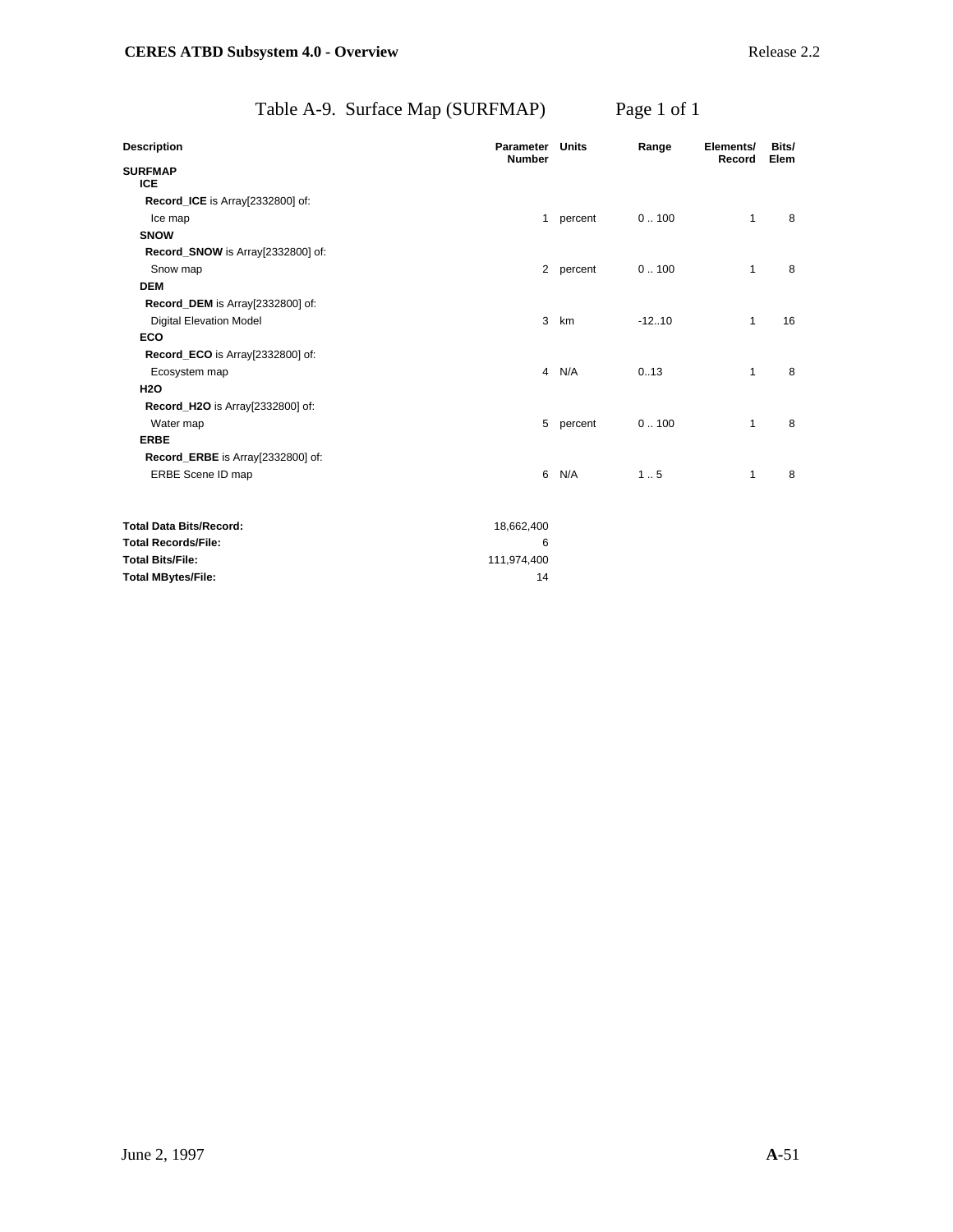## Table A-9. Surface Map (SURFMAP) Page 1 of 1

| Description | Parameter Number | Units | Range | Elements/ Record | Bits/ Elem |
|---|---|---|---|---|---|
| **SURFMAP** | | | | | |
| **ICE** | | | | | |
| **Record_ICE** is Array[2332800] of: | | | | | |
| Ice map | 1 | percent | 0 .. 100 | 1 | 8 |
| **SNOW** | | | | | |
| **Record_SNOW** is Array[2332800] of: | | | | | |
| Snow map | 2 | percent | 0 .. 100 | 1 | 8 |
| **DEM** | | | | | |
| **Record_DEM** is Array[2332800] of: | | | | | |
| Digital Elevation Model | 3 | km | -12..10 | 1 | 16 |
| **ECO** | | | | | |
| **Record_ECO** is Array[2332800] of: | | | | | |
| Ecosystem map | 4 | N/A | 0..13 | 1 | 8 |
| **H2O** | | | | | |
| **Record_H2O** is Array[2332800] of: | | | | | |
| Water map | 5 | percent | 0 .. 100 | 1 | 8 |
| **ERBE** | | | | | |
| **Record_ERBE** is Array[2332800] of: | | | | | |
| ERBE Scene ID map | 6 | N/A | 1 .. 5 | 1 | 8 |

| | |
|---|---|
| **Total Data Bits/Record:** | 18,662,400 |
| **Total Records/File:** | 6 |
| **Total Bits/File:** | 111,974,400 |
| **Total MBytes/File:** | 14 |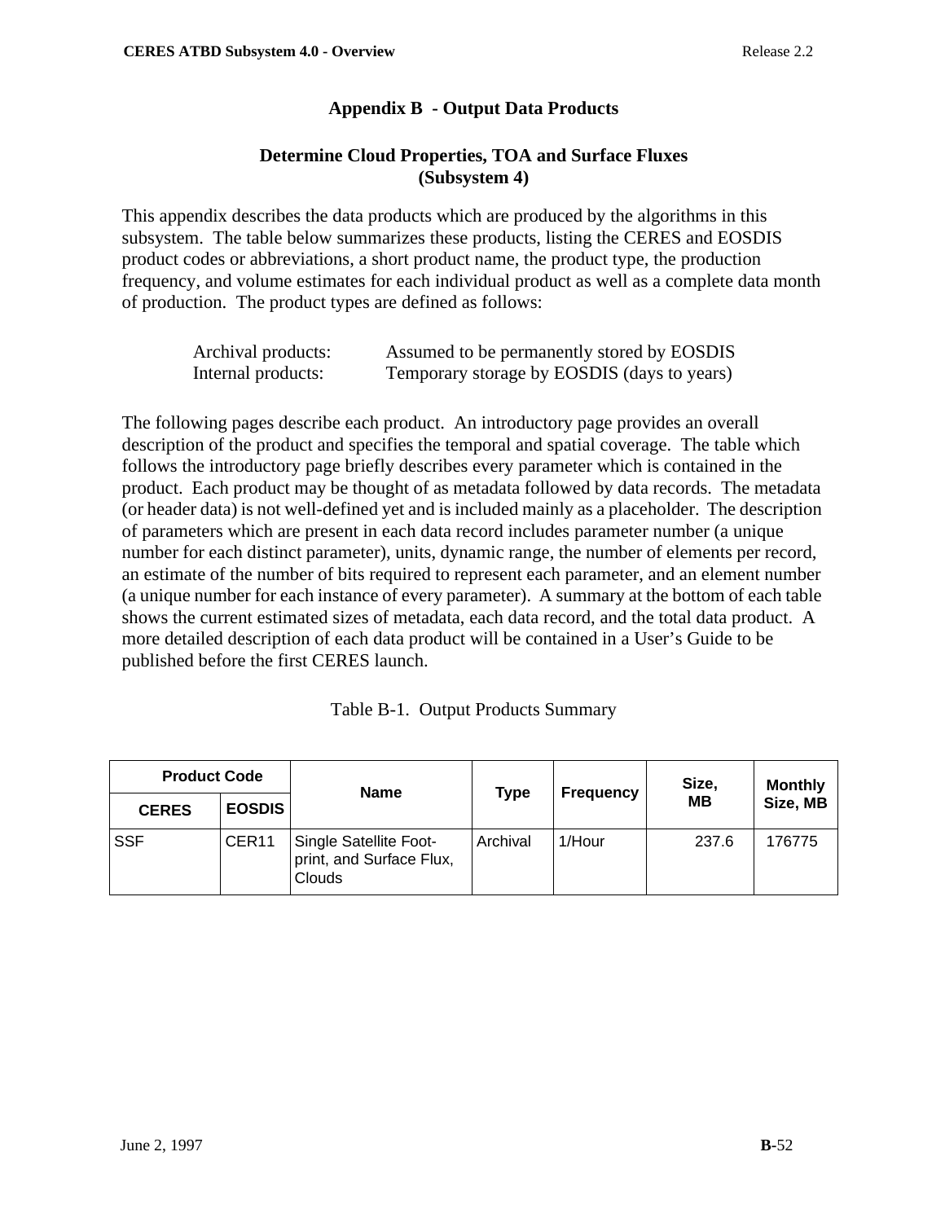# Appendix B - Output Data Products

## Determine Cloud Properties, TOA and Surface Fluxes (Subsystem 4)

This appendix describes the data products which are produced by the algorithms in this subsystem. The table below summarizes these products, listing the CERES and EOSDIS product codes or abbreviations, a short product name, the product type, the production frequency, and volume estimates for each individual product as well as a complete data month of production. The product types are defined as follows:

| | |
|---|---|
| Archival products: | Assumed to be permanently stored by EOSDIS |
| Internal products: | Temporary storage by EOSDIS (days to years) |

The following pages describe each product. An introductory page provides an overall description of the product and specifies the temporal and spatial coverage. The table which follows the introductory page briefly describes every parameter which is contained in the product. Each product may be thought of as metadata followed by data records. The metadata (or header data) is not well-defined yet and is included mainly as a placeholder. The description of parameters which are present in each data record includes parameter number (a unique number for each distinct parameter), units, dynamic range, the number of elements per record, an estimate of the number of bits required to represent each parameter, and an element number (a unique number for each instance of every parameter). A summary at the bottom of each table shows the current estimated sizes of metadata, each data record, and the total data product. A more detailed description of each data product will be contained in a User's Guide to be published before the first CERES launch.

Table B-1. Output Products Summary

| Product Code | | Name | Type | Frequency | Size, MB | Monthly Size, MB |
|---|---|---|---|---|---|---|
| CERES | EOSDIS | | | | | |
| SSF | CER11 | Single Satellite Foot-print, and Surface Flux, Clouds | Archival | 1/Hour | 237.6 | 176775 |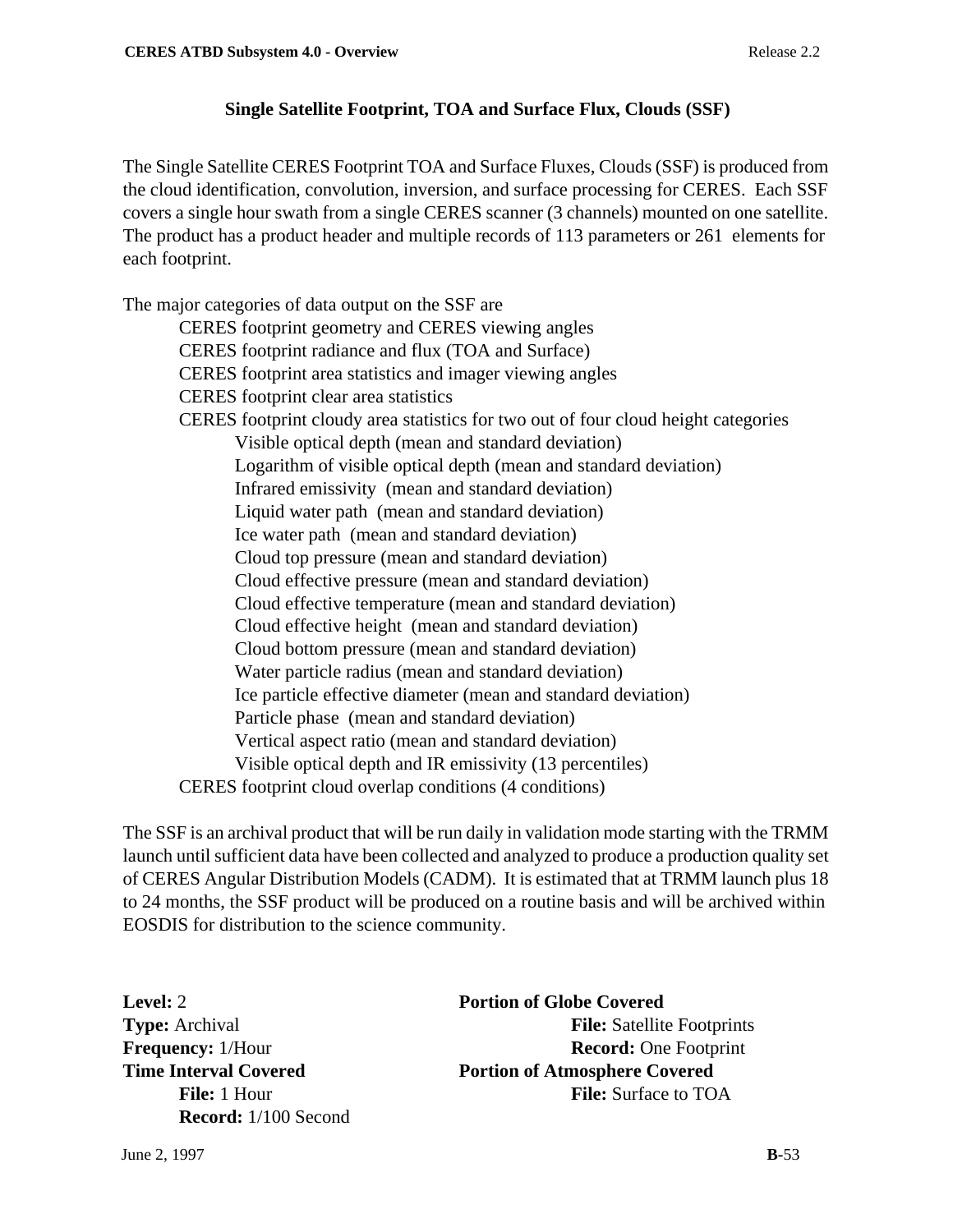## Single Satellite Footprint, TOA and Surface Flux, Clouds (SSF)

The Single Satellite CERES Footprint TOA and Surface Fluxes, Clouds (SSF) is produced from the cloud identification, convolution, inversion, and surface processing for CERES. Each SSF covers a single hour swath from a single CERES scanner (3 channels) mounted on one satellite. The product has a product header and multiple records of 113 parameters or 261 elements for each footprint.

The major categories of data output on the SSF are

- CERES footprint geometry and CERES viewing angles
- CERES footprint radiance and flux (TOA and Surface)
- CERES footprint area statistics and imager viewing angles
- CERES footprint clear area statistics
- CERES footprint cloudy area statistics for two out of four cloud height categories
  - Visible optical depth (mean and standard deviation)
  - Logarithm of visible optical depth (mean and standard deviation)
  - Infrared emissivity (mean and standard deviation)
  - Liquid water path (mean and standard deviation)
  - Ice water path (mean and standard deviation)
  - Cloud top pressure (mean and standard deviation)
  - Cloud effective pressure (mean and standard deviation)
  - Cloud effective temperature (mean and standard deviation)
  - Cloud effective height (mean and standard deviation)
  - Cloud bottom pressure (mean and standard deviation)
  - Water particle radius (mean and standard deviation)
  - Ice particle effective diameter (mean and standard deviation)
  - Particle phase (mean and standard deviation)
  - Vertical aspect ratio (mean and standard deviation)
  - Visible optical depth and IR emissivity (13 percentiles)
- CERES footprint cloud overlap conditions (4 conditions)

The SSF is an archival product that will be run daily in validation mode starting with the TRMM launch until sufficient data have been collected and analyzed to produce a production quality set of CERES Angular Distribution Models (CADM). It is estimated that at TRMM launch plus 18 to 24 months, the SSF product will be produced on a routine basis and will be archived within EOSDIS for distribution to the science community.

**Level:** 2
**Type:** Archival
**Frequency:** 1/Hour
**Time Interval Covered**
  **File:** 1 Hour
  **Record:** 1/100 Second

**Portion of Globe Covered**
  **File:** Satellite Footprints
  **Record:** One Footprint
**Portion of Atmosphere Covered**
  **File:** Surface to TOA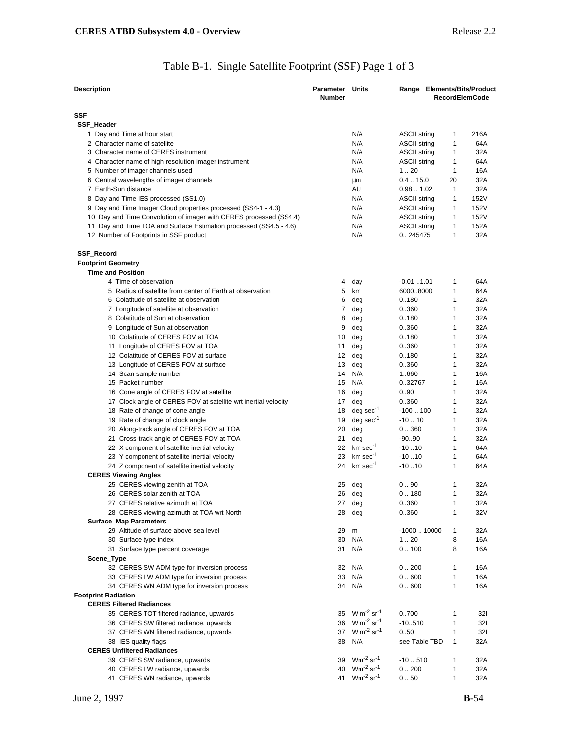# Table B-1. Single Satellite Footprint (SSF) Page 1 of 3

| Description | Parameter Number | Units | Range | Elements/Bits/Product RecordElemCode | |
|---|---|---|---|---|---|
| **SSF** | | | | | |
| **SSF_Header** | | | | | |
| 1 Day and Time at hour start | | N/A | ASCII string | 1 | 216A |
| 2 Character name of satellite | | N/A | ASCII string | 1 | 64A |
| 3 Character name of CERES instrument | | N/A | ASCII string | 1 | 32A |
| 4 Character name of high resolution imager instrument | | N/A | ASCII string | 1 | 64A |
| 5 Number of imager channels used | | N/A | 1 .. 20 | 1 | 16A |
| 6 Central wavelengths of imager channels | | µm | 0.4 .. 15.0 | 20 | 32A |
| 7 Earth-Sun distance | | AU | 0.98 .. 1.02 | 1 | 32A |
| 8 Day and Time IES processed (SS1.0) | | N/A | ASCII string | 1 | 152V |
| 9 Day and Time Imager Cloud properties processed (SS4-1 - 4.3) | | N/A | ASCII string | 1 | 152V |
| 10 Day and Time Convolution of imager with CERES processed (SS4.4) | | N/A | ASCII string | 1 | 152V |
| 11 Day and Time TOA and Surface Estimation processed (SS4.5 - 4.6) | | N/A | ASCII string | 1 | 152A |
| 12 Number of Footprints in SSF product | | N/A | 0.. 245475 | 1 | 32A |
| **SSF_Record** | | | | | |
| **Footprint Geometry** | | | | | |
| **Time and Position** | | | | | |
| 4 Time of observation | 4 | day | -0.01 ..1.01 | 1 | 64A |
| 5 Radius of satellite from center of Earth at observation | 5 | km | 6000..8000 | 1 | 64A |
| 6 Colatitude of satellite at observation | 6 | deg | 0..180 | 1 | 32A |
| 7 Longitude of satellite at observation | 7 | deg | 0..360 | 1 | 32A |
| 8 Colatitude of Sun at observation | 8 | deg | 0..180 | 1 | 32A |
| 9 Longitude of Sun at observation | 9 | deg | 0..360 | 1 | 32A |
| 10 Colatitude of CERES FOV at TOA | 10 | deg | 0..180 | 1 | 32A |
| 11 Longitude of CERES FOV at TOA | 11 | deg | 0..360 | 1 | 32A |
| 12 Colatitude of CERES FOV at surface | 12 | deg | 0..180 | 1 | 32A |
| 13 Longitude of CERES FOV at surface | 13 | deg | 0..360 | 1 | 32A |
| 14 Scan sample number | 14 | N/A | 1..660 | 1 | 16A |
| 15 Packet number | 15 | N/A | 0..32767 | 1 | 16A |
| 16 Cone angle of CERES FOV at satellite | 16 | deg | 0..90 | 1 | 32A |
| 17 Clock angle of CERES FOV at satellite wrt inertial velocity | 17 | deg | 0..360 | 1 | 32A |
| 18 Rate of change of cone angle | 18 | deg $sec^{-1}$ | -100 .. 100 | 1 | 32A |
| 19 Rate of change of clock angle | 19 | deg $sec^{-1}$ | -10 .. 10 | 1 | 32A |
| 20 Along-track angle of CERES FOV at TOA | 20 | deg | 0 .. 360 | 1 | 32A |
| 21 Cross-track angle of CERES FOV at TOA | 21 | deg | -90..90 | 1 | 32A |
| 22 X component of satellite inertial velocity | 22 | km $sec^{-1}$ | -10 ..10 | 1 | 64A |
| 23 Y component of satellite inertial velocity | 23 | km $sec^{-1}$ | -10 ..10 | 1 | 64A |
| 24 Z component of satellite inertial velocity | 24 | km $sec^{-1}$ | -10 ..10 | 1 | 64A |
| **CERES Viewing Angles** | | | | | |
| 25 CERES viewing zenith at TOA | 25 | deg | 0 .. 90 | 1 | 32A |
| 26 CERES solar zenith at TOA | 26 | deg | 0 .. 180 | 1 | 32A |
| 27 CERES relative azimuth at TOA | 27 | deg | 0..360 | 1 | 32A |
| 28 CERES viewing azimuth at TOA wrt North | 28 | deg | 0..360 | 1 | 32V |
| **Surface_Map Parameters** | | | | | |
| 29 Altitude of surface above sea level | 29 | m | -1000 .. 10000 | 1 | 32A |
| 30 Surface type index | 30 | N/A | 1 .. 20 | 8 | 16A |
| 31 Surface type percent coverage | 31 | N/A | 0 .. 100 | 8 | 16A |
| **Scene_Type** | | | | | |
| 32 CERES SW ADM type for inversion process | 32 | N/A | 0 .. 200 | 1 | 16A |
| 33 CERES LW ADM type for inversion process | 33 | N/A | 0 .. 600 | 1 | 16A |
| 34 CERES WN ADM type for inversion process | 34 | N/A | 0 .. 600 | 1 | 16A |
| **Footprint Radiation** | | | | | |
| **CERES Filtered Radiances** | | | | | |
| 35 CERES TOT filtered radiance, upwards | 35 | W $m^{-2}$ $sr^{-1}$ | 0..700 | 1 | 32I |
| 36 CERES SW filtered radiance, upwards | 36 | W $m^{-2}$ $sr^{-1}$ | -10..510 | 1 | 32I |
| 37 CERES WN filtered radiance, upwards | 37 | W $m^{-2}$ $sr^{-1}$ | 0..50 | 1 | 32I |
| 38 IES quality flags | 38 | N/A | see Table TBD | 1 | 32A |
| **CERES Unfiltered Radiances** | | | | | |
| 39 CERES SW radiance, upwards | 39 | $Wm^{-2}$ $sr^{-1}$ | -10 .. 510 | 1 | 32A |
| 40 CERES LW radiance, upwards | 40 | $Wm^{-2}$ $sr^{-1}$ | 0 .. 200 | 1 | 32A |
| 41 CERES WN radiance, upwards | 41 | $Wm^{-2}$ $sr^{-1}$ | 0 .. 50 | 1 | 32A |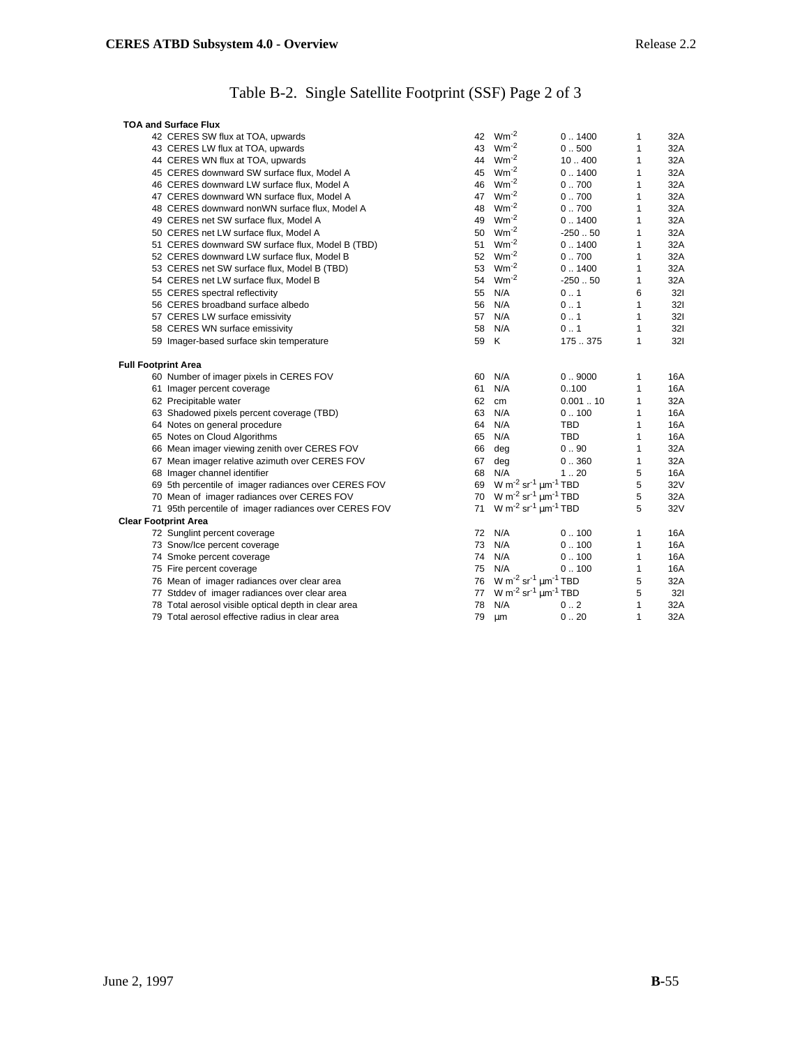# Table B-2. Single Satellite Footprint (SSF) Page 2 of 3

| Parameter | No. | Units | Range | Elements | Bits |
|---|---|---|---|---|---|
| **TOA and Surface Flux** | | | | | |
| 42 CERES SW flux at TOA, upwards | 42 | $Wm^{-2}$ | 0 .. 1400 | 1 | 32A |
| 43 CERES LW flux at TOA, upwards | 43 | $Wm^{-2}$ | 0 .. 500 | 1 | 32A |
| 44 CERES WN flux at TOA, upwards | 44 | $Wm^{-2}$ | 10 .. 400 | 1 | 32A |
| 45 CERES downward SW surface flux, Model A | 45 | $Wm^{-2}$ | 0 .. 1400 | 1 | 32A |
| 46 CERES downward LW surface flux, Model A | 46 | $Wm^{-2}$ | 0 .. 700 | 1 | 32A |
| 47 CERES downward WN surface flux, Model A | 47 | $Wm^{-2}$ | 0 .. 700 | 1 | 32A |
| 48 CERES downward nonWN surface flux, Model A | 48 | $Wm^{-2}$ | 0 .. 700 | 1 | 32A |
| 49 CERES net SW surface flux, Model A | 49 | $Wm^{-2}$ | 0 .. 1400 | 1 | 32A |
| 50 CERES net LW surface flux, Model A | 50 | $Wm^{-2}$ | -250 .. 50 | 1 | 32A |
| 51 CERES downward SW surface flux, Model B (TBD) | 51 | $Wm^{-2}$ | 0 .. 1400 | 1 | 32A |
| 52 CERES downward LW surface flux, Model B | 52 | $Wm^{-2}$ | 0 .. 700 | 1 | 32A |
| 53 CERES net SW surface flux, Model B (TBD) | 53 | $Wm^{-2}$ | 0 .. 1400 | 1 | 32A |
| 54 CERES net LW surface flux, Model B | 54 | $Wm^{-2}$ | -250 .. 50 | 1 | 32A |
| 55 CERES spectral reflectivity | 55 | N/A | 0 .. 1 | 6 | 32I |
| 56 CERES broadband surface albedo | 56 | N/A | 0 .. 1 | 1 | 32I |
| 57 CERES LW surface emissivity | 57 | N/A | 0 .. 1 | 1 | 32I |
| 58 CERES WN surface emissivity | 58 | N/A | 0 .. 1 | 1 | 32I |
| 59 Imager-based surface skin temperature | 59 | K | 175 .. 375 | 1 | 32I |
| **Full Footprint Area** | | | | | |
| 60 Number of imager pixels in CERES FOV | 60 | N/A | 0 .. 9000 | 1 | 16A |
| 61 Imager percent coverage | 61 | N/A | 0..100 | 1 | 16A |
| 62 Precipitable water | 62 | cm | 0.001 .. 10 | 1 | 32A |
| 63 Shadowed pixels percent coverage (TBD) | 63 | N/A | 0 .. 100 | 1 | 16A |
| 64 Notes on general procedure | 64 | N/A | TBD | 1 | 16A |
| 65 Notes on Cloud Algorithms | 65 | N/A | TBD | 1 | 16A |
| 66 Mean imager viewing zenith over CERES FOV | 66 | deg | 0 .. 90 | 1 | 32A |
| 67 Mean imager relative azimuth over CERES FOV | 67 | deg | 0 .. 360 | 1 | 32A |
| 68 Imager channel identifier | 68 | N/A | 1 .. 20 | 5 | 16A |
| 69 5th percentile of imager radiances over CERES FOV | 69 | $W\ m^{-2}\ sr^{-1}\ \mu m^{-1}$ | TBD | 5 | 32V |
| 70 Mean of imager radiances over CERES FOV | 70 | $W\ m^{-2}\ sr^{-1}\ \mu m^{-1}$ | TBD | 5 | 32A |
| 71 95th percentile of imager radiances over CERES FOV | 71 | $W\ m^{-2}\ sr^{-1}\ \mu m^{-1}$ | TBD | 5 | 32V |
| **Clear Footprint Area** | | | | | |
| 72 Sunglint percent coverage | 72 | N/A | 0 .. 100 | 1 | 16A |
| 73 Snow/Ice percent coverage | 73 | N/A | 0 .. 100 | 1 | 16A |
| 74 Smoke percent coverage | 74 | N/A | 0 .. 100 | 1 | 16A |
| 75 Fire percent coverage | 75 | N/A | 0 .. 100 | 1 | 16A |
| 76 Mean of imager radiances over clear area | 76 | $W\ m^{-2}\ sr^{-1}\ \mu m^{-1}$ | TBD | 5 | 32A |
| 77 Stddev of imager radiances over clear area | 77 | $W\ m^{-2}\ sr^{-1}\ \mu m^{-1}$ | TBD | 5 | 32I |
| 78 Total aerosol visible optical depth in clear area | 78 | N/A | 0 .. 2 | 1 | 32A |
| 79 Total aerosol effective radius in clear area | 79 | µm | 0 .. 20 | 1 | 32A |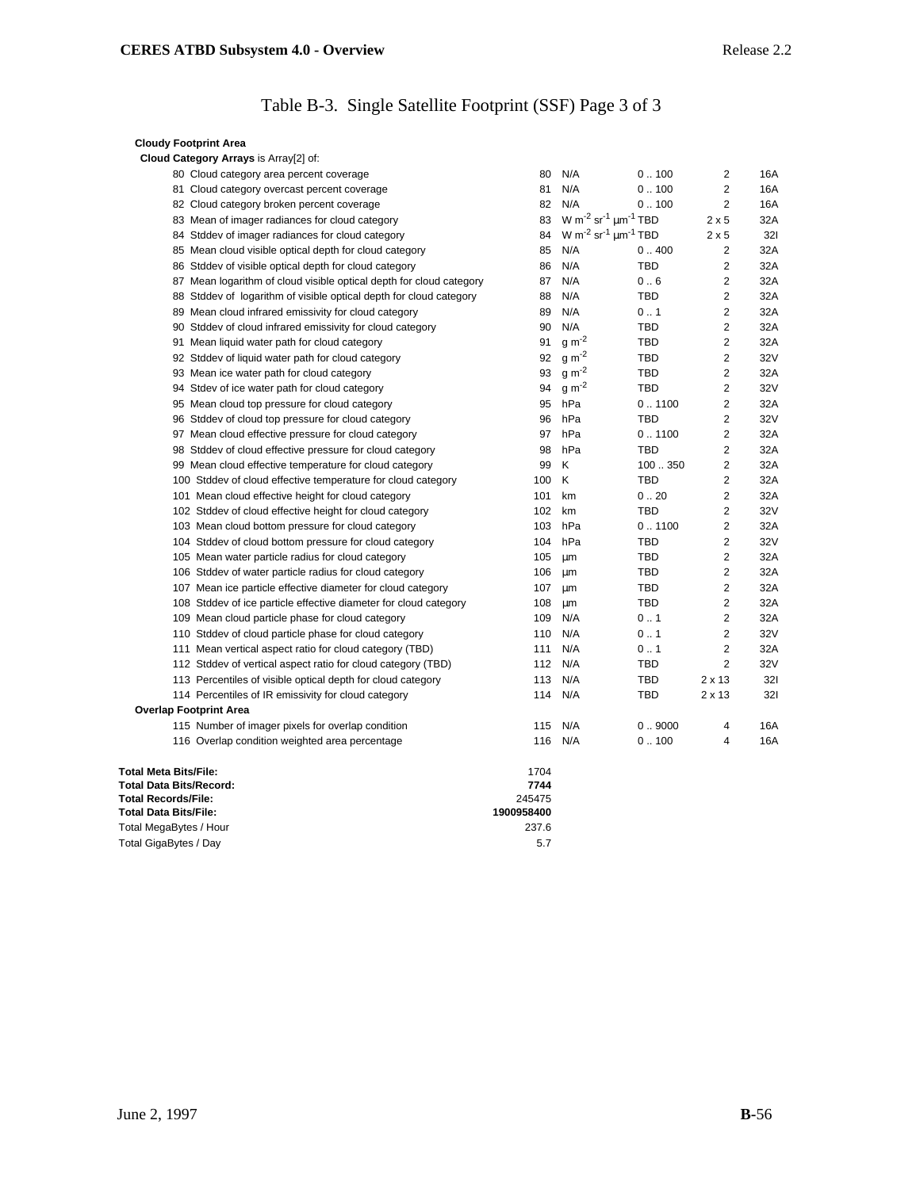# Table B-3. Single Satellite Footprint (SSF) Page 3 of 3

| Item | ID | Units | Range | Elements | Bits |
|---|---|---|---|---|---|
| **Cloudy Footprint Area** | | | | | |
| **Cloud Category Arrays** is Array[2] of: | | | | | |
| 80 Cloud category area percent coverage | 80 | N/A | 0 .. 100 | 2 | 16A |
| 81 Cloud category overcast percent coverage | 81 | N/A | 0 .. 100 | 2 | 16A |
| 82 Cloud category broken percent coverage | 82 | N/A | 0 .. 100 | 2 | 16A |
| 83 Mean of imager radiances for cloud category | 83 | W $m^{-2}$ $sr^{-1}$ $\mu m^{-1}$ | TBD | 2 x 5 | 32A |
| 84 Stddev of imager radiances for cloud category | 84 | W $m^{-2}$ $sr^{-1}$ $\mu m^{-1}$ | TBD | 2 x 5 | 32I |
| 85 Mean cloud visible optical depth for cloud category | 85 | N/A | 0 .. 400 | 2 | 32A |
| 86 Stddev of visible optical depth for cloud category | 86 | N/A | TBD | 2 | 32A |
| 87 Mean logarithm of cloud visible optical depth for cloud category | 87 | N/A | 0 .. 6 | 2 | 32A |
| 88 Stddev of logarithm of visible optical depth for cloud category | 88 | N/A | TBD | 2 | 32A |
| 89 Mean cloud infrared emissivity for cloud category | 89 | N/A | 0 .. 1 | 2 | 32A |
| 90 Stddev of cloud infrared emissivity for cloud category | 90 | N/A | TBD | 2 | 32A |
| 91 Mean liquid water path for cloud category | 91 | g $m^{-2}$ | TBD | 2 | 32A |
| 92 Stddev of liquid water path for cloud category | 92 | g $m^{-2}$ | TBD | 2 | 32V |
| 93 Mean ice water path for cloud category | 93 | g $m^{-2}$ | TBD | 2 | 32A |
| 94 Stdev of ice water path for cloud category | 94 | g $m^{-2}$ | TBD | 2 | 32V |
| 95 Mean cloud top pressure for cloud category | 95 | hPa | 0 .. 1100 | 2 | 32A |
| 96 Stddev of cloud top pressure for cloud category | 96 | hPa | TBD | 2 | 32V |
| 97 Mean cloud effective pressure for cloud category | 97 | hPa | 0 .. 1100 | 2 | 32A |
| 98 Stddev of cloud effective pressure for cloud category | 98 | hPa | TBD | 2 | 32A |
| 99 Mean cloud effective temperature for cloud category | 99 | K | 100 .. 350 | 2 | 32A |
| 100 Stddev of cloud effective temperature for cloud category | 100 | K | TBD | 2 | 32A |
| 101 Mean cloud effective height for cloud category | 101 | km | 0 .. 20 | 2 | 32A |
| 102 Stddev of cloud effective height for cloud category | 102 | km | TBD | 2 | 32V |
| 103 Mean cloud bottom pressure for cloud category | 103 | hPa | 0 .. 1100 | 2 | 32A |
| 104 Stddev of cloud bottom pressure for cloud category | 104 | hPa | TBD | 2 | 32V |
| 105 Mean water particle radius for cloud category | 105 | µm | TBD | 2 | 32A |
| 106 Stddev of water particle radius for cloud category | 106 | µm | TBD | 2 | 32A |
| 107 Mean ice particle effective diameter for cloud category | 107 | µm | TBD | 2 | 32A |
| 108 Stddev of ice particle effective diameter for cloud category | 108 | µm | TBD | 2 | 32A |
| 109 Mean cloud particle phase for cloud category | 109 | N/A | 0 .. 1 | 2 | 32A |
| 110 Stddev of cloud particle phase for cloud category | 110 | N/A | 0 .. 1 | 2 | 32V |
| 111 Mean vertical aspect ratio for cloud category (TBD) | 111 | N/A | 0 .. 1 | 2 | 32A |
| 112 Stddev of vertical aspect ratio for cloud category (TBD) | 112 | N/A | TBD | 2 | 32V |
| 113 Percentiles of visible optical depth for cloud category | 113 | N/A | TBD | 2 x 13 | 32I |
| 114 Percentiles of IR emissivity for cloud category | 114 | N/A | TBD | 2 x 13 | 32I |
| **Overlap Footprint Area** | | | | | |
| 115 Number of imager pixels for overlap condition | 115 | N/A | 0 .. 9000 | 4 | 16A |
| 116 Overlap condition weighted area percentage | 116 | N/A | 0 .. 100 | 4 | 16A |

| | |
|---|---|
| **Total Meta Bits/File:** | 1704 |
| **Total Data Bits/Record:** | **7744** |
| **Total Records/File:** | 245475 |
| **Total Data Bits/File:** | **1900958400** |
| Total MegaBytes / Hour | 237.6 |
| Total GigaBytes / Day | 5.7 |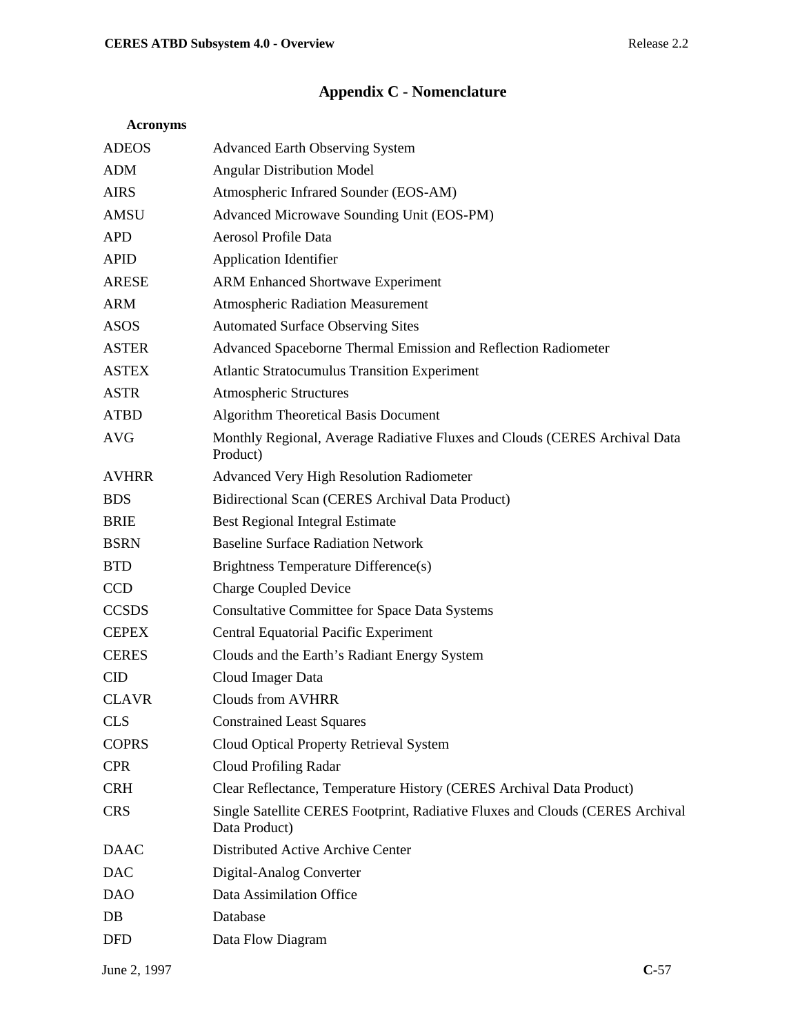# Appendix C - Nomenclature

**Acronyms**

| | |
|---|---|
| ADEOS | Advanced Earth Observing System |
| ADM | Angular Distribution Model |
| AIRS | Atmospheric Infrared Sounder (EOS-AM) |
| AMSU | Advanced Microwave Sounding Unit (EOS-PM) |
| APD | Aerosol Profile Data |
| APID | Application Identifier |
| ARESE | ARM Enhanced Shortwave Experiment |
| ARM | Atmospheric Radiation Measurement |
| ASOS | Automated Surface Observing Sites |
| ASTER | Advanced Spaceborne Thermal Emission and Reflection Radiometer |
| ASTEX | Atlantic Stratocumulus Transition Experiment |
| ASTR | Atmospheric Structures |
| ATBD | Algorithm Theoretical Basis Document |
| AVG | Monthly Regional, Average Radiative Fluxes and Clouds (CERES Archival Data Product) |
| AVHRR | Advanced Very High Resolution Radiometer |
| BDS | Bidirectional Scan (CERES Archival Data Product) |
| BRIE | Best Regional Integral Estimate |
| BSRN | Baseline Surface Radiation Network |
| BTD | Brightness Temperature Difference(s) |
| CCD | Charge Coupled Device |
| CCSDS | Consultative Committee for Space Data Systems |
| CEPEX | Central Equatorial Pacific Experiment |
| CERES | Clouds and the Earth's Radiant Energy System |
| CID | Cloud Imager Data |
| CLAVR | Clouds from AVHRR |
| CLS | Constrained Least Squares |
| COPRS | Cloud Optical Property Retrieval System |
| CPR | Cloud Profiling Radar |
| CRH | Clear Reflectance, Temperature History (CERES Archival Data Product) |
| CRS | Single Satellite CERES Footprint, Radiative Fluxes and Clouds (CERES Archival Data Product) |
| DAAC | Distributed Active Archive Center |
| DAC | Digital-Analog Converter |
| DAO | Data Assimilation Office |
| DB | Database |
| DFD | Data Flow Diagram |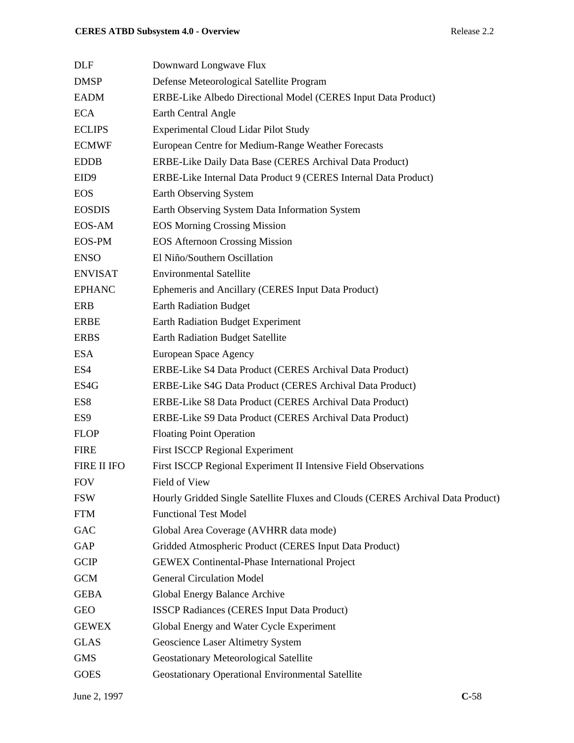| | |
|---|---|
| DLF | Downward Longwave Flux |
| DMSP | Defense Meteorological Satellite Program |
| EADM | ERBE-Like Albedo Directional Model (CERES Input Data Product) |
| ECA | Earth Central Angle |
| ECLIPS | Experimental Cloud Lidar Pilot Study |
| ECMWF | European Centre for Medium-Range Weather Forecasts |
| EDDB | ERBE-Like Daily Data Base (CERES Archival Data Product) |
| EID9 | ERBE-Like Internal Data Product 9 (CERES Internal Data Product) |
| EOS | Earth Observing System |
| EOSDIS | Earth Observing System Data Information System |
| EOS-AM | EOS Morning Crossing Mission |
| EOS-PM | EOS Afternoon Crossing Mission |
| ENSO | El Niño/Southern Oscillation |
| ENVISAT | Environmental Satellite |
| EPHANC | Ephemeris and Ancillary (CERES Input Data Product) |
| ERB | Earth Radiation Budget |
| ERBE | Earth Radiation Budget Experiment |
| ERBS | Earth Radiation Budget Satellite |
| ESA | European Space Agency |
| ES4 | ERBE-Like S4 Data Product (CERES Archival Data Product) |
| ES4G | ERBE-Like S4G Data Product (CERES Archival Data Product) |
| ES8 | ERBE-Like S8 Data Product (CERES Archival Data Product) |
| ES9 | ERBE-Like S9 Data Product (CERES Archival Data Product) |
| FLOP | Floating Point Operation |
| FIRE | First ISCCP Regional Experiment |
| FIRE II IFO | First ISCCP Regional Experiment II Intensive Field Observations |
| FOV | Field of View |
| FSW | Hourly Gridded Single Satellite Fluxes and Clouds (CERES Archival Data Product) |
| FTM | Functional Test Model |
| GAC | Global Area Coverage (AVHRR data mode) |
| GAP | Gridded Atmospheric Product (CERES Input Data Product) |
| GCIP | GEWEX Continental-Phase International Project |
| GCM | General Circulation Model |
| GEBA | Global Energy Balance Archive |
| GEO | ISSCP Radiances (CERES Input Data Product) |
| GEWEX | Global Energy and Water Cycle Experiment |
| GLAS | Geoscience Laser Altimetry System |
| GMS | Geostationary Meteorological Satellite |
| GOES | Geostationary Operational Environmental Satellite |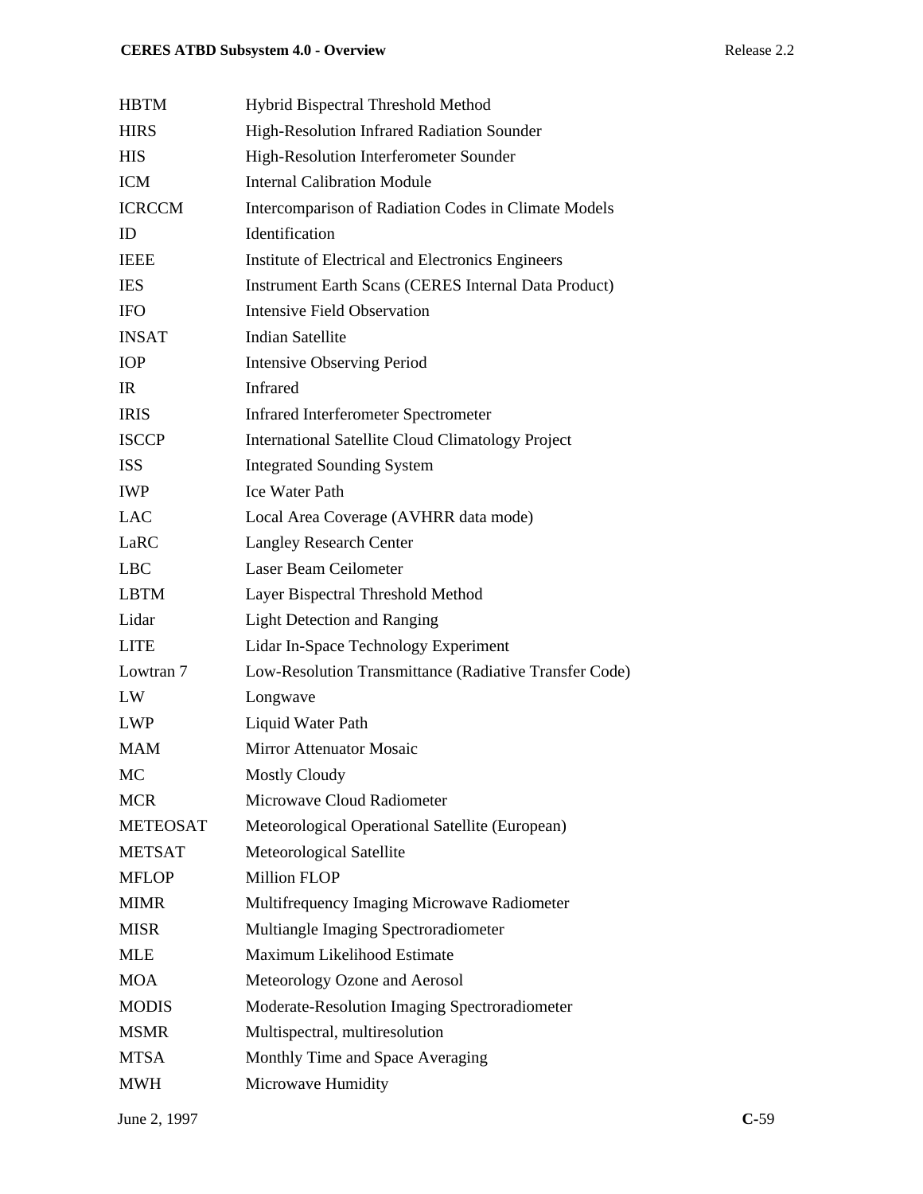| | |
|---|---|
| HBTM | Hybrid Bispectral Threshold Method |
| HIRS | High-Resolution Infrared Radiation Sounder |
| HIS | High-Resolution Interferometer Sounder |
| ICM | Internal Calibration Module |
| ICRCCM | Intercomparison of Radiation Codes in Climate Models |
| ID | Identification |
| IEEE | Institute of Electrical and Electronics Engineers |
| IES | Instrument Earth Scans (CERES Internal Data Product) |
| IFO | Intensive Field Observation |
| INSAT | Indian Satellite |
| IOP | Intensive Observing Period |
| IR | Infrared |
| IRIS | Infrared Interferometer Spectrometer |
| ISCCP | International Satellite Cloud Climatology Project |
| ISS | Integrated Sounding System |
| IWP | Ice Water Path |
| LAC | Local Area Coverage (AVHRR data mode) |
| LaRC | Langley Research Center |
| LBC | Laser Beam Ceilometer |
| LBTM | Layer Bispectral Threshold Method |
| Lidar | Light Detection and Ranging |
| LITE | Lidar In-Space Technology Experiment |
| Lowtran 7 | Low-Resolution Transmittance (Radiative Transfer Code) |
| LW | Longwave |
| LWP | Liquid Water Path |
| MAM | Mirror Attenuator Mosaic |
| MC | Mostly Cloudy |
| MCR | Microwave Cloud Radiometer |
| METEOSAT | Meteorological Operational Satellite (European) |
| METSAT | Meteorological Satellite |
| MFLOP | Million FLOP |
| MIMR | Multifrequency Imaging Microwave Radiometer |
| MISR | Multiangle Imaging Spectroradiometer |
| MLE | Maximum Likelihood Estimate |
| MOA | Meteorology Ozone and Aerosol |
| MODIS | Moderate-Resolution Imaging Spectroradiometer |
| MSMR | Multispectral, multiresolution |
| MTSA | Monthly Time and Space Averaging |
| MWH | Microwave Humidity |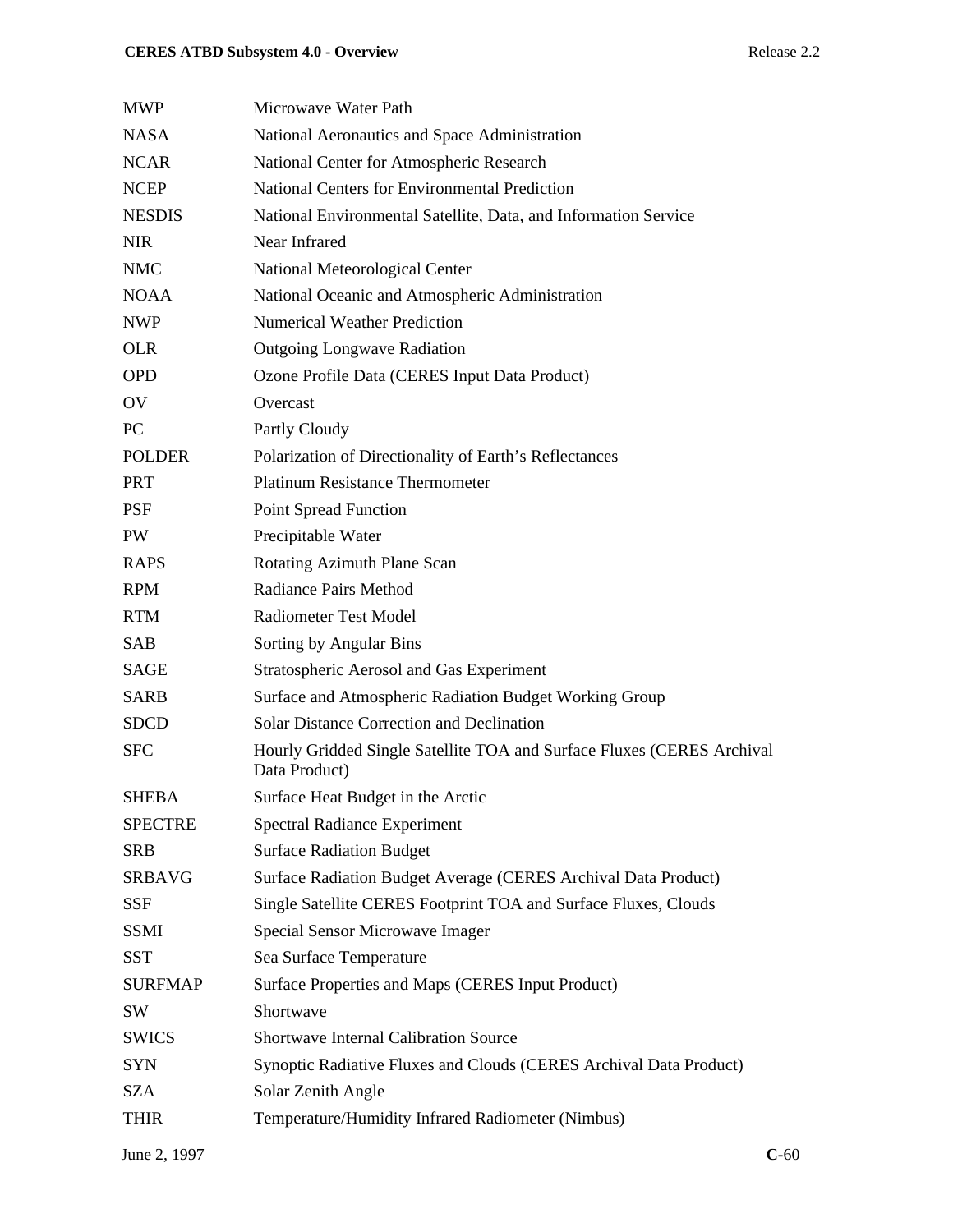| | |
|---|---|
| MWP | Microwave Water Path |
| NASA | National Aeronautics and Space Administration |
| NCAR | National Center for Atmospheric Research |
| NCEP | National Centers for Environmental Prediction |
| NESDIS | National Environmental Satellite, Data, and Information Service |
| NIR | Near Infrared |
| NMC | National Meteorological Center |
| NOAA | National Oceanic and Atmospheric Administration |
| NWP | Numerical Weather Prediction |
| OLR | Outgoing Longwave Radiation |
| OPD | Ozone Profile Data (CERES Input Data Product) |
| OV | Overcast |
| PC | Partly Cloudy |
| POLDER | Polarization of Directionality of Earth's Reflectances |
| PRT | Platinum Resistance Thermometer |
| PSF | Point Spread Function |
| PW | Precipitable Water |
| RAPS | Rotating Azimuth Plane Scan |
| RPM | Radiance Pairs Method |
| RTM | Radiometer Test Model |
| SAB | Sorting by Angular Bins |
| SAGE | Stratospheric Aerosol and Gas Experiment |
| SARB | Surface and Atmospheric Radiation Budget Working Group |
| SDCD | Solar Distance Correction and Declination |
| SFC | Hourly Gridded Single Satellite TOA and Surface Fluxes (CERES Archival Data Product) |
| SHEBA | Surface Heat Budget in the Arctic |
| SPECTRE | Spectral Radiance Experiment |
| SRB | Surface Radiation Budget |
| SRBAVG | Surface Radiation Budget Average (CERES Archival Data Product) |
| SSF | Single Satellite CERES Footprint TOA and Surface Fluxes, Clouds |
| SSMI | Special Sensor Microwave Imager |
| SST | Sea Surface Temperature |
| SURFMAP | Surface Properties and Maps (CERES Input Product) |
| SW | Shortwave |
| SWICS | Shortwave Internal Calibration Source |
| SYN | Synoptic Radiative Fluxes and Clouds (CERES Archival Data Product) |
| SZA | Solar Zenith Angle |
| THIR | Temperature/Humidity Infrared Radiometer (Nimbus) |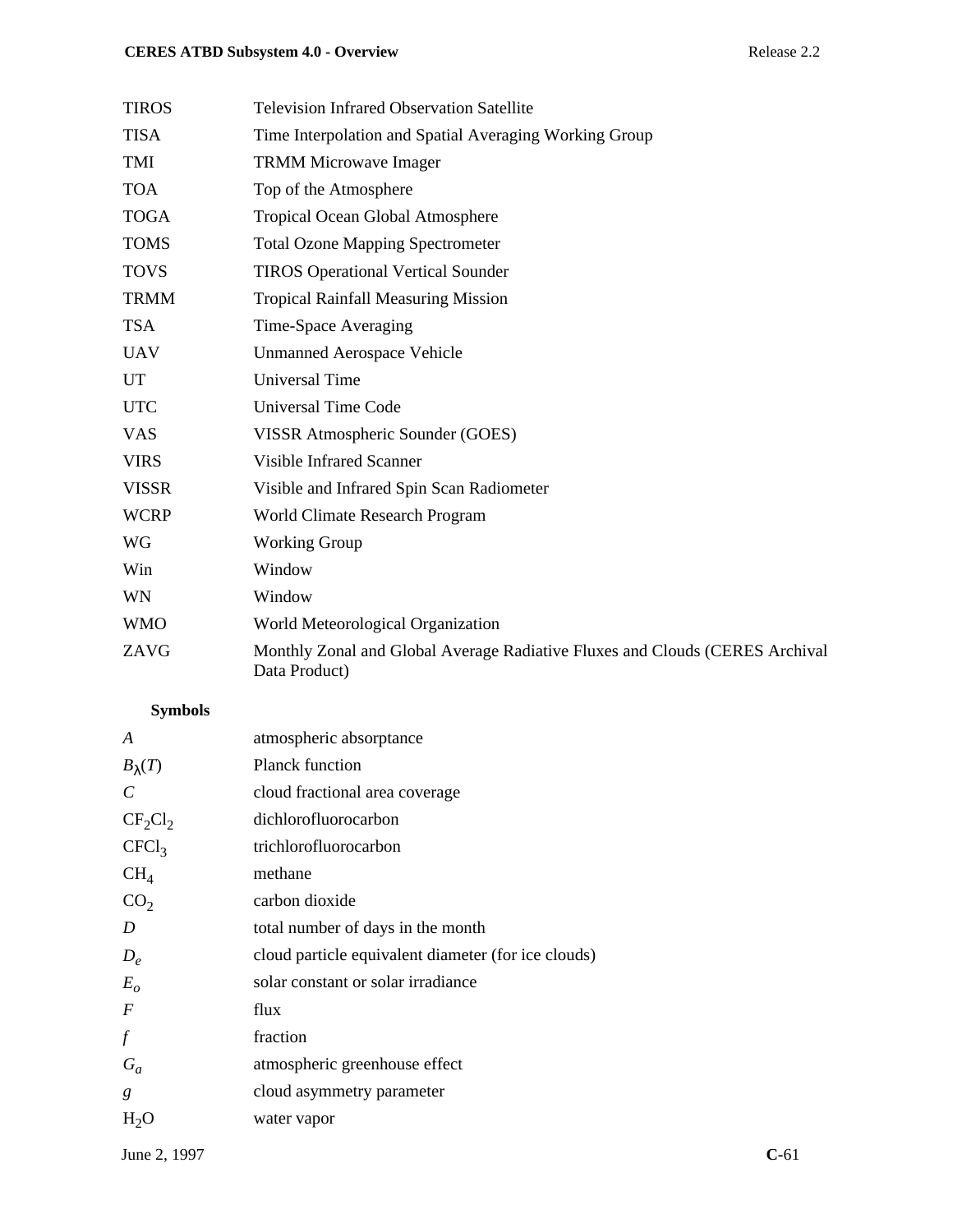| | |
|---|---|
| TIROS | Television Infrared Observation Satellite |
| TISA | Time Interpolation and Spatial Averaging Working Group |
| TMI | TRMM Microwave Imager |
| TOA | Top of the Atmosphere |
| TOGA | Tropical Ocean Global Atmosphere |
| TOMS | Total Ozone Mapping Spectrometer |
| TOVS | TIROS Operational Vertical Sounder |
| TRMM | Tropical Rainfall Measuring Mission |
| TSA | Time-Space Averaging |
| UAV | Unmanned Aerospace Vehicle |
| UT | Universal Time |
| UTC | Universal Time Code |
| VAS | VISSR Atmospheric Sounder (GOES) |
| VIRS | Visible Infrared Scanner |
| VISSR | Visible and Infrared Spin Scan Radiometer |
| WCRP | World Climate Research Program |
| WG | Working Group |
| Win | Window |
| WN | Window |
| WMO | World Meteorological Organization |
| ZAVG | Monthly Zonal and Global Average Radiative Fluxes and Clouds (CERES Archival Data Product) |

**Symbols**

| | |
|---|---|
| $A$ | atmospheric absorptance |
| $B_{\lambda}(T)$ | Planck function |
| $C$ | cloud fractional area coverage |
| $CF_2Cl_2$ | dichlorofluorocarbon |
| $CFCl_3$ | trichlorofluorocarbon |
| $CH_4$ | methane |
| $CO_2$ | carbon dioxide |
| $D$ | total number of days in the month |
| $D_e$ | cloud particle equivalent diameter (for ice clouds) |
| $E_o$ | solar constant or solar irradiance |
| $F$ | flux |
| $f$ | fraction |
| $G_a$ | atmospheric greenhouse effect |
| $g$ | cloud asymmetry parameter |
| $H_2O$ | water vapor |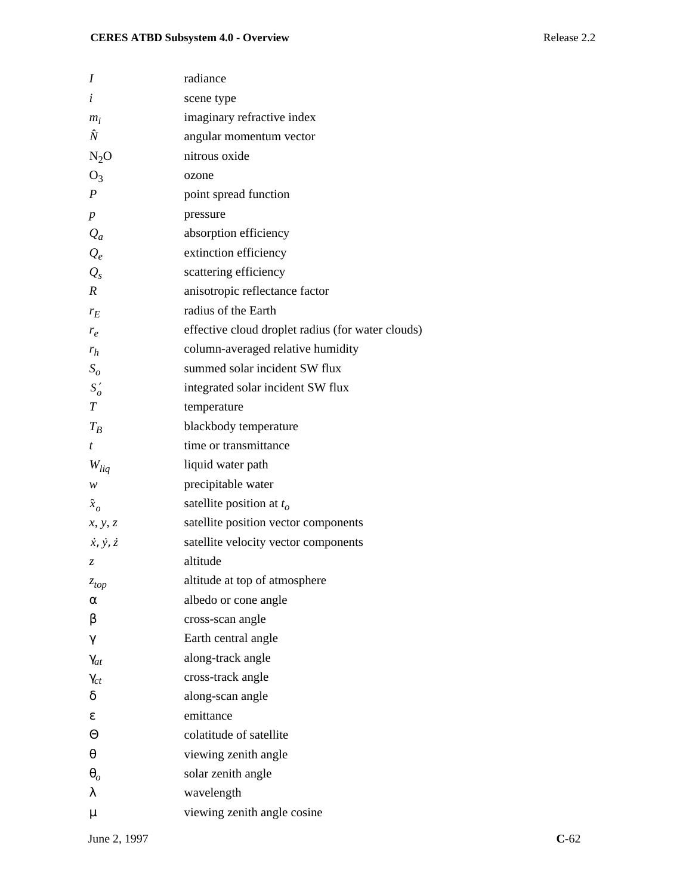| | |
|---|---|
| $I$ | radiance |
| $i$ | scene type |
| $m_i$ | imaginary refractive index |
| $\hat{N}$ | angular momentum vector |
| $N_2O$ | nitrous oxide |
| $O_3$ | ozone |
| $P$ | point spread function |
| $p$ | pressure |
| $Q_a$ | absorption efficiency |
| $Q_e$ | extinction efficiency |
| $Q_s$ | scattering efficiency |
| $R$ | anisotropic reflectance factor |
| $r_E$ | radius of the Earth |
| $r_e$ | effective cloud droplet radius (for water clouds) |
| $r_h$ | column-averaged relative humidity |
| $S_o$ | summed solar incident SW flux |
| $S_o'$ | integrated solar incident SW flux |
| $T$ | temperature |
| $T_B$ | blackbody temperature |
| $t$ | time or transmittance |
| $W_{liq}$ | liquid water path |
| $w$ | precipitable water |
| $\hat{x}_o$ | satellite position at $t_o$ |
| $x, y, z$ | satellite position vector components |
| $\dot{x}, \dot{y}, \dot{z}$ | satellite velocity vector components |
| $z$ | altitude |
| $z_{top}$ | altitude at top of atmosphere |
| $\alpha$ | albedo or cone angle |
| $\beta$ | cross-scan angle |
| $\gamma$ | Earth central angle |
| $\gamma_{at}$ | along-track angle |
| $\gamma_{ct}$ | cross-track angle |
| $\delta$ | along-scan angle |
| $\varepsilon$ | emittance |
| $\Theta$ | colatitude of satellite |
| $\theta$ | viewing zenith angle |
| $\theta_o$ | solar zenith angle |
| $\lambda$ | wavelength |
| $\mu$ | viewing zenith angle cosine |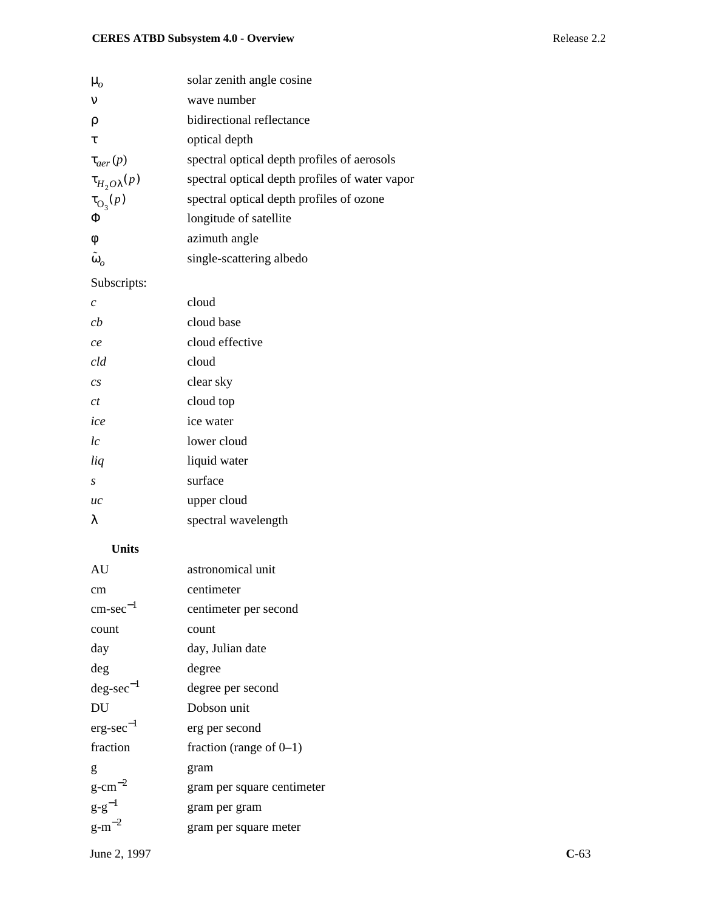| | |
|---|---|
| $\mu_o$ | solar zenith angle cosine |
| $\nu$ | wave number |
| $\rho$ | bidirectional reflectance |
| $\tau$ | optical depth |
| $\tau_{aer}(p)$ | spectral optical depth profiles of aerosols |
| $\tau_{H_2O\lambda}(p)$ | spectral optical depth profiles of water vapor |
| $\tau_{O_3}(p)$ | spectral optical depth profiles of ozone |
| $\Phi$ | longitude of satellite |
| $\phi$ | azimuth angle |
| $\tilde{\omega}_o$ | single-scattering albedo |

Subscripts:

| | |
|---|---|
| *c* | cloud |
| *cb* | cloud base |
| *ce* | cloud effective |
| *cld* | cloud |
| *cs* | clear sky |
| *ct* | cloud top |
| *ice* | ice water |
| *lc* | lower cloud |
| *liq* | liquid water |
| *s* | surface |
| *uc* | upper cloud |
| $\lambda$ | spectral wavelength |

**Units**

| | |
|---|---|
| AU | astronomical unit |
| cm | centimeter |
| cm-sec$^{-1}$ | centimeter per second |
| count | count |
| day | day, Julian date |
| deg | degree |
| deg-sec$^{-1}$ | degree per second |
| DU | Dobson unit |
| erg-sec$^{-1}$ | erg per second |
| fraction | fraction (range of 0–1) |
| g | gram |
| g-cm$^{-2}$ | gram per square centimeter |
| g-g$^{-1}$ | gram per gram |
| g-m$^{-2}$ | gram per square meter |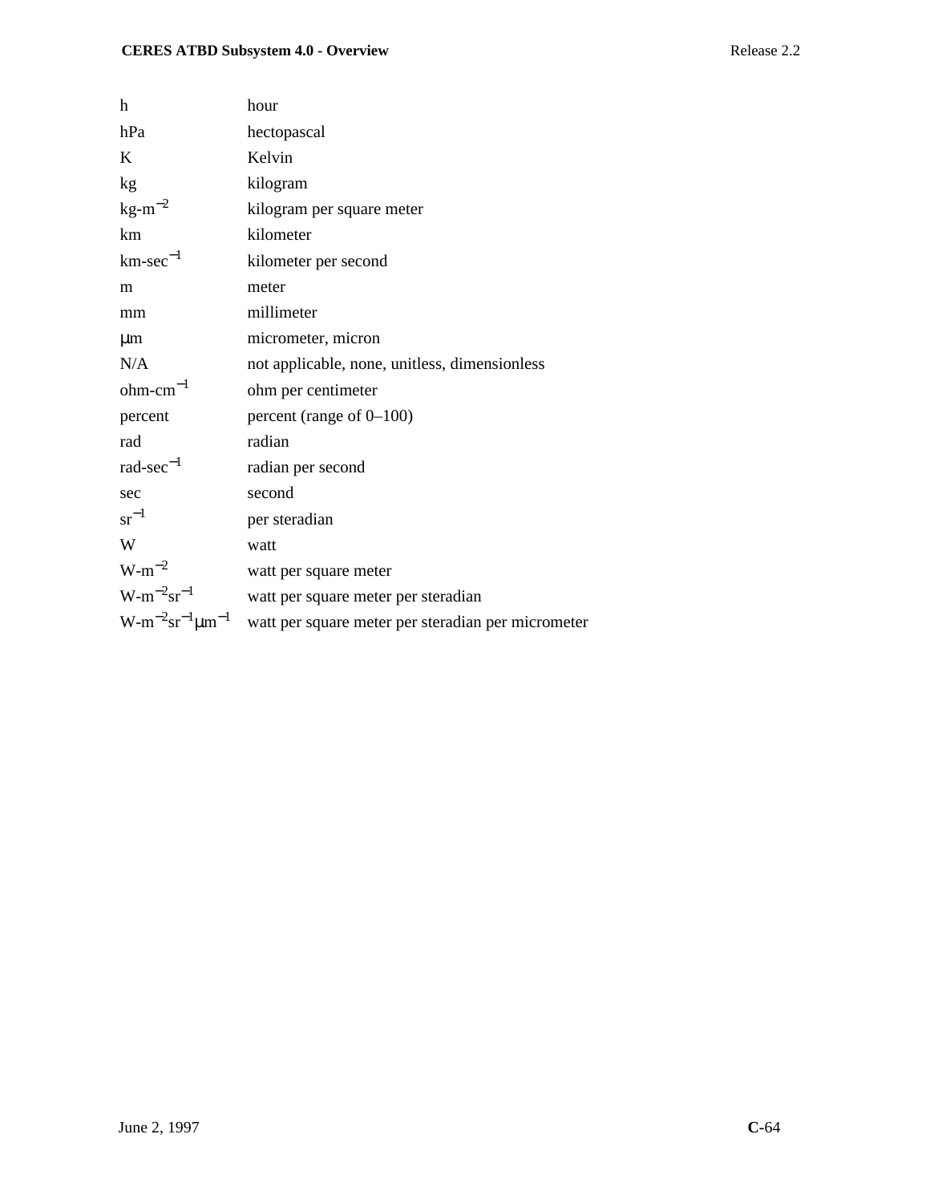| | |
|---|---|
| h | hour |
| hPa | hectopascal |
| K | Kelvin |
| kg | kilogram |
| kg-m$^{-2}$ | kilogram per square meter |
| km | kilometer |
| km-sec$^{-1}$ | kilometer per second |
| m | meter |
| mm | millimeter |
| $\mu$m | micrometer, micron |
| N/A | not applicable, none, unitless, dimensionless |
| ohm-cm$^{-1}$ | ohm per centimeter |
| percent | percent (range of 0–100) |
| rad | radian |
| rad-sec$^{-1}$ | radian per second |
| sec | second |
| sr$^{-1}$ | per steradian |
| W | watt |
| W-m$^{-2}$ | watt per square meter |
| W-m$^{-2}$sr$^{-1}$ | watt per square meter per steradian |
| W-m$^{-2}$sr$^{-1}$$\mu$m$^{-1}$ | watt per square meter per steradian per micrometer |